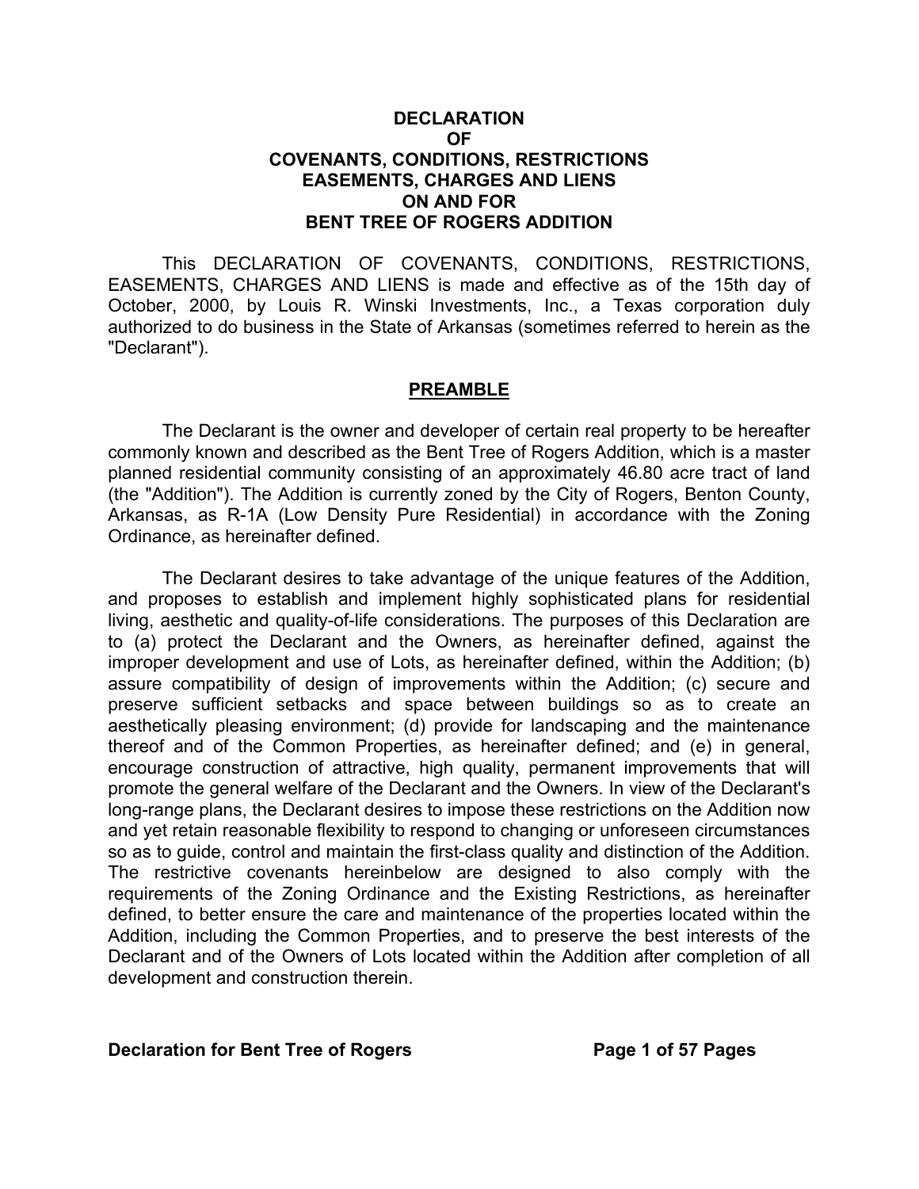# DECLARATION OF COVENANTS, CONDITIONS, RESTRICTIONS EASEMENTS, CHARGES AND LIENS ON AND FOR BENT TREE OF ROGERS ADDITION

This DECLARATION OF COVENANTS, CONDITIONS, RESTRICTIONS, EASEMENTS, CHARGES AND LIENS is made and effective as of the 15th day of October, 2000, by Louis R. Winski Investments, Inc., a Texas corporation duly authorized to do business in the State of Arkansas (sometimes referred to herein as the "Declarant").

## PREAMBLE

The Declarant is the owner and developer of certain real property to be hereafter commonly known and described as the Bent Tree of Rogers Addition, which is a master planned residential community consisting of an approximately 46.80 acre tract of land (the "Addition"). The Addition is currently zoned by the City of Rogers, Benton County, Arkansas, as R-1A (Low Density Pure Residential) in accordance with the Zoning Ordinance, as hereinafter defined.

The Declarant desires to take advantage of the unique features of the Addition, and proposes to establish and implement highly sophisticated plans for residential living, aesthetic and quality-of-life considerations. The purposes of this Declaration are to (a) protect the Declarant and the Owners, as hereinafter defined, against the improper development and use of Lots, as hereinafter defined, within the Addition; (b) assure compatibility of design of improvements within the Addition; (c) secure and preserve sufficient setbacks and space between buildings so as to create an aesthetically pleasing environment; (d) provide for landscaping and the maintenance thereof and of the Common Properties, as hereinafter defined; and (e) in general, encourage construction of attractive, high quality, permanent improvements that will promote the general welfare of the Declarant and the Owners. In view of the Declarant's long-range plans, the Declarant desires to impose these restrictions on the Addition now and yet retain reasonable flexibility to respond to changing or unforeseen circumstances so as to guide, control and maintain the first-class quality and distinction of the Addition. The restrictive covenants hereinbelow are designed to also comply with the requirements of the Zoning Ordinance and the Existing Restrictions, as hereinafter defined, to better ensure the care and maintenance of the properties located within the Addition, including the Common Properties, and to preserve the best interests of the Declarant and of the Owners of Lots located within the Addition after completion of all development and construction therein.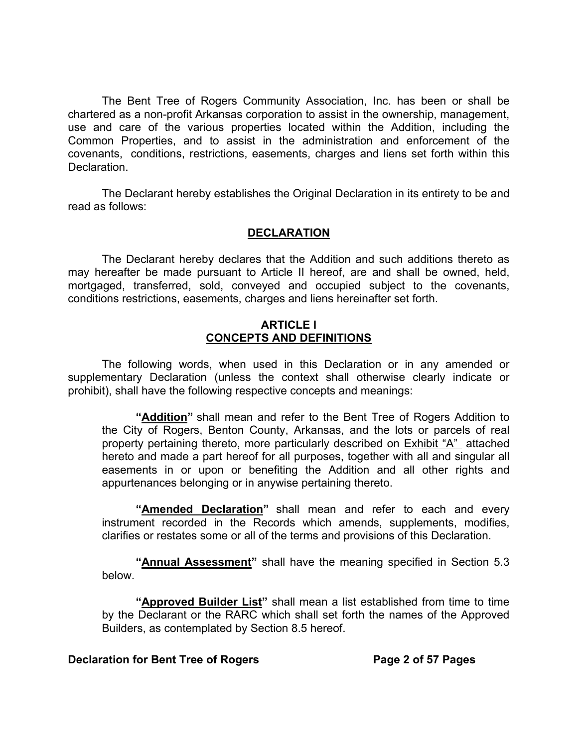The Bent Tree of Rogers Community Association, Inc. has been or shall be chartered as a non-profit Arkansas corporation to assist in the ownership, management, use and care of the various properties located within the Addition, including the Common Properties, and to assist in the administration and enforcement of the covenants, conditions, restrictions, easements, charges and liens set forth within this Declaration.

The Declarant hereby establishes the Original Declaration in its entirety to be and read as follows:

## DECLARATION

The Declarant hereby declares that the Addition and such additions thereto as may hereafter be made pursuant to Article II hereof, are and shall be owned, held, mortgaged, transferred, sold, conveyed and occupied subject to the covenants, conditions restrictions, easements, charges and liens hereinafter set forth.

## ARTICLE I
## CONCEPTS AND DEFINITIONS

The following words, when used in this Declaration or in any amended or supplementary Declaration (unless the context shall otherwise clearly indicate or prohibit), shall have the following respective concepts and meanings:

> **"Addition"** shall mean and refer to the Bent Tree of Rogers Addition to the City of Rogers, Benton County, Arkansas, and the lots or parcels of real property pertaining thereto, more particularly described on Exhibit "A" attached hereto and made a part hereof for all purposes, together with all and singular all easements in or upon or benefiting the Addition and all other rights and appurtenances belonging or in anywise pertaining thereto.
>
> **"Amended Declaration"** shall mean and refer to each and every instrument recorded in the Records which amends, supplements, modifies, clarifies or restates some or all of the terms and provisions of this Declaration.
>
> **"Annual Assessment"** shall have the meaning specified in Section 5.3 below.
>
> **"Approved Builder List"** shall mean a list established from time to time by the Declarant or the RARC which shall set forth the names of the Approved Builders, as contemplated by Section 8.5 hereof.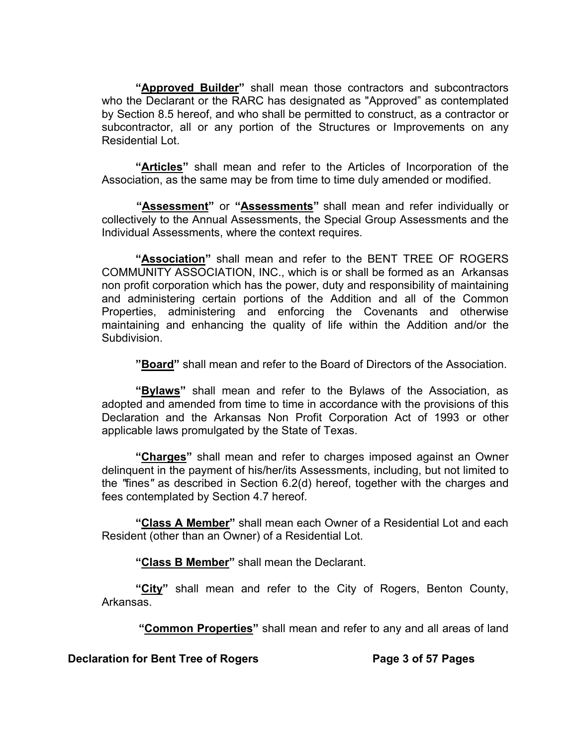**"Approved Builder"** shall mean those contractors and subcontractors who the Declarant or the RARC has designated as "Approved" as contemplated by Section 8.5 hereof, and who shall be permitted to construct, as a contractor or subcontractor, all or any portion of the Structures or Improvements on any Residential Lot.

**"Articles"** shall mean and refer to the Articles of Incorporation of the Association, as the same may be from time to time duly amended or modified.

**"Assessment"** or **"Assessments"** shall mean and refer individually or collectively to the Annual Assessments, the Special Group Assessments and the Individual Assessments, where the context requires.

**"Association"** shall mean and refer to the BENT TREE OF ROGERS COMMUNITY ASSOCIATION, INC., which is or shall be formed as an Arkansas non profit corporation which has the power, duty and responsibility of maintaining and administering certain portions of the Addition and all of the Common Properties, administering and enforcing the Covenants and otherwise maintaining and enhancing the quality of life within the Addition and/or the Subdivision.

**"Board"** shall mean and refer to the Board of Directors of the Association.

**"Bylaws"** shall mean and refer to the Bylaws of the Association, as adopted and amended from time to time in accordance with the provisions of this Declaration and the Arkansas Non Profit Corporation Act of 1993 or other applicable laws promulgated by the State of Texas.

**"Charges"** shall mean and refer to charges imposed against an Owner delinquent in the payment of his/her/its Assessments, including, but not limited to the *"fines"* as described in Section 6.2(d) hereof, together with the charges and fees contemplated by Section 4.7 hereof.

**"Class A Member"** shall mean each Owner of a Residential Lot and each Resident (other than an Owner) of a Residential Lot.

**"Class B Member"** shall mean the Declarant.

**"City"** shall mean and refer to the City of Rogers, Benton County, Arkansas.

**"Common Properties"** shall mean and refer to any and all areas of land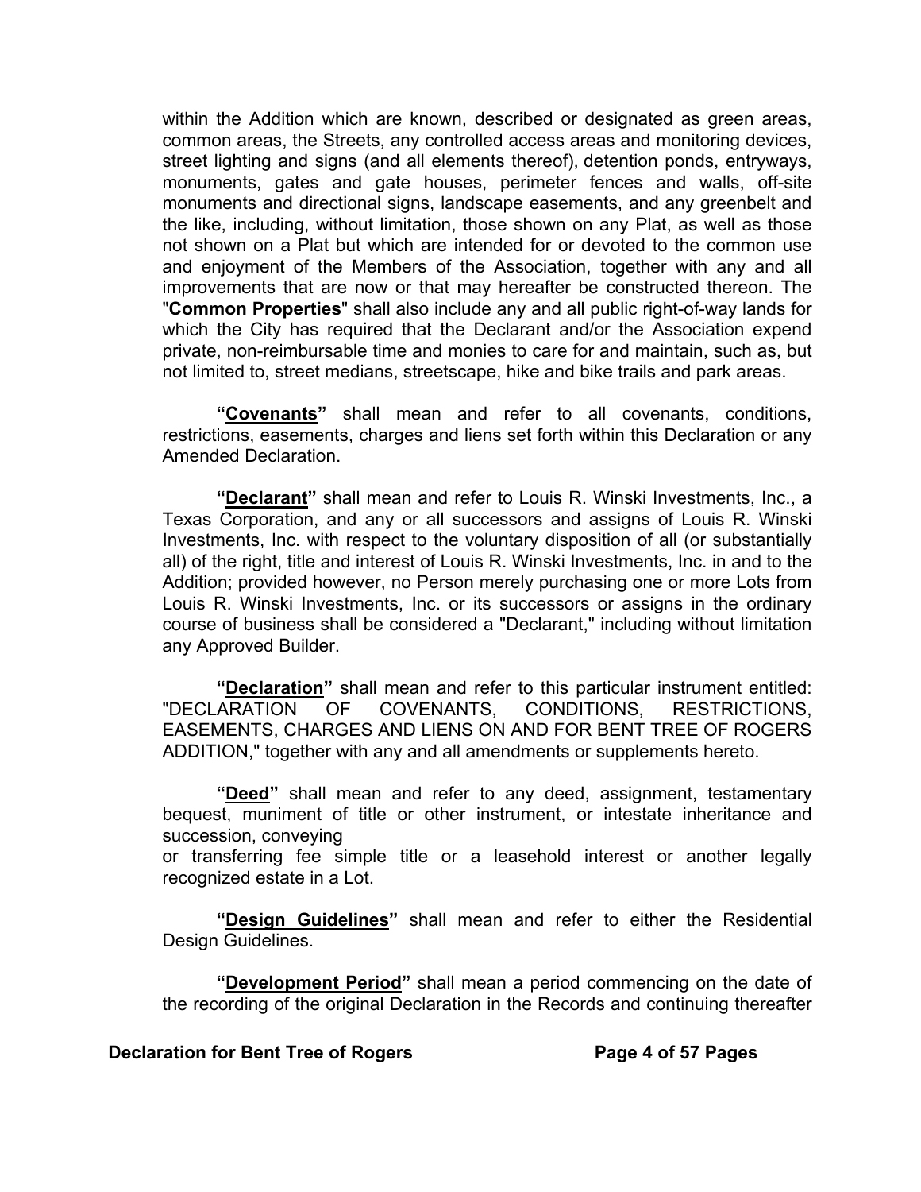within the Addition which are known, described or designated as green areas, common areas, the Streets, any controlled access areas and monitoring devices, street lighting and signs (and all elements thereof), detention ponds, entryways, monuments, gates and gate houses, perimeter fences and walls, off-site monuments and directional signs, landscape easements, and any greenbelt and the like, including, without limitation, those shown on any Plat, as well as those not shown on a Plat but which are intended for or devoted to the common use and enjoyment of the Members of the Association, together with any and all improvements that are now or that may hereafter be constructed thereon. The "**Common Properties**" shall also include any and all public right-of-way lands for which the City has required that the Declarant and/or the Association expend private, non-reimbursable time and monies to care for and maintain, such as, but not limited to, street medians, streetscape, hike and bike trails and park areas.

**"<u>Covenants</u>"** shall mean and refer to all covenants, conditions, restrictions, easements, charges and liens set forth within this Declaration or any Amended Declaration.

**"<u>Declarant</u>"** shall mean and refer to Louis R. Winski Investments, Inc., a Texas Corporation, and any or all successors and assigns of Louis R. Winski Investments, Inc. with respect to the voluntary disposition of all (or substantially all) of the right, title and interest of Louis R. Winski Investments, Inc. in and to the Addition; provided however, no Person merely purchasing one or more Lots from Louis R. Winski Investments, Inc. or its successors or assigns in the ordinary course of business shall be considered a "Declarant," including without limitation any Approved Builder.

**"<u>Declaration</u>"** shall mean and refer to this particular instrument entitled: "DECLARATION OF COVENANTS, CONDITIONS, RESTRICTIONS, EASEMENTS, CHARGES AND LIENS ON AND FOR BENT TREE OF ROGERS ADDITION," together with any and all amendments or supplements hereto.

**"<u>Deed</u>"** shall mean and refer to any deed, assignment, testamentary bequest, muniment of title or other instrument, or intestate inheritance and succession, conveying
or transferring fee simple title or a leasehold interest or another legally recognized estate in a Lot.

**"<u>Design Guidelines</u>"** shall mean and refer to either the Residential Design Guidelines.

**"<u>Development Period</u>"** shall mean a period commencing on the date of the recording of the original Declaration in the Records and continuing thereafter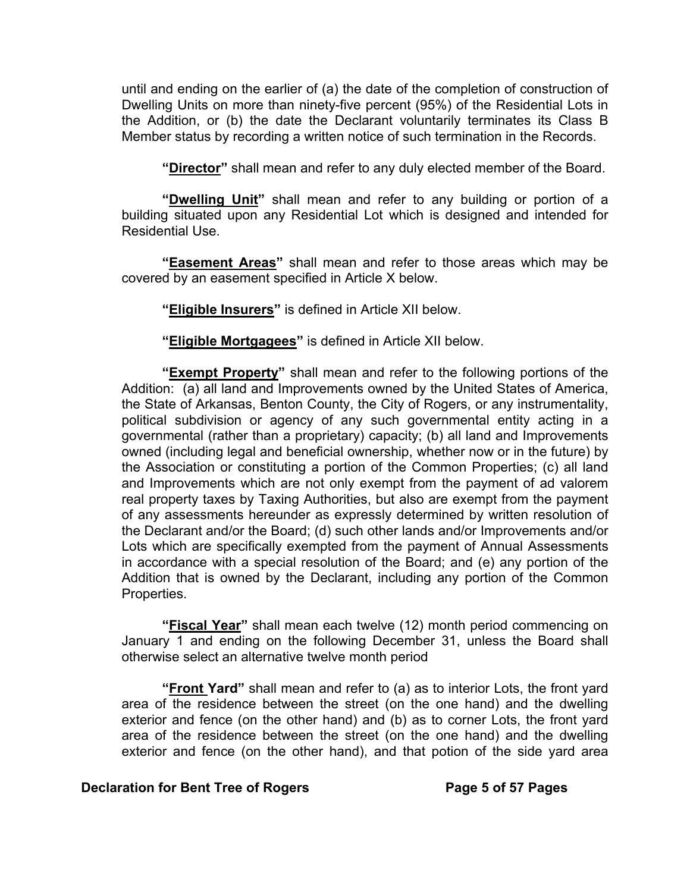until and ending on the earlier of (a) the date of the completion of construction of Dwelling Units on more than ninety-five percent (95%) of the Residential Lots in the Addition, or (b) the date the Declarant voluntarily terminates its Class B Member status by recording a written notice of such termination in the Records.

**"Director"** shall mean and refer to any duly elected member of the Board.

**"Dwelling Unit"** shall mean and refer to any building or portion of a building situated upon any Residential Lot which is designed and intended for Residential Use.

**"Easement Areas"** shall mean and refer to those areas which may be covered by an easement specified in Article X below.

**"Eligible Insurers"** is defined in Article XII below.

**"Eligible Mortgagees"** is defined in Article XII below.

**"Exempt Property"** shall mean and refer to the following portions of the Addition: (a) all land and Improvements owned by the United States of America, the State of Arkansas, Benton County, the City of Rogers, or any instrumentality, political subdivision or agency of any such governmental entity acting in a governmental (rather than a proprietary) capacity; (b) all land and Improvements owned (including legal and beneficial ownership, whether now or in the future) by the Association or constituting a portion of the Common Properties; (c) all land and Improvements which are not only exempt from the payment of ad valorem real property taxes by Taxing Authorities, but also are exempt from the payment of any assessments hereunder as expressly determined by written resolution of the Declarant and/or the Board; (d) such other lands and/or Improvements and/or Lots which are specifically exempted from the payment of Annual Assessments in accordance with a special resolution of the Board; and (e) any portion of the Addition that is owned by the Declarant, including any portion of the Common Properties.

**"Fiscal Year"** shall mean each twelve (12) month period commencing on January 1 and ending on the following December 31, unless the Board shall otherwise select an alternative twelve month period

**"Front Yard"** shall mean and refer to (a) as to interior Lots, the front yard area of the residence between the street (on the one hand) and the dwelling exterior and fence (on the other hand) and (b) as to corner Lots, the front yard area of the residence between the street (on the one hand) and the dwelling exterior and fence (on the other hand), and that potion of the side yard area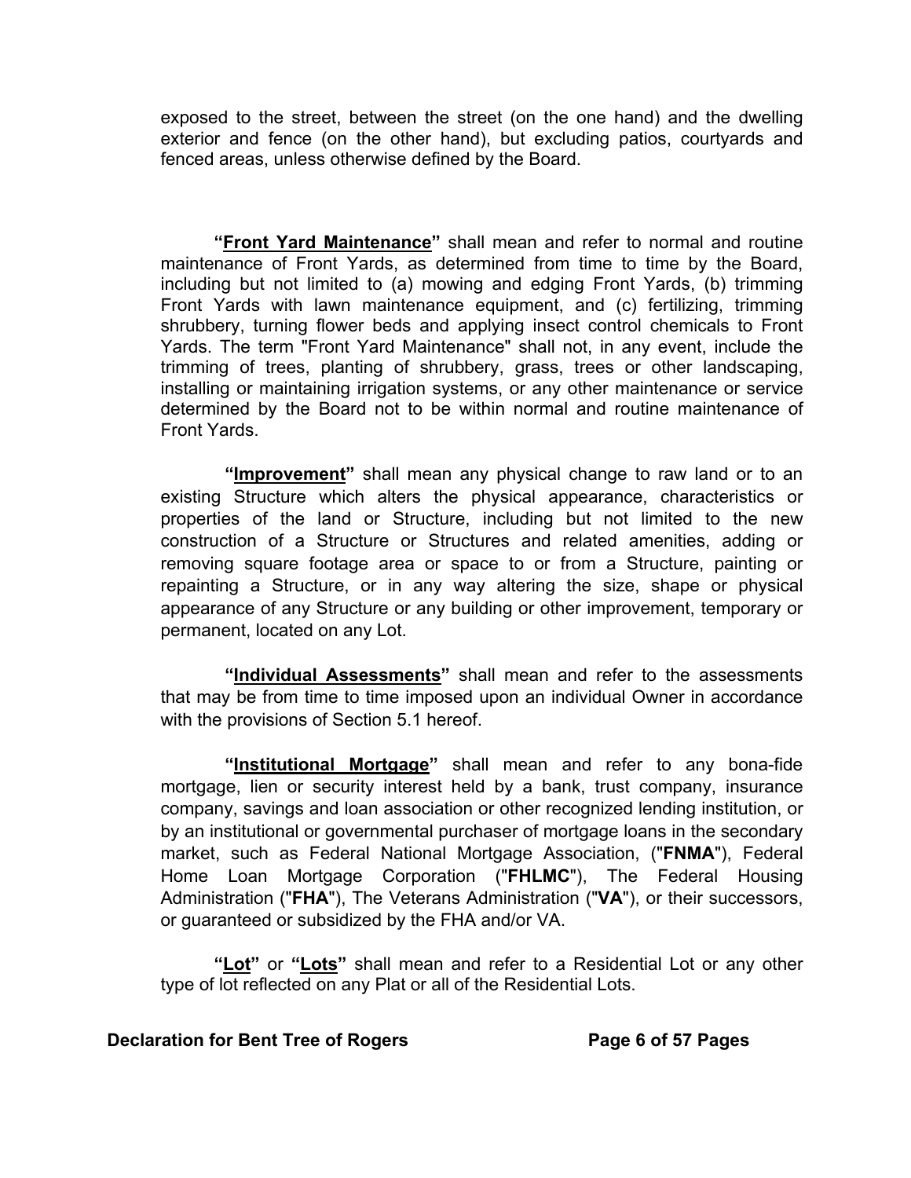exposed to the street, between the street (on the one hand) and the dwelling exterior and fence (on the other hand), but excluding patios, courtyards and fenced areas, unless otherwise defined by the Board.

**"<u>Front Yard Maintenance</u>"** shall mean and refer to normal and routine maintenance of Front Yards, as determined from time to time by the Board, including but not limited to (a) mowing and edging Front Yards, (b) trimming Front Yards with lawn maintenance equipment, and (c) fertilizing, trimming shrubbery, turning flower beds and applying insect control chemicals to Front Yards. The term "Front Yard Maintenance" shall not, in any event, include the trimming of trees, planting of shrubbery, grass, trees or other landscaping, installing or maintaining irrigation systems, or any other maintenance or service determined by the Board not to be within normal and routine maintenance of Front Yards.

**"<u>Improvement</u>"** shall mean any physical change to raw land or to an existing Structure which alters the physical appearance, characteristics or properties of the land or Structure, including but not limited to the new construction of a Structure or Structures and related amenities, adding or removing square footage area or space to or from a Structure, painting or repainting a Structure, or in any way altering the size, shape or physical appearance of any Structure or any building or other improvement, temporary or permanent, located on any Lot.

**"<u>Individual Assessments</u>"** shall mean and refer to the assessments that may be from time to time imposed upon an individual Owner in accordance with the provisions of Section 5.1 hereof.

**"<u>Institutional Mortgage</u>"** shall mean and refer to any bona-fide mortgage, lien or security interest held by a bank, trust company, insurance company, savings and loan association or other recognized lending institution, or by an institutional or governmental purchaser of mortgage loans in the secondary market, such as Federal National Mortgage Association, ("**FNMA**"), Federal Home Loan Mortgage Corporation ("**FHLMC**"), The Federal Housing Administration ("**FHA**"), The Veterans Administration ("**VA**"), or their successors, or guaranteed or subsidized by the FHA and/or VA.

**"<u>Lot</u>"** or **"<u>Lots</u>"** shall mean and refer to a Residential Lot or any other type of lot reflected on any Plat or all of the Residential Lots.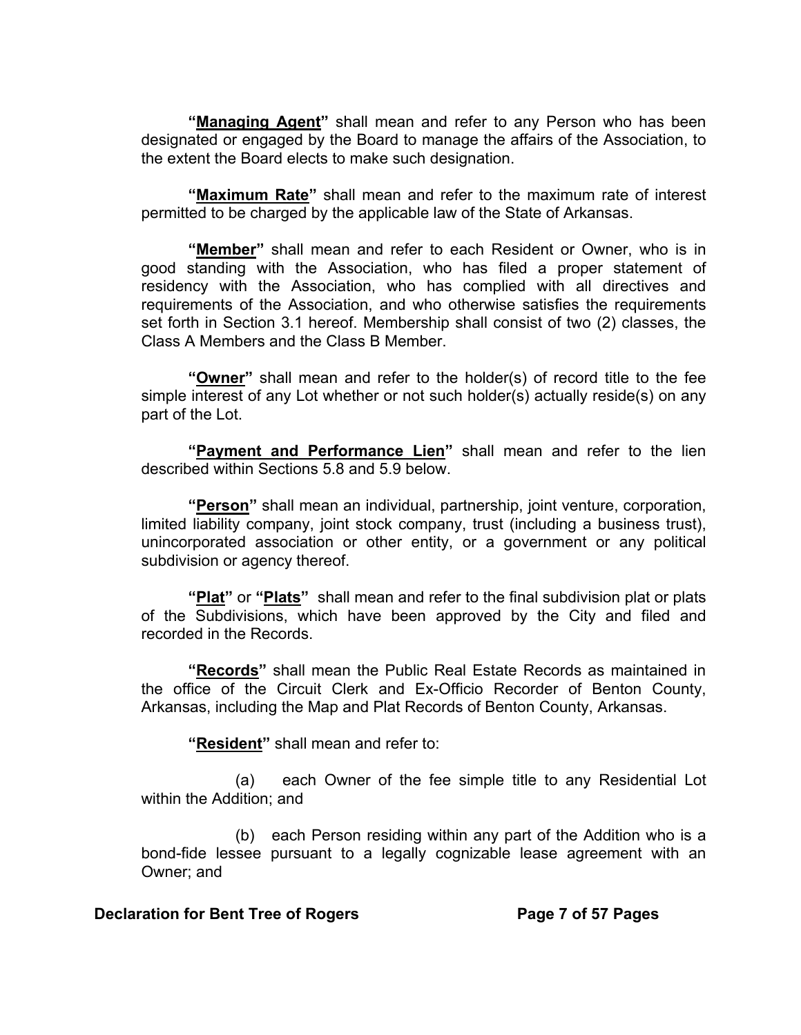**"<u>Managing Agent</u>"** shall mean and refer to any Person who has been designated or engaged by the Board to manage the affairs of the Association, to the extent the Board elects to make such designation.

**"<u>Maximum Rate</u>"** shall mean and refer to the maximum rate of interest permitted to be charged by the applicable law of the State of Arkansas.

**"<u>Member</u>"** shall mean and refer to each Resident or Owner, who is in good standing with the Association, who has filed a proper statement of residency with the Association, who has complied with all directives and requirements of the Association, and who otherwise satisfies the requirements set forth in Section 3.1 hereof. Membership shall consist of two (2) classes, the Class A Members and the Class B Member.

**"<u>Owner</u>"** shall mean and refer to the holder(s) of record title to the fee simple interest of any Lot whether or not such holder(s) actually reside(s) on any part of the Lot.

**"<u>Payment and Performance Lien</u>"** shall mean and refer to the lien described within Sections 5.8 and 5.9 below.

**"<u>Person</u>"** shall mean an individual, partnership, joint venture, corporation, limited liability company, joint stock company, trust (including a business trust), unincorporated association or other entity, or a government or any political subdivision or agency thereof.

**"<u>Plat</u>"** or **"<u>Plats</u>"** shall mean and refer to the final subdivision plat or plats of the Subdivisions, which have been approved by the City and filed and recorded in the Records.

**"<u>Records</u>"** shall mean the Public Real Estate Records as maintained in the office of the Circuit Clerk and Ex-Officio Recorder of Benton County, Arkansas, including the Map and Plat Records of Benton County, Arkansas.

**"<u>Resident</u>"** shall mean and refer to:

(a) each Owner of the fee simple title to any Residential Lot within the Addition; and

(b) each Person residing within any part of the Addition who is a bond-fide lessee pursuant to a legally cognizable lease agreement with an Owner; and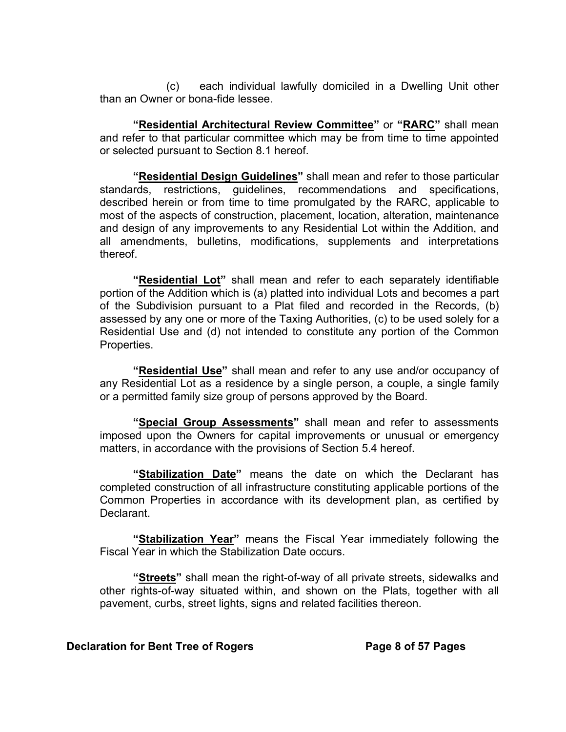(c) each individual lawfully domiciled in a Dwelling Unit other than an Owner or bona-fide lessee.

**"<u>Residential Architectural Review Committee</u>"** or **"<u>RARC</u>"** shall mean and refer to that particular committee which may be from time to time appointed or selected pursuant to Section 8.1 hereof.

**"<u>Residential Design Guidelines</u>"** shall mean and refer to those particular standards, restrictions, guidelines, recommendations and specifications, described herein or from time to time promulgated by the RARC, applicable to most of the aspects of construction, placement, location, alteration, maintenance and design of any improvements to any Residential Lot within the Addition, and all amendments, bulletins, modifications, supplements and interpretations thereof.

**"<u>Residential Lot</u>"** shall mean and refer to each separately identifiable portion of the Addition which is (a) platted into individual Lots and becomes a part of the Subdivision pursuant to a Plat filed and recorded in the Records, (b) assessed by any one or more of the Taxing Authorities, (c) to be used solely for a Residential Use and (d) not intended to constitute any portion of the Common Properties.

**"<u>Residential Use</u>"** shall mean and refer to any use and/or occupancy of any Residential Lot as a residence by a single person, a couple, a single family or a permitted family size group of persons approved by the Board.

**"<u>Special Group Assessments</u>"** shall mean and refer to assessments imposed upon the Owners for capital improvements or unusual or emergency matters, in accordance with the provisions of Section 5.4 hereof.

**"<u>Stabilization Date</u>"** means the date on which the Declarant has completed construction of all infrastructure constituting applicable portions of the Common Properties in accordance with its development plan, as certified by Declarant.

**"<u>Stabilization Year</u>"** means the Fiscal Year immediately following the Fiscal Year in which the Stabilization Date occurs.

**"<u>Streets</u>"** shall mean the right-of-way of all private streets, sidewalks and other rights-of-way situated within, and shown on the Plats, together with all pavement, curbs, street lights, signs and related facilities thereon.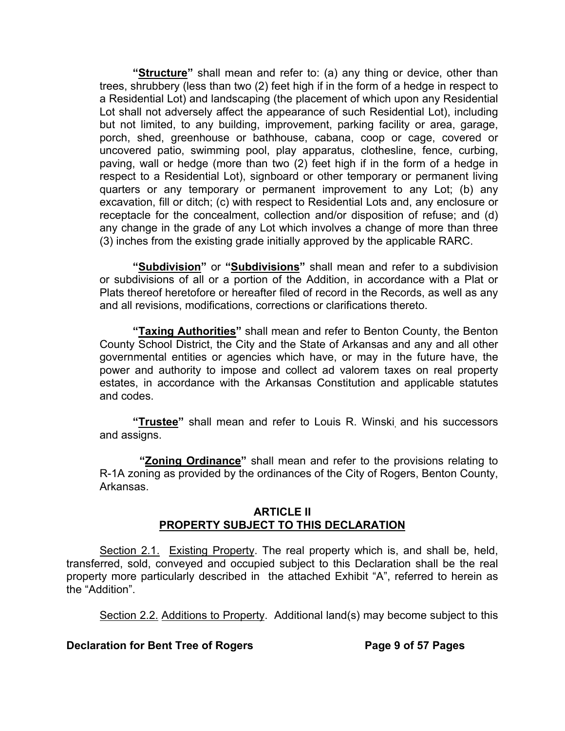**"<u>Structure</u>"** shall mean and refer to: (a) any thing or device, other than trees, shrubbery (less than two (2) feet high if in the form of a hedge in respect to a Residential Lot) and landscaping (the placement of which upon any Residential Lot shall not adversely affect the appearance of such Residential Lot), including but not limited, to any building, improvement, parking facility or area, garage, porch, shed, greenhouse or bathhouse, cabana, coop or cage, covered or uncovered patio, swimming pool, play apparatus, clothesline, fence, curbing, paving, wall or hedge (more than two (2) feet high if in the form of a hedge in respect to a Residential Lot), signboard or other temporary or permanent living quarters or any temporary or permanent improvement to any Lot; (b) any excavation, fill or ditch; (c) with respect to Residential Lots and, any enclosure or receptacle for the concealment, collection and/or disposition of refuse; and (d) any change in the grade of any Lot which involves a change of more than three (3) inches from the existing grade initially approved by the applicable RARC.

**"<u>Subdivision</u>"** or **"<u>Subdivisions</u>"** shall mean and refer to a subdivision or subdivisions of all or a portion of the Addition, in accordance with a Plat or Plats thereof heretofore or hereafter filed of record in the Records, as well as any and all revisions, modifications, corrections or clarifications thereto.

**"<u>Taxing Authorities</u>"** shall mean and refer to Benton County, the Benton County School District, the City and the State of Arkansas and any and all other governmental entities or agencies which have, or may in the future have, the power and authority to impose and collect ad valorem taxes on real property estates, in accordance with the Arkansas Constitution and applicable statutes and codes.

**"<u>Trustee</u>"** shall mean and refer to Louis R. Winski, and his successors and assigns.

**"<u>Zoning Ordinance</u>"** shall mean and refer to the provisions relating to R-1A zoning as provided by the ordinances of the City of Rogers, Benton County, Arkansas.

## ARTICLE II
## <u>PROPERTY SUBJECT TO THIS DECLARATION</u>

<u>Section 2.1.</u> <u>Existing Property</u>. The real property which is, and shall be, held, transferred, sold, conveyed and occupied subject to this Declaration shall be the real property more particularly described in the attached Exhibit "A", referred to herein as the "Addition".

<u>Section 2.2.</u> <u>Additions to Property</u>. Additional land(s) may become subject to this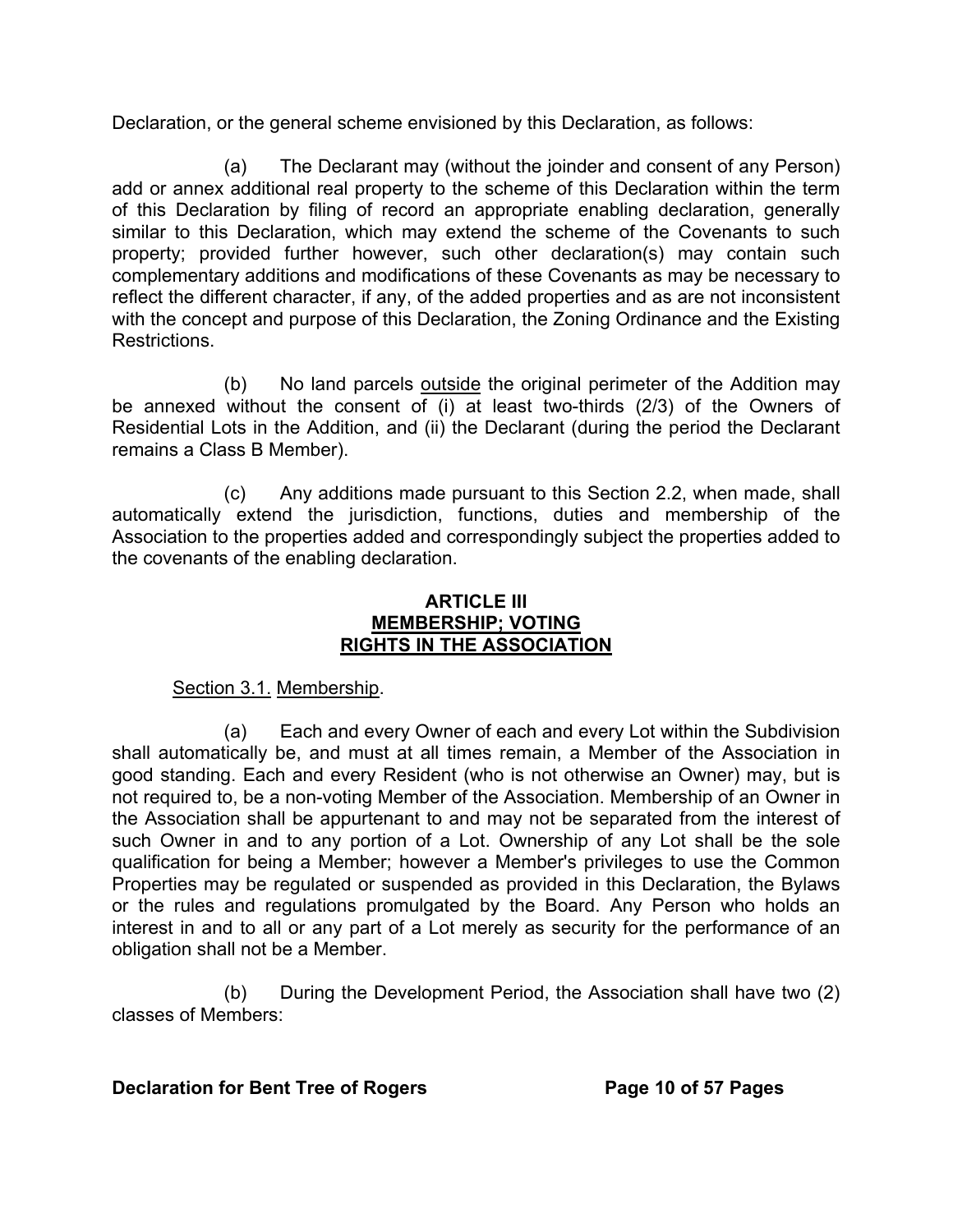Declaration, or the general scheme envisioned by this Declaration, as follows:

(a) The Declarant may (without the joinder and consent of any Person) add or annex additional real property to the scheme of this Declaration within the term of this Declaration by filing of record an appropriate enabling declaration, generally similar to this Declaration, which may extend the scheme of the Covenants to such property; provided further however, such other declaration(s) may contain such complementary additions and modifications of these Covenants as may be necessary to reflect the different character, if any, of the added properties and as are not inconsistent with the concept and purpose of this Declaration, the Zoning Ordinance and the Existing Restrictions.

(b) No land parcels <u>outside</u> the original perimeter of the Addition may be annexed without the consent of (i) at least two-thirds (2/3) of the Owners of Residential Lots in the Addition, and (ii) the Declarant (during the period the Declarant remains a Class B Member).

(c) Any additions made pursuant to this Section 2.2, when made, shall automatically extend the jurisdiction, functions, duties and membership of the Association to the properties added and correspondingly subject the properties added to the covenants of the enabling declaration.

## ARTICLE III
## MEMBERSHIP; VOTING RIGHTS IN THE ASSOCIATION

<u>Section 3.1.</u> <u>Membership</u>.

(a) Each and every Owner of each and every Lot within the Subdivision shall automatically be, and must at all times remain, a Member of the Association in good standing. Each and every Resident (who is not otherwise an Owner) may, but is not required to, be a non-voting Member of the Association. Membership of an Owner in the Association shall be appurtenant to and may not be separated from the interest of such Owner in and to any portion of a Lot. Ownership of any Lot shall be the sole qualification for being a Member; however a Member's privileges to use the Common Properties may be regulated or suspended as provided in this Declaration, the Bylaws or the rules and regulations promulgated by the Board. Any Person who holds an interest in and to all or any part of a Lot merely as security for the performance of an obligation shall not be a Member.

(b) During the Development Period, the Association shall have two (2) classes of Members: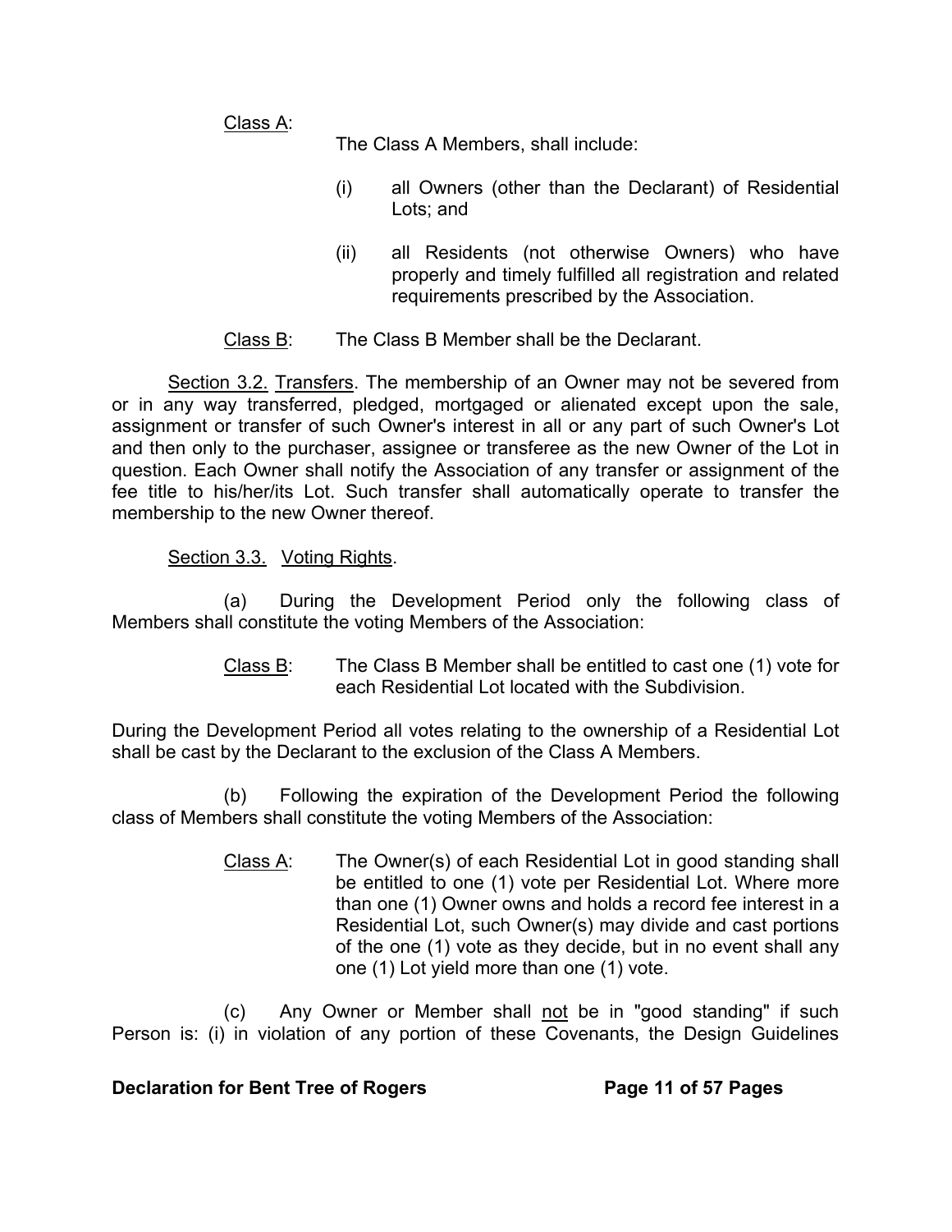Class A: The Class A Members, shall include:

(i) all Owners (other than the Declarant) of Residential Lots; and

(ii) all Residents (not otherwise Owners) who have properly and timely fulfilled all registration and related requirements prescribed by the Association.

Class B: The Class B Member shall be the Declarant.

Section 3.2. Transfers. The membership of an Owner may not be severed from or in any way transferred, pledged, mortgaged or alienated except upon the sale, assignment or transfer of such Owner's interest in all or any part of such Owner's Lot and then only to the purchaser, assignee or transferee as the new Owner of the Lot in question. Each Owner shall notify the Association of any transfer or assignment of the fee title to his/her/its Lot. Such transfer shall automatically operate to transfer the membership to the new Owner thereof.

Section 3.3. Voting Rights.

(a) During the Development Period only the following class of Members shall constitute the voting Members of the Association:

Class B: The Class B Member shall be entitled to cast one (1) vote for each Residential Lot located with the Subdivision.

During the Development Period all votes relating to the ownership of a Residential Lot shall be cast by the Declarant to the exclusion of the Class A Members.

(b) Following the expiration of the Development Period the following class of Members shall constitute the voting Members of the Association:

Class A: The Owner(s) of each Residential Lot in good standing shall be entitled to one (1) vote per Residential Lot. Where more than one (1) Owner owns and holds a record fee interest in a Residential Lot, such Owner(s) may divide and cast portions of the one (1) vote as they decide, but in no event shall any one (1) Lot yield more than one (1) vote.

(c) Any Owner or Member shall not be in "good standing" if such Person is: (i) in violation of any portion of these Covenants, the Design Guidelines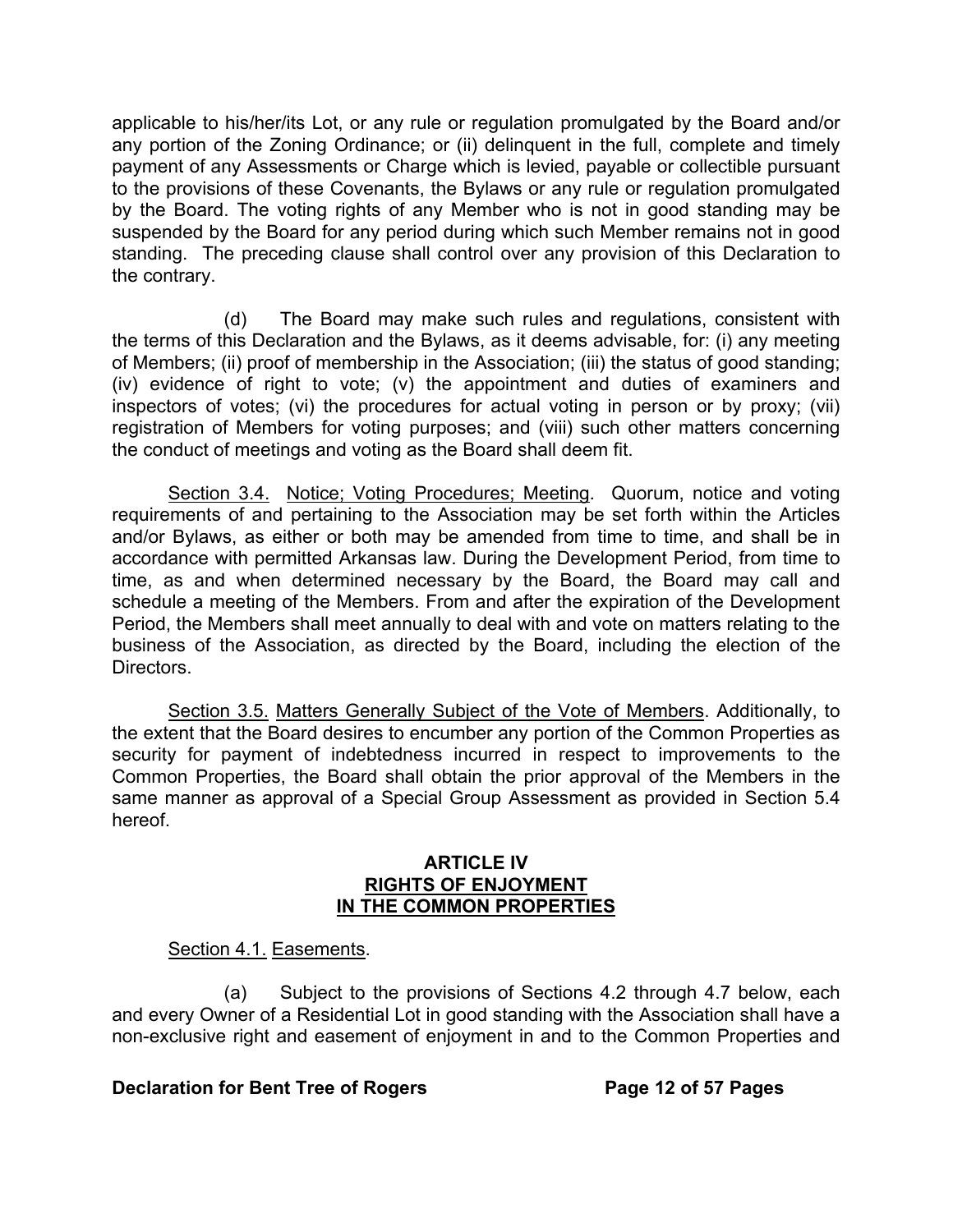applicable to his/her/its Lot, or any rule or regulation promulgated by the Board and/or any portion of the Zoning Ordinance; or (ii) delinquent in the full, complete and timely payment of any Assessments or Charge which is levied, payable or collectible pursuant to the provisions of these Covenants, the Bylaws or any rule or regulation promulgated by the Board. The voting rights of any Member who is not in good standing may be suspended by the Board for any period during which such Member remains not in good standing. The preceding clause shall control over any provision of this Declaration to the contrary.

(d) The Board may make such rules and regulations, consistent with the terms of this Declaration and the Bylaws, as it deems advisable, for: (i) any meeting of Members; (ii) proof of membership in the Association; (iii) the status of good standing; (iv) evidence of right to vote; (v) the appointment and duties of examiners and inspectors of votes; (vi) the procedures for actual voting in person or by proxy; (vii) registration of Members for voting purposes; and (viii) such other matters concerning the conduct of meetings and voting as the Board shall deem fit.

<u>Section 3.4.</u> <u>Notice; Voting Procedures; Meeting</u>. Quorum, notice and voting requirements of and pertaining to the Association may be set forth within the Articles and/or Bylaws, as either or both may be amended from time to time, and shall be in accordance with permitted Arkansas law. During the Development Period, from time to time, as and when determined necessary by the Board, the Board may call and schedule a meeting of the Members. From and after the expiration of the Development Period, the Members shall meet annually to deal with and vote on matters relating to the business of the Association, as directed by the Board, including the election of the Directors.

<u>Section 3.5.</u> <u>Matters Generally Subject of the Vote of Members</u>. Additionally, to the extent that the Board desires to encumber any portion of the Common Properties as security for payment of indebtedness incurred in respect to improvements to the Common Properties, the Board shall obtain the prior approval of the Members in the same manner as approval of a Special Group Assessment as provided in Section 5.4 hereof.

## ARTICLE IV
## RIGHTS OF ENJOYMENT IN THE COMMON PROPERTIES

<u>Section 4.1.</u> <u>Easements</u>.

(a) Subject to the provisions of Sections 4.2 through 4.7 below, each and every Owner of a Residential Lot in good standing with the Association shall have a non-exclusive right and easement of enjoyment in and to the Common Properties and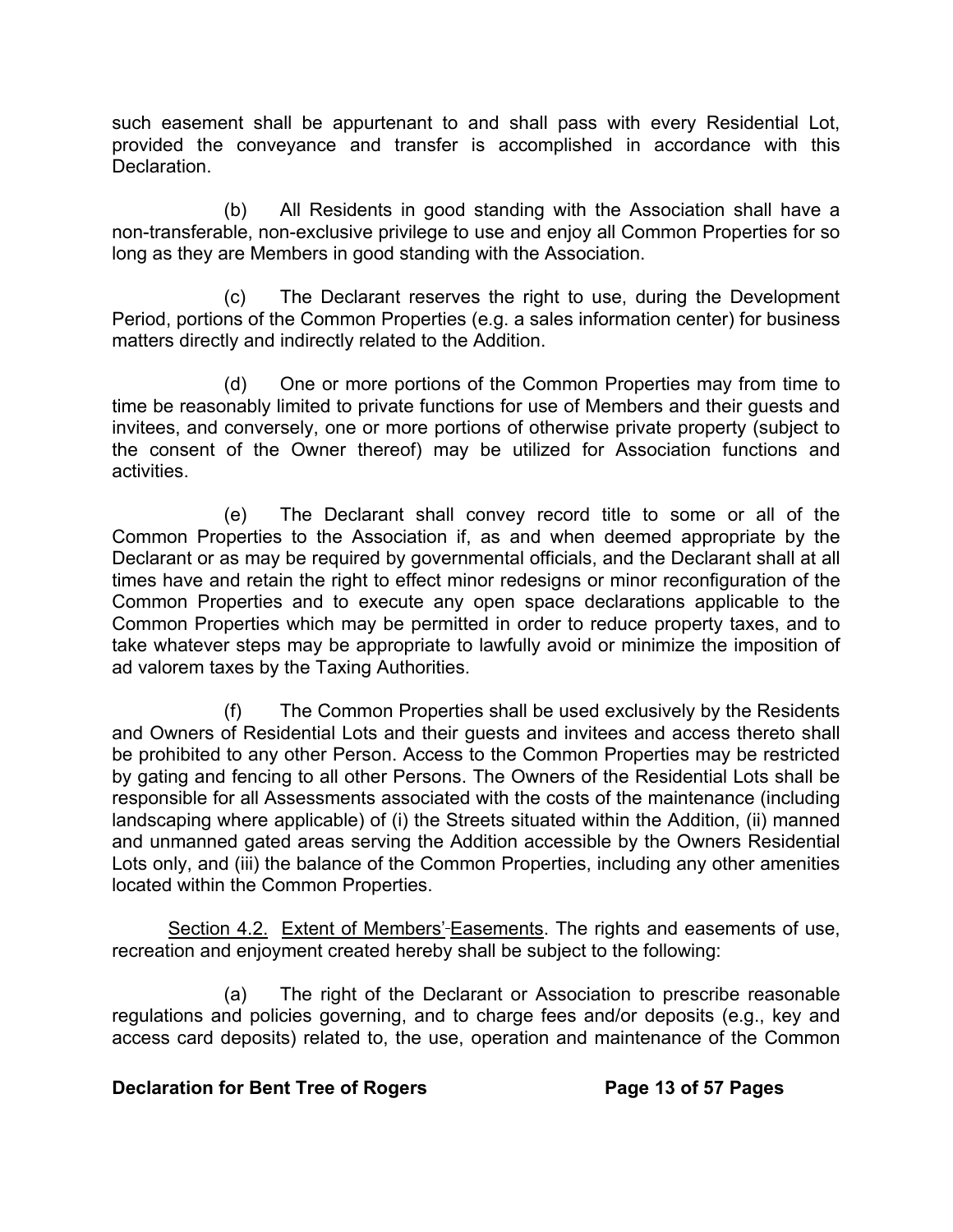such easement shall be appurtenant to and shall pass with every Residential Lot, provided the conveyance and transfer is accomplished in accordance with this Declaration.

(b) All Residents in good standing with the Association shall have a non-transferable, non-exclusive privilege to use and enjoy all Common Properties for so long as they are Members in good standing with the Association.

(c) The Declarant reserves the right to use, during the Development Period, portions of the Common Properties (e.g. a sales information center) for business matters directly and indirectly related to the Addition.

(d) One or more portions of the Common Properties may from time to time be reasonably limited to private functions for use of Members and their guests and invitees, and conversely, one or more portions of otherwise private property (subject to the consent of the Owner thereof) may be utilized for Association functions and activities.

(e) The Declarant shall convey record title to some or all of the Common Properties to the Association if, as and when deemed appropriate by the Declarant or as may be required by governmental officials, and the Declarant shall at all times have and retain the right to effect minor redesigns or minor reconfiguration of the Common Properties and to execute any open space declarations applicable to the Common Properties which may be permitted in order to reduce property taxes, and to take whatever steps may be appropriate to lawfully avoid or minimize the imposition of ad valorem taxes by the Taxing Authorities.

(f) The Common Properties shall be used exclusively by the Residents and Owners of Residential Lots and their guests and invitees and access thereto shall be prohibited to any other Person. Access to the Common Properties may be restricted by gating and fencing to all other Persons. The Owners of the Residential Lots shall be responsible for all Assessments associated with the costs of the maintenance (including landscaping where applicable) of (i) the Streets situated within the Addition, (ii) manned and unmanned gated areas serving the Addition accessible by the Owners Residential Lots only, and (iii) the balance of the Common Properties, including any other amenities located within the Common Properties.

Section 4.2. Extent of Members' Easements. The rights and easements of use, recreation and enjoyment created hereby shall be subject to the following:

(a) The right of the Declarant or Association to prescribe reasonable regulations and policies governing, and to charge fees and/or deposits (e.g., key and access card deposits) related to, the use, operation and maintenance of the Common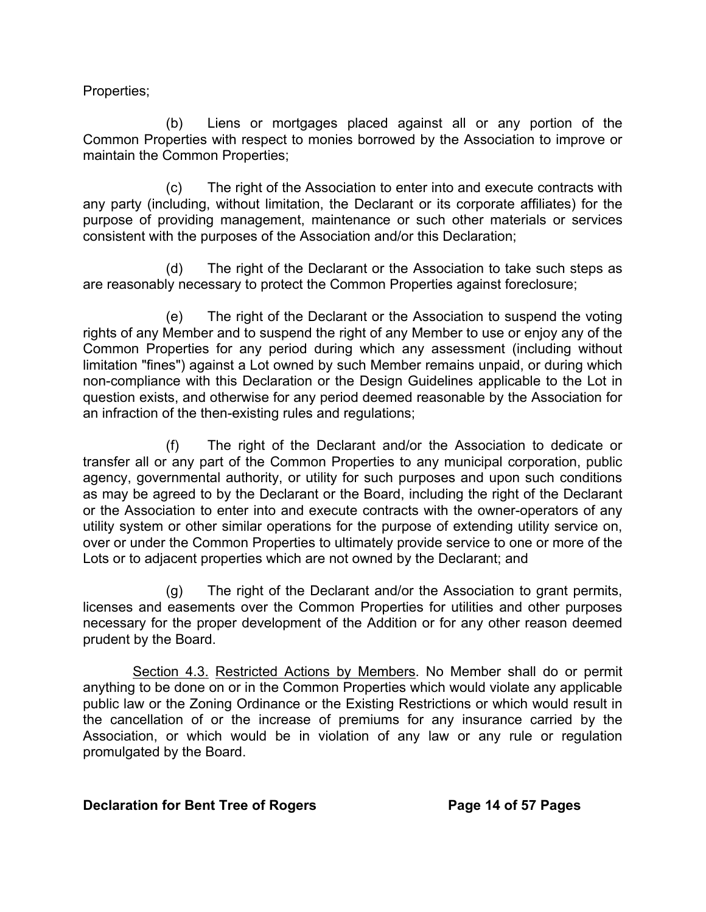Properties;

(b) Liens or mortgages placed against all or any portion of the Common Properties with respect to monies borrowed by the Association to improve or maintain the Common Properties;

(c) The right of the Association to enter into and execute contracts with any party (including, without limitation, the Declarant or its corporate affiliates) for the purpose of providing management, maintenance or such other materials or services consistent with the purposes of the Association and/or this Declaration;

(d) The right of the Declarant or the Association to take such steps as are reasonably necessary to protect the Common Properties against foreclosure;

(e) The right of the Declarant or the Association to suspend the voting rights of any Member and to suspend the right of any Member to use or enjoy any of the Common Properties for any period during which any assessment (including without limitation "fines") against a Lot owned by such Member remains unpaid, or during which non-compliance with this Declaration or the Design Guidelines applicable to the Lot in question exists, and otherwise for any period deemed reasonable by the Association for an infraction of the then-existing rules and regulations;

(f) The right of the Declarant and/or the Association to dedicate or transfer all or any part of the Common Properties to any municipal corporation, public agency, governmental authority, or utility for such purposes and upon such conditions as may be agreed to by the Declarant or the Board, including the right of the Declarant or the Association to enter into and execute contracts with the owner-operators of any utility system or other similar operations for the purpose of extending utility service on, over or under the Common Properties to ultimately provide service to one or more of the Lots or to adjacent properties which are not owned by the Declarant; and

(g) The right of the Declarant and/or the Association to grant permits, licenses and easements over the Common Properties for utilities and other purposes necessary for the proper development of the Addition or for any other reason deemed prudent by the Board.

Section 4.3. Restricted Actions by Members. No Member shall do or permit anything to be done on or in the Common Properties which would violate any applicable public law or the Zoning Ordinance or the Existing Restrictions or which would result in the cancellation of or the increase of premiums for any insurance carried by the Association, or which would be in violation of any law or any rule or regulation promulgated by the Board.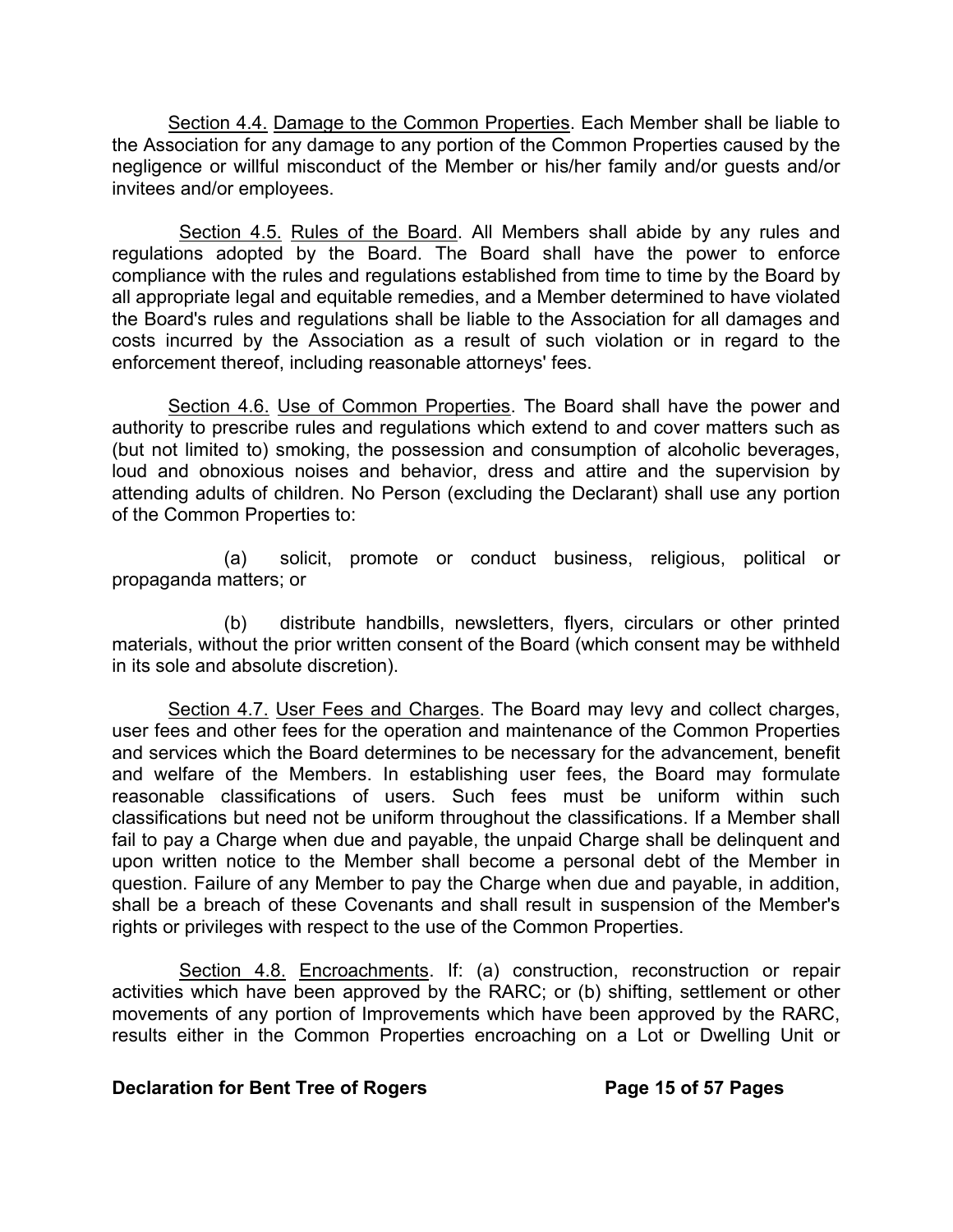Section 4.4. Damage to the Common Properties. Each Member shall be liable to the Association for any damage to any portion of the Common Properties caused by the negligence or willful misconduct of the Member or his/her family and/or guests and/or invitees and/or employees.

Section 4.5. Rules of the Board. All Members shall abide by any rules and regulations adopted by the Board. The Board shall have the power to enforce compliance with the rules and regulations established from time to time by the Board by all appropriate legal and equitable remedies, and a Member determined to have violated the Board's rules and regulations shall be liable to the Association for all damages and costs incurred by the Association as a result of such violation or in regard to the enforcement thereof, including reasonable attorneys' fees.

Section 4.6. Use of Common Properties. The Board shall have the power and authority to prescribe rules and regulations which extend to and cover matters such as (but not limited to) smoking, the possession and consumption of alcoholic beverages, loud and obnoxious noises and behavior, dress and attire and the supervision by attending adults of children. No Person (excluding the Declarant) shall use any portion of the Common Properties to:

(a) solicit, promote or conduct business, religious, political or propaganda matters; or

(b) distribute handbills, newsletters, flyers, circulars or other printed materials, without the prior written consent of the Board (which consent may be withheld in its sole and absolute discretion).

Section 4.7. User Fees and Charges. The Board may levy and collect charges, user fees and other fees for the operation and maintenance of the Common Properties and services which the Board determines to be necessary for the advancement, benefit and welfare of the Members. In establishing user fees, the Board may formulate reasonable classifications of users. Such fees must be uniform within such classifications but need not be uniform throughout the classifications. If a Member shall fail to pay a Charge when due and payable, the unpaid Charge shall be delinquent and upon written notice to the Member shall become a personal debt of the Member in question. Failure of any Member to pay the Charge when due and payable, in addition, shall be a breach of these Covenants and shall result in suspension of the Member's rights or privileges with respect to the use of the Common Properties.

Section 4.8. Encroachments. If: (a) construction, reconstruction or repair activities which have been approved by the RARC; or (b) shifting, settlement or other movements of any portion of Improvements which have been approved by the RARC, results either in the Common Properties encroaching on a Lot or Dwelling Unit or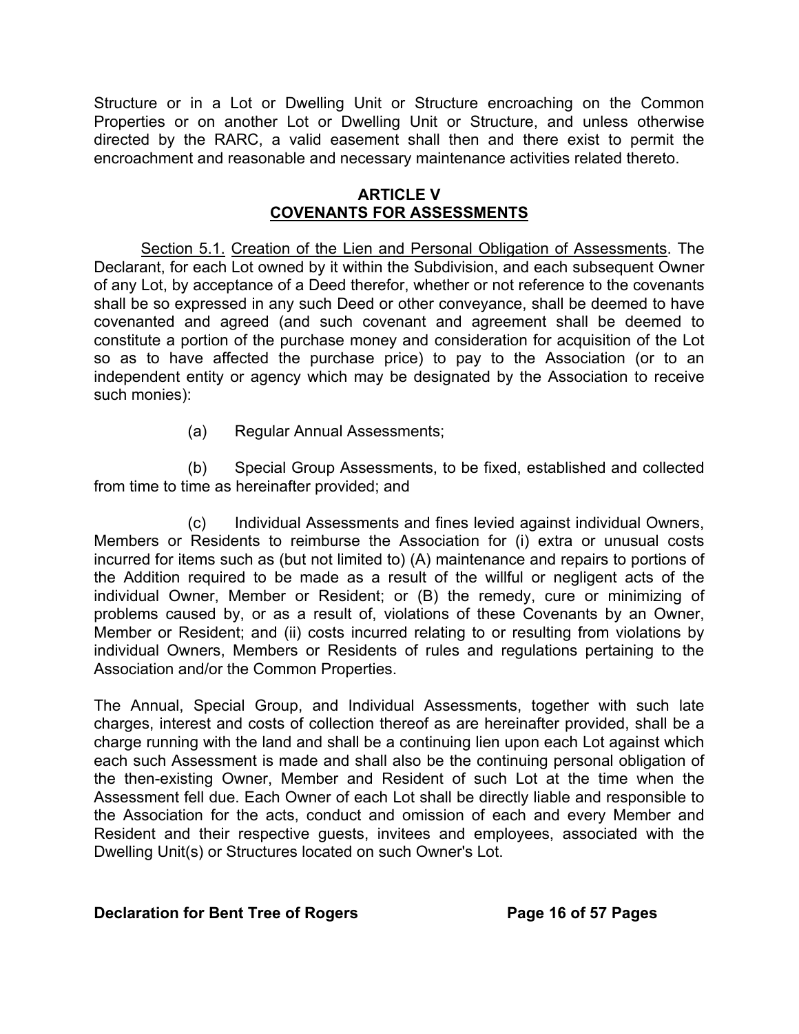Structure or in a Lot or Dwelling Unit or Structure encroaching on the Common Properties or on another Lot or Dwelling Unit or Structure, and unless otherwise directed by the RARC, a valid easement shall then and there exist to permit the encroachment and reasonable and necessary maintenance activities related thereto.

## ARTICLE V
## COVENANTS FOR ASSESSMENTS

Section 5.1. Creation of the Lien and Personal Obligation of Assessments. The Declarant, for each Lot owned by it within the Subdivision, and each subsequent Owner of any Lot, by acceptance of a Deed therefor, whether or not reference to the covenants shall be so expressed in any such Deed or other conveyance, shall be deemed to have covenanted and agreed (and such covenant and agreement shall be deemed to constitute a portion of the purchase money and consideration for acquisition of the Lot so as to have affected the purchase price) to pay to the Association (or to an independent entity or agency which may be designated by the Association to receive such monies):

(a) Regular Annual Assessments;

(b) Special Group Assessments, to be fixed, established and collected from time to time as hereinafter provided; and

(c) Individual Assessments and fines levied against individual Owners, Members or Residents to reimburse the Association for (i) extra or unusual costs incurred for items such as (but not limited to) (A) maintenance and repairs to portions of the Addition required to be made as a result of the willful or negligent acts of the individual Owner, Member or Resident; or (B) the remedy, cure or minimizing of problems caused by, or as a result of, violations of these Covenants by an Owner, Member or Resident; and (ii) costs incurred relating to or resulting from violations by individual Owners, Members or Residents of rules and regulations pertaining to the Association and/or the Common Properties.

The Annual, Special Group, and Individual Assessments, together with such late charges, interest and costs of collection thereof as are hereinafter provided, shall be a charge running with the land and shall be a continuing lien upon each Lot against which each such Assessment is made and shall also be the continuing personal obligation of the then-existing Owner, Member and Resident of such Lot at the time when the Assessment fell due. Each Owner of each Lot shall be directly liable and responsible to the Association for the acts, conduct and omission of each and every Member and Resident and their respective guests, invitees and employees, associated with the Dwelling Unit(s) or Structures located on such Owner's Lot.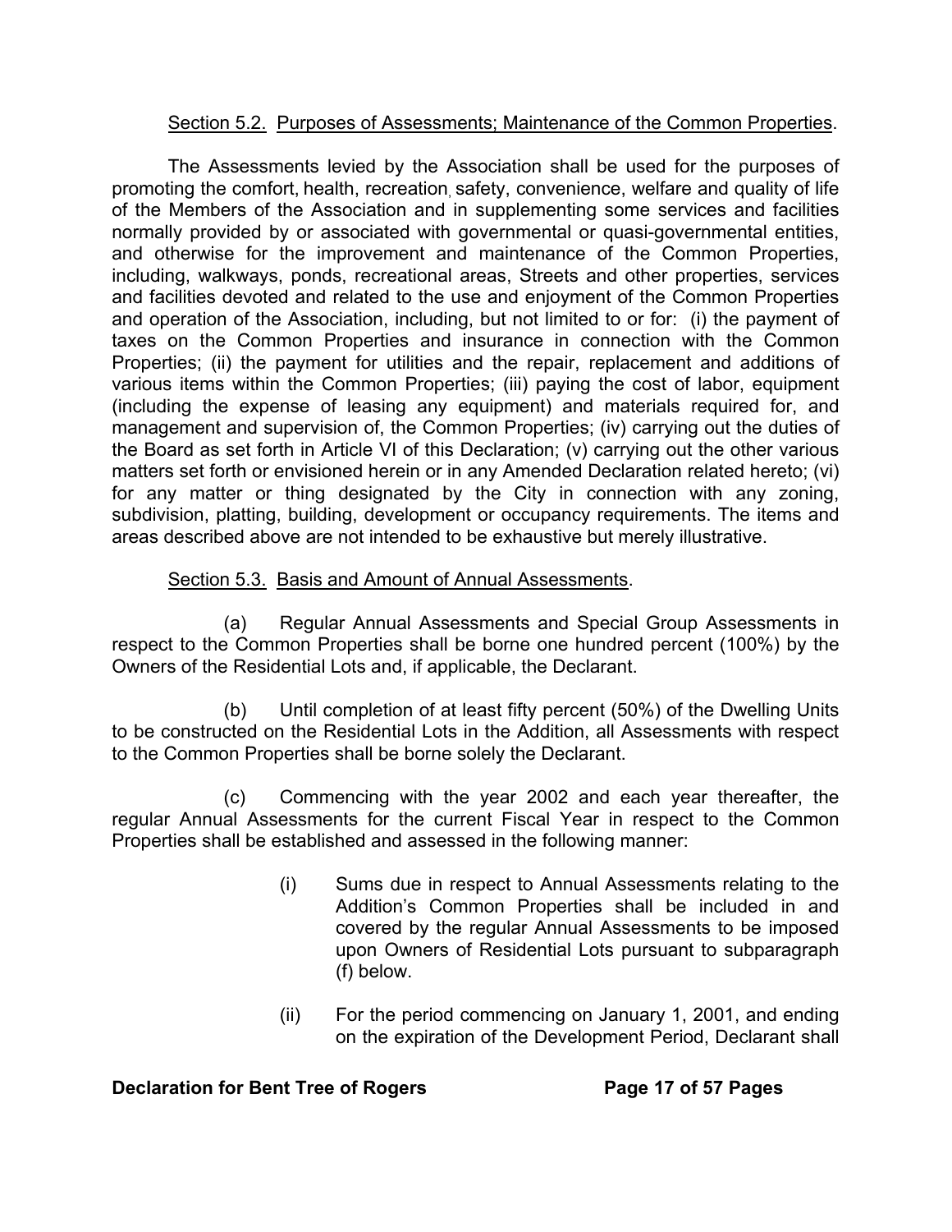Section 5.2. Purposes of Assessments; Maintenance of the Common Properties.

The Assessments levied by the Association shall be used for the purposes of promoting the comfort, health, recreation, safety, convenience, welfare and quality of life of the Members of the Association and in supplementing some services and facilities normally provided by or associated with governmental or quasi-governmental entities, and otherwise for the improvement and maintenance of the Common Properties, including, walkways, ponds, recreational areas, Streets and other properties, services and facilities devoted and related to the use and enjoyment of the Common Properties and operation of the Association, including, but not limited to or for: (i) the payment of taxes on the Common Properties and insurance in connection with the Common Properties; (ii) the payment for utilities and the repair, replacement and additions of various items within the Common Properties; (iii) paying the cost of labor, equipment (including the expense of leasing any equipment) and materials required for, and management and supervision of, the Common Properties; (iv) carrying out the duties of the Board as set forth in Article VI of this Declaration; (v) carrying out the other various matters set forth or envisioned herein or in any Amended Declaration related hereto; (vi) for any matter or thing designated by the City in connection with any zoning, subdivision, platting, building, development or occupancy requirements. The items and areas described above are not intended to be exhaustive but merely illustrative.

Section 5.3. Basis and Amount of Annual Assessments.

(a) Regular Annual Assessments and Special Group Assessments in respect to the Common Properties shall be borne one hundred percent (100%) by the Owners of the Residential Lots and, if applicable, the Declarant.

(b) Until completion of at least fifty percent (50%) of the Dwelling Units to be constructed on the Residential Lots in the Addition, all Assessments with respect to the Common Properties shall be borne solely the Declarant.

(c) Commencing with the year 2002 and each year thereafter, the regular Annual Assessments for the current Fiscal Year in respect to the Common Properties shall be established and assessed in the following manner:

(i) Sums due in respect to Annual Assessments relating to the Addition's Common Properties shall be included in and covered by the regular Annual Assessments to be imposed upon Owners of Residential Lots pursuant to subparagraph (f) below.

(ii) For the period commencing on January 1, 2001, and ending on the expiration of the Development Period, Declarant shall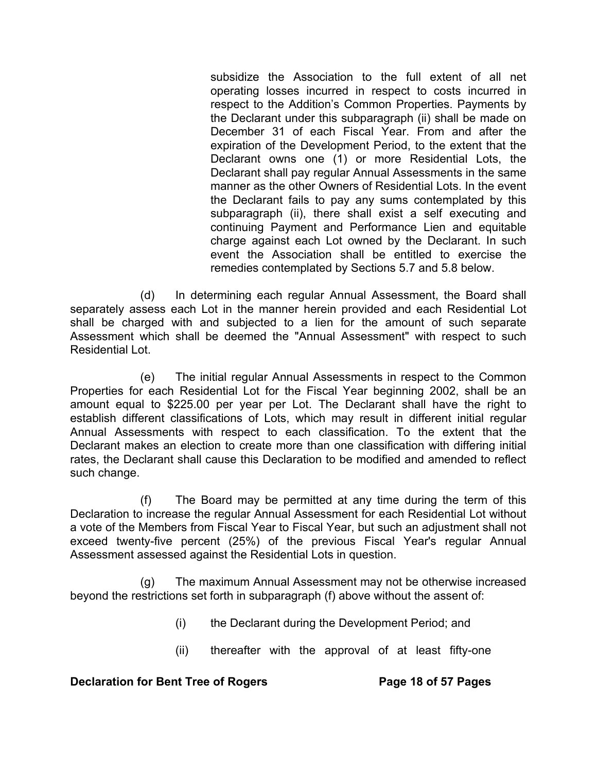subsidize the Association to the full extent of all net operating losses incurred in respect to costs incurred in respect to the Addition's Common Properties. Payments by the Declarant under this subparagraph (ii) shall be made on December 31 of each Fiscal Year. From and after the expiration of the Development Period, to the extent that the Declarant owns one (1) or more Residential Lots, the Declarant shall pay regular Annual Assessments in the same manner as the other Owners of Residential Lots. In the event the Declarant fails to pay any sums contemplated by this subparagraph (ii), there shall exist a self executing and continuing Payment and Performance Lien and equitable charge against each Lot owned by the Declarant. In such event the Association shall be entitled to exercise the remedies contemplated by Sections 5.7 and 5.8 below.

(d) In determining each regular Annual Assessment, the Board shall separately assess each Lot in the manner herein provided and each Residential Lot shall be charged with and subjected to a lien for the amount of such separate Assessment which shall be deemed the "Annual Assessment" with respect to such Residential Lot.

(e) The initial regular Annual Assessments in respect to the Common Properties for each Residential Lot for the Fiscal Year beginning 2002, shall be an amount equal to $225.00 per year per Lot. The Declarant shall have the right to establish different classifications of Lots, which may result in different initial regular Annual Assessments with respect to each classification. To the extent that the Declarant makes an election to create more than one classification with differing initial rates, the Declarant shall cause this Declaration to be modified and amended to reflect such change.

(f) The Board may be permitted at any time during the term of this Declaration to increase the regular Annual Assessment for each Residential Lot without a vote of the Members from Fiscal Year to Fiscal Year, but such an adjustment shall not exceed twenty-five percent (25%) of the previous Fiscal Year's regular Annual Assessment assessed against the Residential Lots in question.

(g) The maximum Annual Assessment may not be otherwise increased beyond the restrictions set forth in subparagraph (f) above without the assent of:

(i) the Declarant during the Development Period; and

(ii) thereafter with the approval of at least fifty-one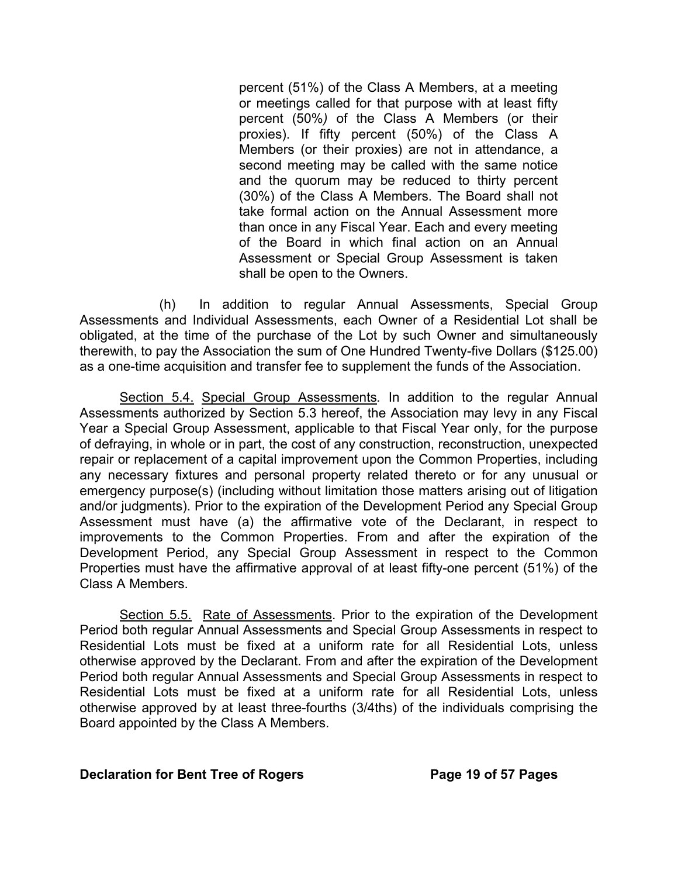percent (51%) of the Class A Members, at a meeting or meetings called for that purpose with at least fifty percent (50%) of the Class A Members (or their proxies). If fifty percent (50%) of the Class A Members (or their proxies) are not in attendance, a second meeting may be called with the same notice and the quorum may be reduced to thirty percent (30%) of the Class A Members. The Board shall not take formal action on the Annual Assessment more than once in any Fiscal Year. Each and every meeting of the Board in which final action on an Annual Assessment or Special Group Assessment is taken shall be open to the Owners.

(h) In addition to regular Annual Assessments, Special Group Assessments and Individual Assessments, each Owner of a Residential Lot shall be obligated, at the time of the purchase of the Lot by such Owner and simultaneously therewith, to pay the Association the sum of One Hundred Twenty-five Dollars ($125.00) as a one-time acquisition and transfer fee to supplement the funds of the Association.

<u>Section 5.4.</u> <u>Special Group Assessments</u>. In addition to the regular Annual Assessments authorized by Section 5.3 hereof, the Association may levy in any Fiscal Year a Special Group Assessment, applicable to that Fiscal Year only, for the purpose of defraying, in whole or in part, the cost of any construction, reconstruction, unexpected repair or replacement of a capital improvement upon the Common Properties, including any necessary fixtures and personal property related thereto or for any unusual or emergency purpose(s) (including without limitation those matters arising out of litigation and/or judgments). Prior to the expiration of the Development Period any Special Group Assessment must have (a) the affirmative vote of the Declarant, in respect to improvements to the Common Properties. From and after the expiration of the Development Period, any Special Group Assessment in respect to the Common Properties must have the affirmative approval of at least fifty-one percent (51%) of the Class A Members.

<u>Section 5.5.</u> <u>Rate of Assessments</u>. Prior to the expiration of the Development Period both regular Annual Assessments and Special Group Assessments in respect to Residential Lots must be fixed at a uniform rate for all Residential Lots, unless otherwise approved by the Declarant. From and after the expiration of the Development Period both regular Annual Assessments and Special Group Assessments in respect to Residential Lots must be fixed at a uniform rate for all Residential Lots, unless otherwise approved by at least three-fourths (3/4ths) of the individuals comprising the Board appointed by the Class A Members.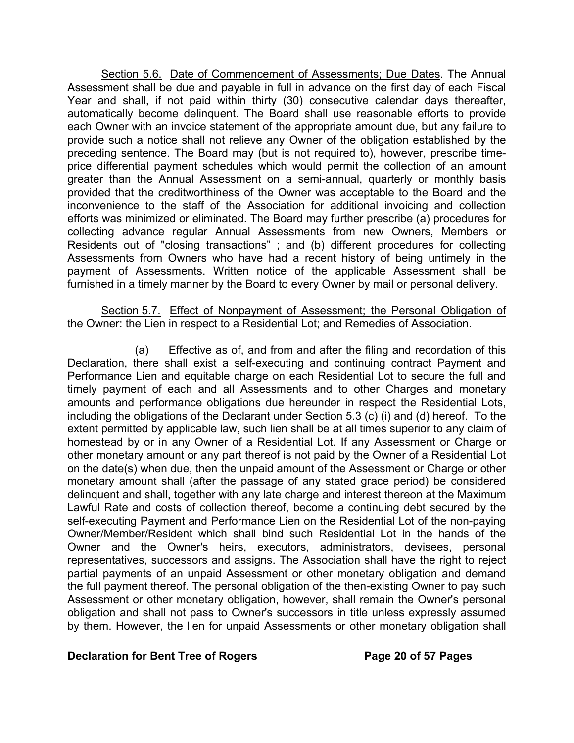<u>Section 5.6.</u> <u>Date of Commencement of Assessments; Due Dates</u>. The Annual Assessment shall be due and payable in full in advance on the first day of each Fiscal Year and shall, if not paid within thirty (30) consecutive calendar days thereafter, automatically become delinquent. The Board shall use reasonable efforts to provide each Owner with an invoice statement of the appropriate amount due, but any failure to provide such a notice shall not relieve any Owner of the obligation established by the preceding sentence. The Board may (but is not required to), however, prescribe time-price differential payment schedules which would permit the collection of an amount greater than the Annual Assessment on a semi-annual, quarterly or monthly basis provided that the creditworthiness of the Owner was acceptable to the Board and the inconvenience to the staff of the Association for additional invoicing and collection efforts was minimized or eliminated. The Board may further prescribe (a) procedures for collecting advance regular Annual Assessments from new Owners, Members or Residents out of "closing transactions" ; and (b) different procedures for collecting Assessments from Owners who have had a recent history of being untimely in the payment of Assessments. Written notice of the applicable Assessment shall be furnished in a timely manner by the Board to every Owner by mail or personal delivery.

<u>Section 5.7.</u> <u>Effect of Nonpayment of Assessment; the Personal Obligation of the Owner: the Lien in respect to a Residential Lot; and Remedies of Association</u>.

(a) Effective as of, and from and after the filing and recordation of this Declaration, there shall exist a self-executing and continuing contract Payment and Performance Lien and equitable charge on each Residential Lot to secure the full and timely payment of each and all Assessments and to other Charges and monetary amounts and performance obligations due hereunder in respect the Residential Lots, including the obligations of the Declarant under Section 5.3 (c) (i) and (d) hereof. To the extent permitted by applicable law, such lien shall be at all times superior to any claim of homestead by or in any Owner of a Residential Lot. If any Assessment or Charge or other monetary amount or any part thereof is not paid by the Owner of a Residential Lot on the date(s) when due, then the unpaid amount of the Assessment or Charge or other monetary amount shall (after the passage of any stated grace period) be considered delinquent and shall, together with any late charge and interest thereon at the Maximum Lawful Rate and costs of collection thereof, become a continuing debt secured by the self-executing Payment and Performance Lien on the Residential Lot of the non-paying Owner/Member/Resident which shall bind such Residential Lot in the hands of the Owner and the Owner's heirs, executors, administrators, devisees, personal representatives, successors and assigns. The Association shall have the right to reject partial payments of an unpaid Assessment or other monetary obligation and demand the full payment thereof. The personal obligation of the then-existing Owner to pay such Assessment or other monetary obligation, however, shall remain the Owner's personal obligation and shall not pass to Owner's successors in title unless expressly assumed by them. However, the lien for unpaid Assessments or other monetary obligation shall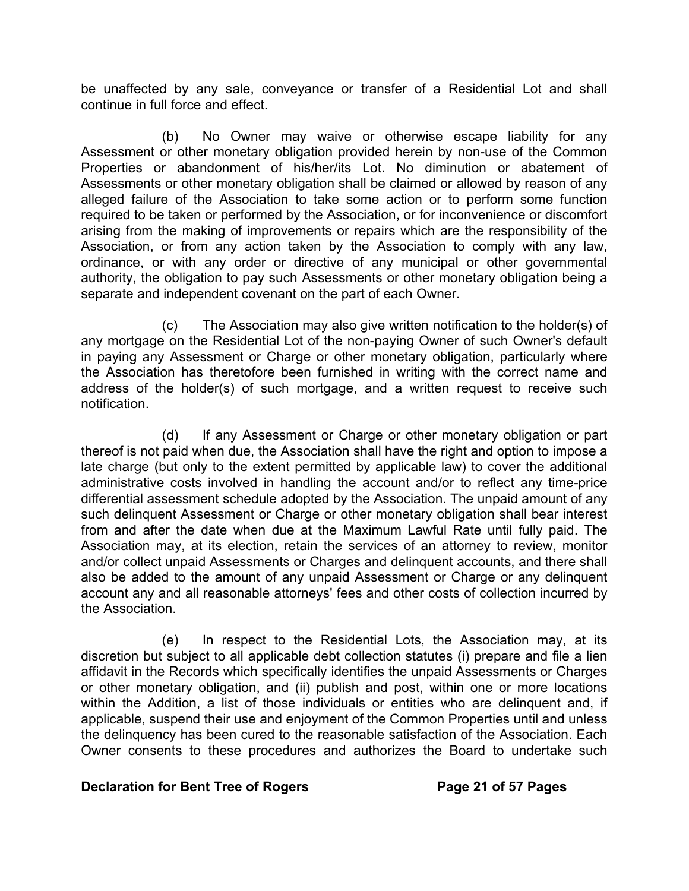be unaffected by any sale, conveyance or transfer of a Residential Lot and shall continue in full force and effect.

(b) No Owner may waive or otherwise escape liability for any Assessment or other monetary obligation provided herein by non-use of the Common Properties or abandonment of his/her/its Lot. No diminution or abatement of Assessments or other monetary obligation shall be claimed or allowed by reason of any alleged failure of the Association to take some action or to perform some function required to be taken or performed by the Association, or for inconvenience or discomfort arising from the making of improvements or repairs which are the responsibility of the Association, or from any action taken by the Association to comply with any law, ordinance, or with any order or directive of any municipal or other governmental authority, the obligation to pay such Assessments or other monetary obligation being a separate and independent covenant on the part of each Owner.

(c) The Association may also give written notification to the holder(s) of any mortgage on the Residential Lot of the non-paying Owner of such Owner's default in paying any Assessment or Charge or other monetary obligation, particularly where the Association has theretofore been furnished in writing with the correct name and address of the holder(s) of such mortgage, and a written request to receive such notification.

(d) If any Assessment or Charge or other monetary obligation or part thereof is not paid when due, the Association shall have the right and option to impose a late charge (but only to the extent permitted by applicable law) to cover the additional administrative costs involved in handling the account and/or to reflect any time-price differential assessment schedule adopted by the Association. The unpaid amount of any such delinquent Assessment or Charge or other monetary obligation shall bear interest from and after the date when due at the Maximum Lawful Rate until fully paid. The Association may, at its election, retain the services of an attorney to review, monitor and/or collect unpaid Assessments or Charges and delinquent accounts, and there shall also be added to the amount of any unpaid Assessment or Charge or any delinquent account any and all reasonable attorneys' fees and other costs of collection incurred by the Association.

(e) In respect to the Residential Lots, the Association may, at its discretion but subject to all applicable debt collection statutes (i) prepare and file a lien affidavit in the Records which specifically identifies the unpaid Assessments or Charges or other monetary obligation, and (ii) publish and post, within one or more locations within the Addition, a list of those individuals or entities who are delinquent and, if applicable, suspend their use and enjoyment of the Common Properties until and unless the delinquency has been cured to the reasonable satisfaction of the Association. Each Owner consents to these procedures and authorizes the Board to undertake such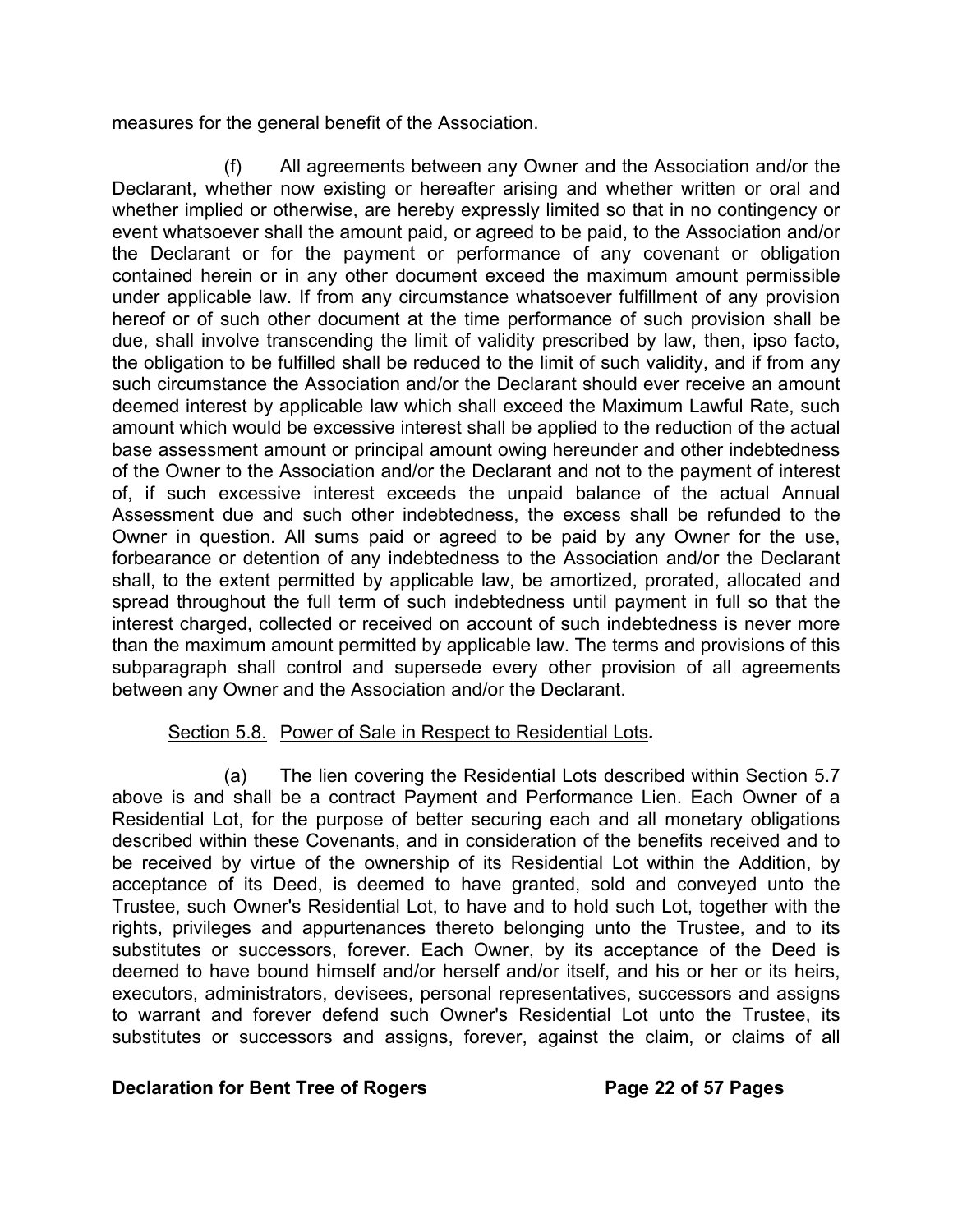measures for the general benefit of the Association.

(f) All agreements between any Owner and the Association and/or the Declarant, whether now existing or hereafter arising and whether written or oral and whether implied or otherwise, are hereby expressly limited so that in no contingency or event whatsoever shall the amount paid, or agreed to be paid, to the Association and/or the Declarant or for the payment or performance of any covenant or obligation contained herein or in any other document exceed the maximum amount permissible under applicable law. If from any circumstance whatsoever fulfillment of any provision hereof or of such other document at the time performance of such provision shall be due, shall involve transcending the limit of validity prescribed by law, then, ipso facto, the obligation to be fulfilled shall be reduced to the limit of such validity, and if from any such circumstance the Association and/or the Declarant should ever receive an amount deemed interest by applicable law which shall exceed the Maximum Lawful Rate, such amount which would be excessive interest shall be applied to the reduction of the actual base assessment amount or principal amount owing hereunder and other indebtedness of the Owner to the Association and/or the Declarant and not to the payment of interest of, if such excessive interest exceeds the unpaid balance of the actual Annual Assessment due and such other indebtedness, the excess shall be refunded to the Owner in question. All sums paid or agreed to be paid by any Owner for the use, forbearance or detention of any indebtedness to the Association and/or the Declarant shall, to the extent permitted by applicable law, be amortized, prorated, allocated and spread throughout the full term of such indebtedness until payment in full so that the interest charged, collected or received on account of such indebtedness is never more than the maximum amount permitted by applicable law. The terms and provisions of this subparagraph shall control and supersede every other provision of all agreements between any Owner and the Association and/or the Declarant.

Section 5.8. Power of Sale in Respect to Residential Lots.

(a) The lien covering the Residential Lots described within Section 5.7 above is and shall be a contract Payment and Performance Lien. Each Owner of a Residential Lot, for the purpose of better securing each and all monetary obligations described within these Covenants, and in consideration of the benefits received and to be received by virtue of the ownership of its Residential Lot within the Addition, by acceptance of its Deed, is deemed to have granted, sold and conveyed unto the Trustee, such Owner's Residential Lot, to have and to hold such Lot, together with the rights, privileges and appurtenances thereto belonging unto the Trustee, and to its substitutes or successors, forever. Each Owner, by its acceptance of the Deed is deemed to have bound himself and/or herself and/or itself, and his or her or its heirs, executors, administrators, devisees, personal representatives, successors and assigns to warrant and forever defend such Owner's Residential Lot unto the Trustee, its substitutes or successors and assigns, forever, against the claim, or claims of all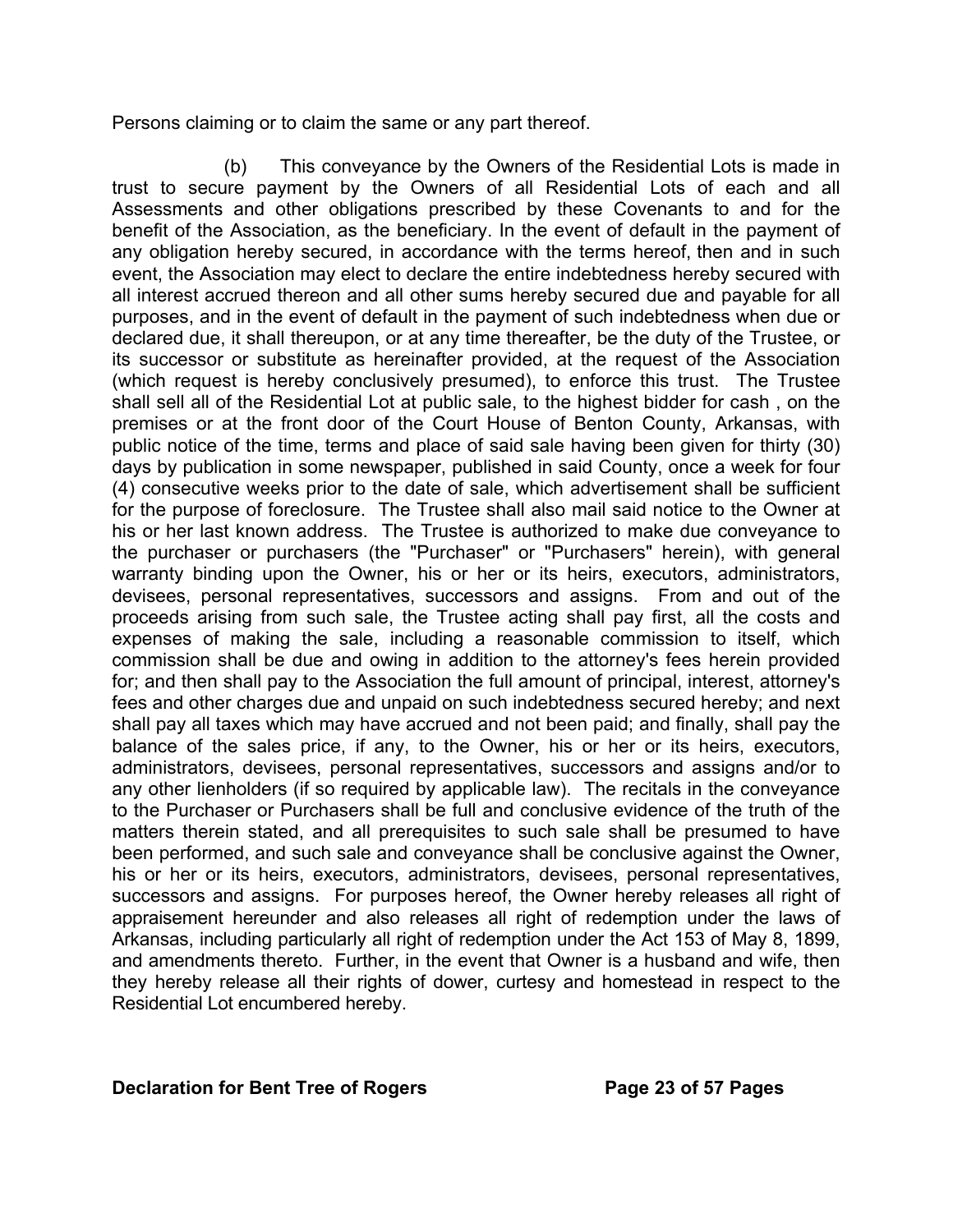Persons claiming or to claim the same or any part thereof.

(b) This conveyance by the Owners of the Residential Lots is made in trust to secure payment by the Owners of all Residential Lots of each and all Assessments and other obligations prescribed by these Covenants to and for the benefit of the Association, as the beneficiary. In the event of default in the payment of any obligation hereby secured, in accordance with the terms hereof, then and in such event, the Association may elect to declare the entire indebtedness hereby secured with all interest accrued thereon and all other sums hereby secured due and payable for all purposes, and in the event of default in the payment of such indebtedness when due or declared due, it shall thereupon, or at any time thereafter, be the duty of the Trustee, or its successor or substitute as hereinafter provided, at the request of the Association (which request is hereby conclusively presumed), to enforce this trust. The Trustee shall sell all of the Residential Lot at public sale, to the highest bidder for cash , on the premises or at the front door of the Court House of Benton County, Arkansas, with public notice of the time, terms and place of said sale having been given for thirty (30) days by publication in some newspaper, published in said County, once a week for four (4) consecutive weeks prior to the date of sale, which advertisement shall be sufficient for the purpose of foreclosure. The Trustee shall also mail said notice to the Owner at his or her last known address. The Trustee is authorized to make due conveyance to the purchaser or purchasers (the "Purchaser" or "Purchasers" herein), with general warranty binding upon the Owner, his or her or its heirs, executors, administrators, devisees, personal representatives, successors and assigns. From and out of the proceeds arising from such sale, the Trustee acting shall pay first, all the costs and expenses of making the sale, including a reasonable commission to itself, which commission shall be due and owing in addition to the attorney's fees herein provided for; and then shall pay to the Association the full amount of principal, interest, attorney's fees and other charges due and unpaid on such indebtedness secured hereby; and next shall pay all taxes which may have accrued and not been paid; and finally, shall pay the balance of the sales price, if any, to the Owner, his or her or its heirs, executors, administrators, devisees, personal representatives, successors and assigns and/or to any other lienholders (if so required by applicable law). The recitals in the conveyance to the Purchaser or Purchasers shall be full and conclusive evidence of the truth of the matters therein stated, and all prerequisites to such sale shall be presumed to have been performed, and such sale and conveyance shall be conclusive against the Owner, his or her or its heirs, executors, administrators, devisees, personal representatives, successors and assigns. For purposes hereof, the Owner hereby releases all right of appraisement hereunder and also releases all right of redemption under the laws of Arkansas, including particularly all right of redemption under the Act 153 of May 8, 1899, and amendments thereto. Further, in the event that Owner is a husband and wife, then they hereby release all their rights of dower, curtesy and homestead in respect to the Residential Lot encumbered hereby.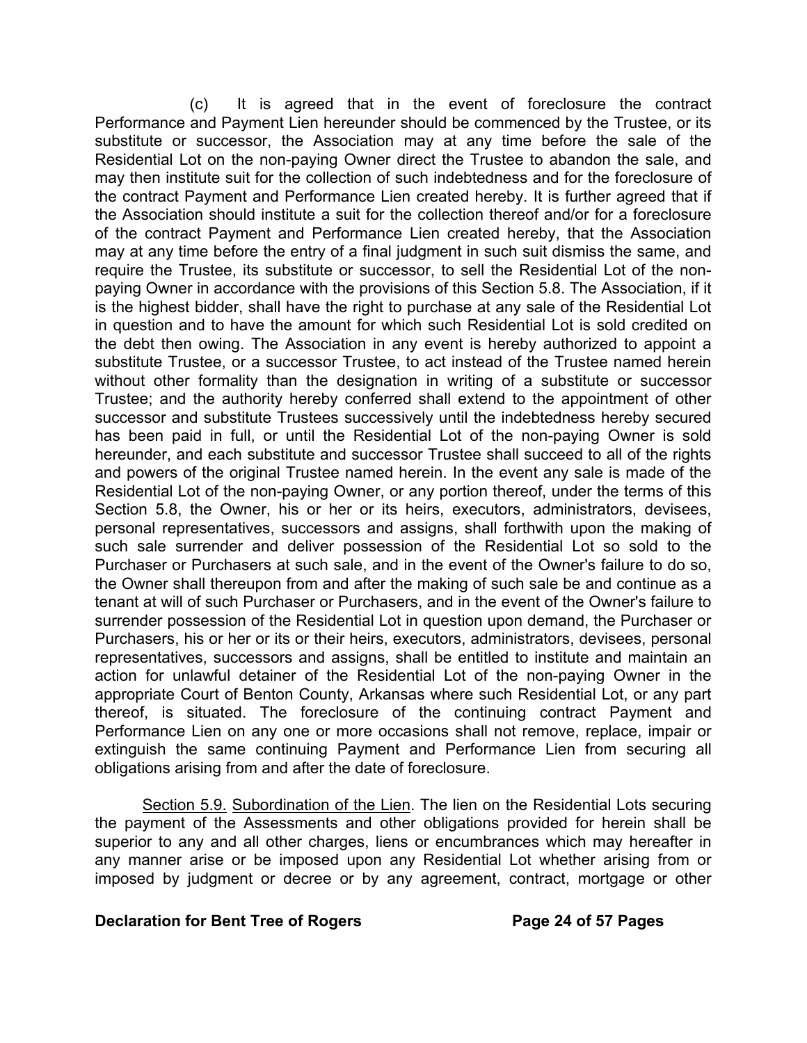(c) It is agreed that in the event of foreclosure the contract Performance and Payment Lien hereunder should be commenced by the Trustee, or its substitute or successor, the Association may at any time before the sale of the Residential Lot on the non-paying Owner direct the Trustee to abandon the sale, and may then institute suit for the collection of such indebtedness and for the foreclosure of the contract Payment and Performance Lien created hereby. It is further agreed that if the Association should institute a suit for the collection thereof and/or for a foreclosure of the contract Payment and Performance Lien created hereby, that the Association may at any time before the entry of a final judgment in such suit dismiss the same, and require the Trustee, its substitute or successor, to sell the Residential Lot of the non-paying Owner in accordance with the provisions of this Section 5.8. The Association, if it is the highest bidder, shall have the right to purchase at any sale of the Residential Lot in question and to have the amount for which such Residential Lot is sold credited on the debt then owing. The Association in any event is hereby authorized to appoint a substitute Trustee, or a successor Trustee, to act instead of the Trustee named herein without other formality than the designation in writing of a substitute or successor Trustee; and the authority hereby conferred shall extend to the appointment of other successor and substitute Trustees successively until the indebtedness hereby secured has been paid in full, or until the Residential Lot of the non-paying Owner is sold hereunder, and each substitute and successor Trustee shall succeed to all of the rights and powers of the original Trustee named herein. In the event any sale is made of the Residential Lot of the non-paying Owner, or any portion thereof, under the terms of this Section 5.8, the Owner, his or her or its heirs, executors, administrators, devisees, personal representatives, successors and assigns, shall forthwith upon the making of such sale surrender and deliver possession of the Residential Lot so sold to the Purchaser or Purchasers at such sale, and in the event of the Owner's failure to do so, the Owner shall thereupon from and after the making of such sale be and continue as a tenant at will of such Purchaser or Purchasers, and in the event of the Owner's failure to surrender possession of the Residential Lot in question upon demand, the Purchaser or Purchasers, his or her or its or their heirs, executors, administrators, devisees, personal representatives, successors and assigns, shall be entitled to institute and maintain an action for unlawful detainer of the Residential Lot of the non-paying Owner in the appropriate Court of Benton County, Arkansas where such Residential Lot, or any part thereof, is situated. The foreclosure of the continuing contract Payment and Performance Lien on any one or more occasions shall not remove, replace, impair or extinguish the same continuing Payment and Performance Lien from securing all obligations arising from and after the date of foreclosure.

Section 5.9. Subordination of the Lien. The lien on the Residential Lots securing the payment of the Assessments and other obligations provided for herein shall be superior to any and all other charges, liens or encumbrances which may hereafter in any manner arise or be imposed upon any Residential Lot whether arising from or imposed by judgment or decree or by any agreement, contract, mortgage or other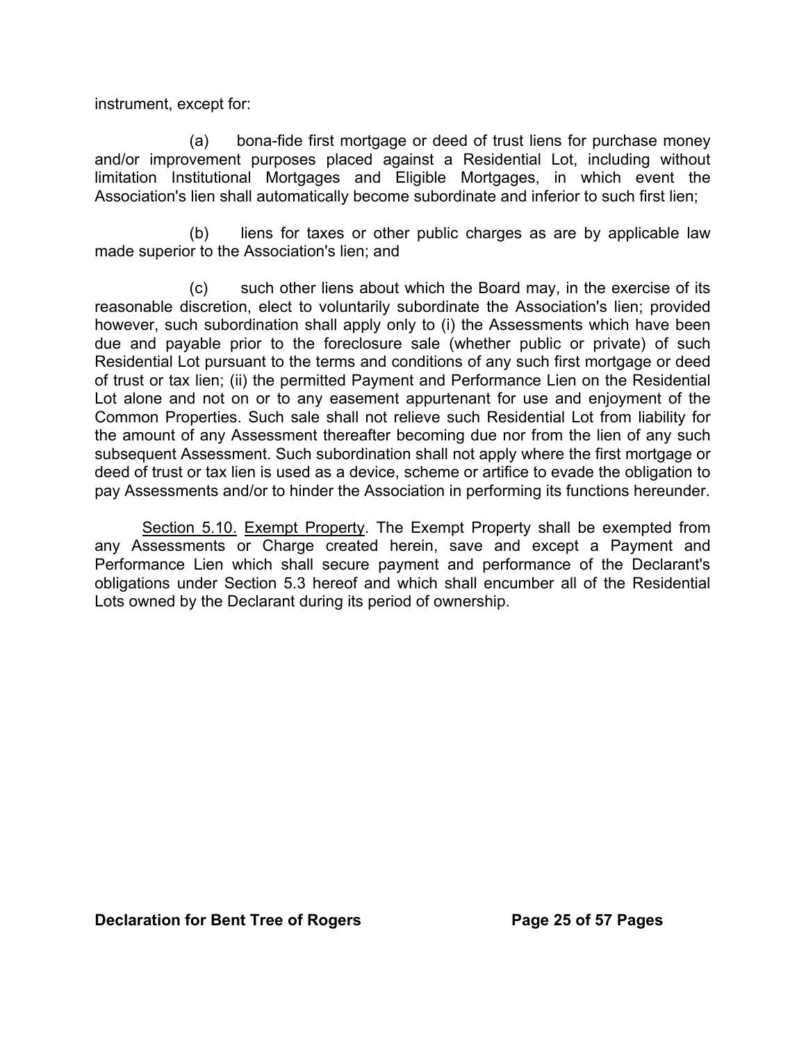instrument, except for:

(a) bona-fide first mortgage or deed of trust liens for purchase money and/or improvement purposes placed against a Residential Lot, including without limitation Institutional Mortgages and Eligible Mortgages, in which event the Association's lien shall automatically become subordinate and inferior to such first lien;

(b) liens for taxes or other public charges as are by applicable law made superior to the Association's lien; and

(c) such other liens about which the Board may, in the exercise of its reasonable discretion, elect to voluntarily subordinate the Association's lien; provided however, such subordination shall apply only to (i) the Assessments which have been due and payable prior to the foreclosure sale (whether public or private) of such Residential Lot pursuant to the terms and conditions of any such first mortgage or deed of trust or tax lien; (ii) the permitted Payment and Performance Lien on the Residential Lot alone and not on or to any easement appurtenant for use and enjoyment of the Common Properties. Such sale shall not relieve such Residential Lot from liability for the amount of any Assessment thereafter becoming due nor from the lien of any such subsequent Assessment. Such subordination shall not apply where the first mortgage or deed of trust or tax lien is used as a device, scheme or artifice to evade the obligation to pay Assessments and/or to hinder the Association in performing its functions hereunder.

Section 5.10. Exempt Property. The Exempt Property shall be exempted from any Assessments or Charge created herein, save and except a Payment and Performance Lien which shall secure payment and performance of the Declarant's obligations under Section 5.3 hereof and which shall encumber all of the Residential Lots owned by the Declarant during its period of ownership.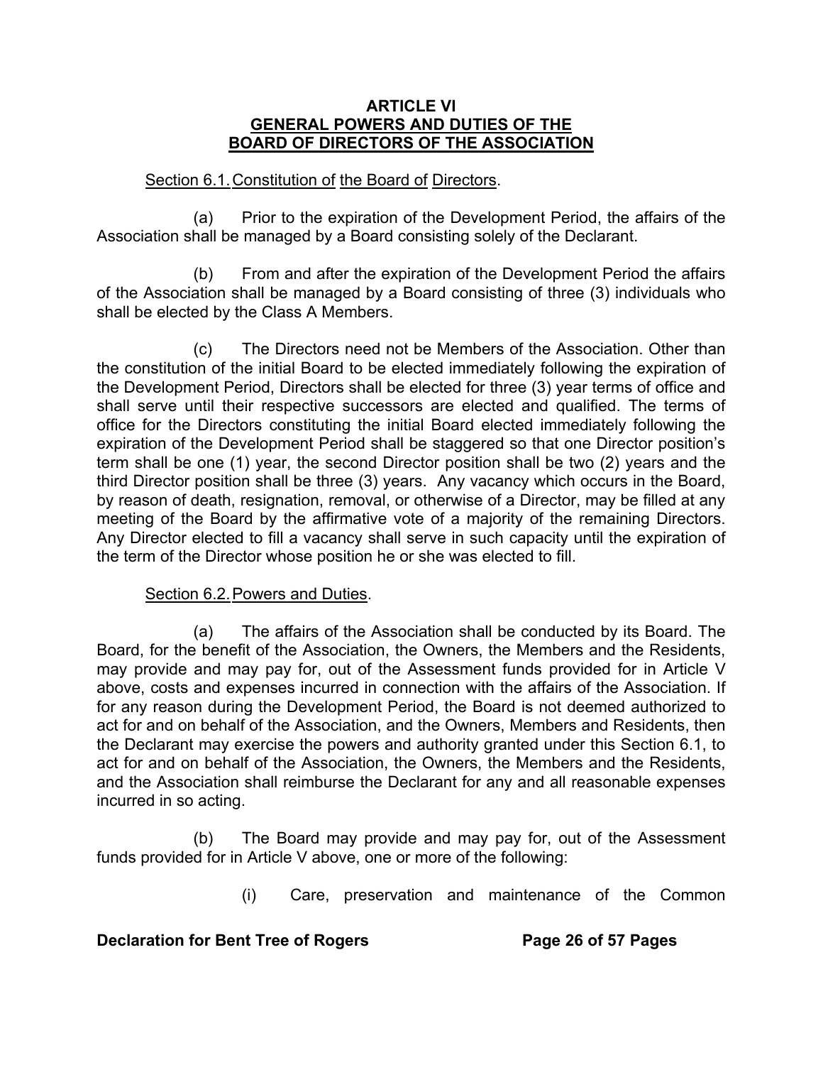# ARTICLE VI
# GENERAL POWERS AND DUTIES OF THE BOARD OF DIRECTORS OF THE ASSOCIATION

Section 6.1. Constitution of the Board of Directors.

(a) Prior to the expiration of the Development Period, the affairs of the Association shall be managed by a Board consisting solely of the Declarant.

(b) From and after the expiration of the Development Period the affairs of the Association shall be managed by a Board consisting of three (3) individuals who shall be elected by the Class A Members.

(c) The Directors need not be Members of the Association. Other than the constitution of the initial Board to be elected immediately following the expiration of the Development Period, Directors shall be elected for three (3) year terms of office and shall serve until their respective successors are elected and qualified. The terms of office for the Directors constituting the initial Board elected immediately following the expiration of the Development Period shall be staggered so that one Director position's term shall be one (1) year, the second Director position shall be two (2) years and the third Director position shall be three (3) years. Any vacancy which occurs in the Board, by reason of death, resignation, removal, or otherwise of a Director, may be filled at any meeting of the Board by the affirmative vote of a majority of the remaining Directors. Any Director elected to fill a vacancy shall serve in such capacity until the expiration of the term of the Director whose position he or she was elected to fill.

Section 6.2. Powers and Duties.

(a) The affairs of the Association shall be conducted by its Board. The Board, for the benefit of the Association, the Owners, the Members and the Residents, may provide and may pay for, out of the Assessment funds provided for in Article V above, costs and expenses incurred in connection with the affairs of the Association. If for any reason during the Development Period, the Board is not deemed authorized to act for and on behalf of the Association, and the Owners, Members and Residents, then the Declarant may exercise the powers and authority granted under this Section 6.1, to act for and on behalf of the Association, the Owners, the Members and the Residents, and the Association shall reimburse the Declarant for any and all reasonable expenses incurred in so acting.

(b) The Board may provide and may pay for, out of the Assessment funds provided for in Article V above, one or more of the following:

(i) Care, preservation and maintenance of the Common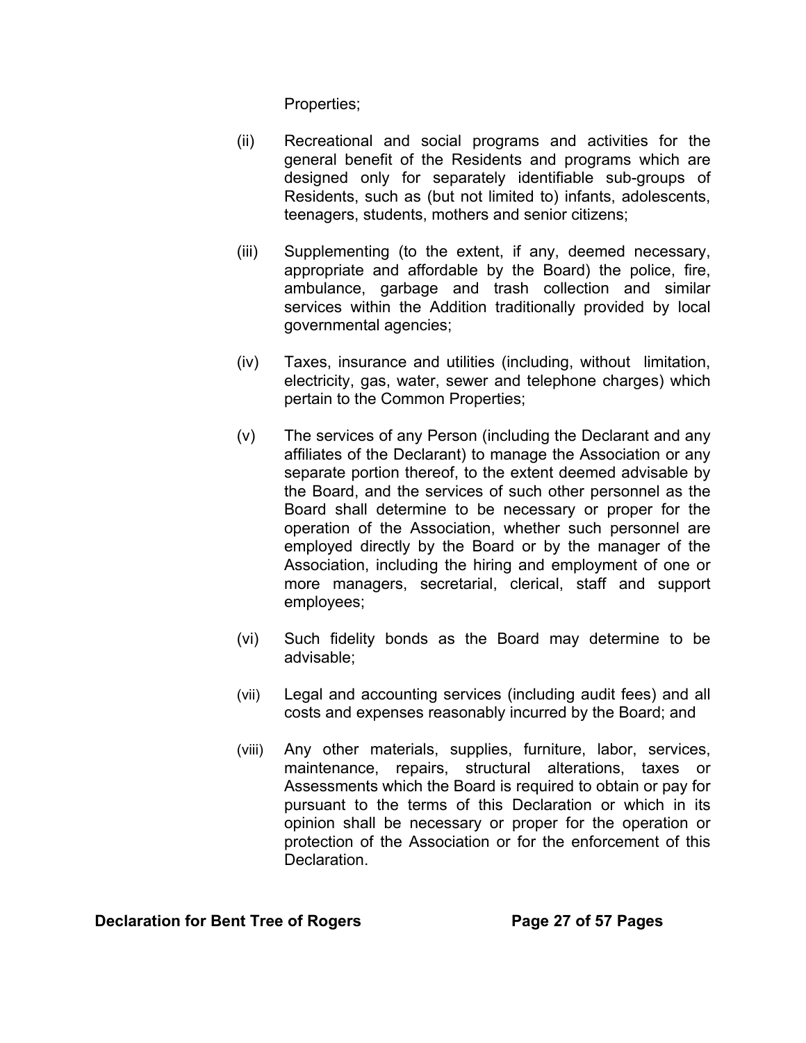Properties;

(ii) Recreational and social programs and activities for the general benefit of the Residents and programs which are designed only for separately identifiable sub-groups of Residents, such as (but not limited to) infants, adolescents, teenagers, students, mothers and senior citizens;

(iii) Supplementing (to the extent, if any, deemed necessary, appropriate and affordable by the Board) the police, fire, ambulance, garbage and trash collection and similar services within the Addition traditionally provided by local governmental agencies;

(iv) Taxes, insurance and utilities (including, without limitation, electricity, gas, water, sewer and telephone charges) which pertain to the Common Properties;

(v) The services of any Person (including the Declarant and any affiliates of the Declarant) to manage the Association or any separate portion thereof, to the extent deemed advisable by the Board, and the services of such other personnel as the Board shall determine to be necessary or proper for the operation of the Association, whether such personnel are employed directly by the Board or by the manager of the Association, including the hiring and employment of one or more managers, secretarial, clerical, staff and support employees;

(vi) Such fidelity bonds as the Board may determine to be advisable;

(vii) Legal and accounting services (including audit fees) and all costs and expenses reasonably incurred by the Board; and

(viii) Any other materials, supplies, furniture, labor, services, maintenance, repairs, structural alterations, taxes or Assessments which the Board is required to obtain or pay for pursuant to the terms of this Declaration or which in its opinion shall be necessary or proper for the operation or protection of the Association or for the enforcement of this Declaration.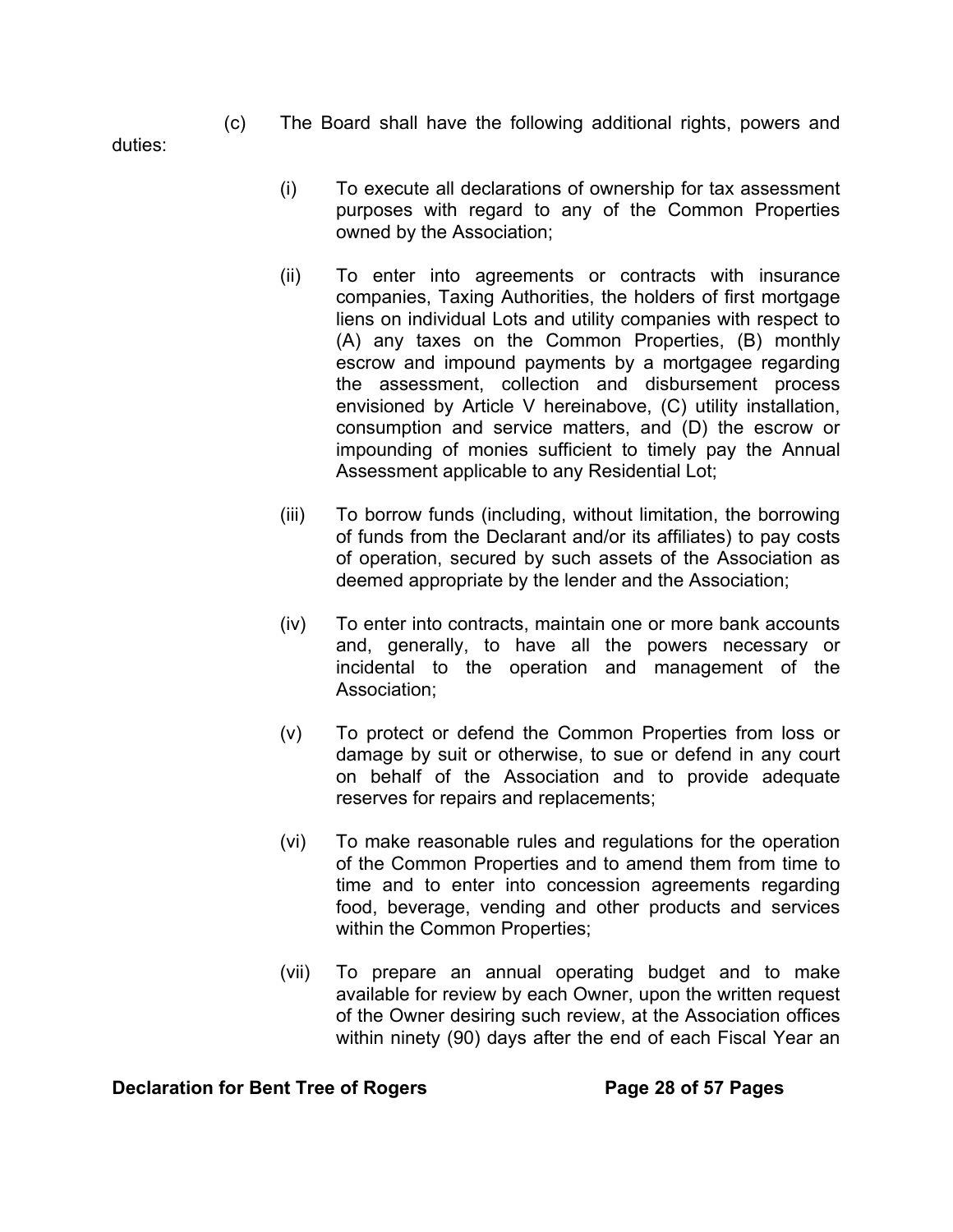(c) The Board shall have the following additional rights, powers and duties:

(i) To execute all declarations of ownership for tax assessment purposes with regard to any of the Common Properties owned by the Association;

(ii) To enter into agreements or contracts with insurance companies, Taxing Authorities, the holders of first mortgage liens on individual Lots and utility companies with respect to (A) any taxes on the Common Properties, (B) monthly escrow and impound payments by a mortgagee regarding the assessment, collection and disbursement process envisioned by Article V hereinabove, (C) utility installation, consumption and service matters, and (D) the escrow or impounding of monies sufficient to timely pay the Annual Assessment applicable to any Residential Lot;

(iii) To borrow funds (including, without limitation, the borrowing of funds from the Declarant and/or its affiliates) to pay costs of operation, secured by such assets of the Association as deemed appropriate by the lender and the Association;

(iv) To enter into contracts, maintain one or more bank accounts and, generally, to have all the powers necessary or incidental to the operation and management of the Association;

(v) To protect or defend the Common Properties from loss or damage by suit or otherwise, to sue or defend in any court on behalf of the Association and to provide adequate reserves for repairs and replacements;

(vi) To make reasonable rules and regulations for the operation of the Common Properties and to amend them from time to time and to enter into concession agreements regarding food, beverage, vending and other products and services within the Common Properties;

(vii) To prepare an annual operating budget and to make available for review by each Owner, upon the written request of the Owner desiring such review, at the Association offices within ninety (90) days after the end of each Fiscal Year an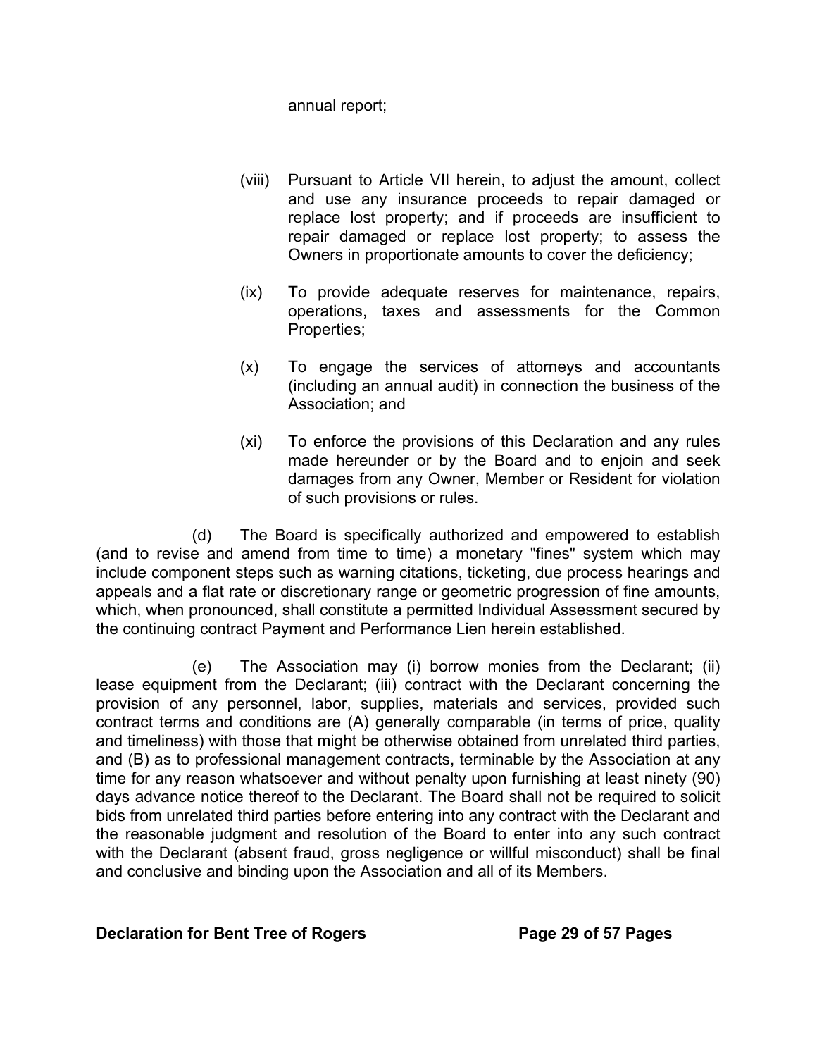annual report;

(viii) Pursuant to Article VII herein, to adjust the amount, collect and use any insurance proceeds to repair damaged or replace lost property; and if proceeds are insufficient to repair damaged or replace lost property; to assess the Owners in proportionate amounts to cover the deficiency;

(ix) To provide adequate reserves for maintenance, repairs, operations, taxes and assessments for the Common Properties;

(x) To engage the services of attorneys and accountants (including an annual audit) in connection the business of the Association; and

(xi) To enforce the provisions of this Declaration and any rules made hereunder or by the Board and to enjoin and seek damages from any Owner, Member or Resident for violation of such provisions or rules.

(d) The Board is specifically authorized and empowered to establish (and to revise and amend from time to time) a monetary "fines" system which may include component steps such as warning citations, ticketing, due process hearings and appeals and a flat rate or discretionary range or geometric progression of fine amounts, which, when pronounced, shall constitute a permitted Individual Assessment secured by the continuing contract Payment and Performance Lien herein established.

(e) The Association may (i) borrow monies from the Declarant; (ii) lease equipment from the Declarant; (iii) contract with the Declarant concerning the provision of any personnel, labor, supplies, materials and services, provided such contract terms and conditions are (A) generally comparable (in terms of price, quality and timeliness) with those that might be otherwise obtained from unrelated third parties, and (B) as to professional management contracts, terminable by the Association at any time for any reason whatsoever and without penalty upon furnishing at least ninety (90) days advance notice thereof to the Declarant. The Board shall not be required to solicit bids from unrelated third parties before entering into any contract with the Declarant and the reasonable judgment and resolution of the Board to enter into any such contract with the Declarant (absent fraud, gross negligence or willful misconduct) shall be final and conclusive and binding upon the Association and all of its Members.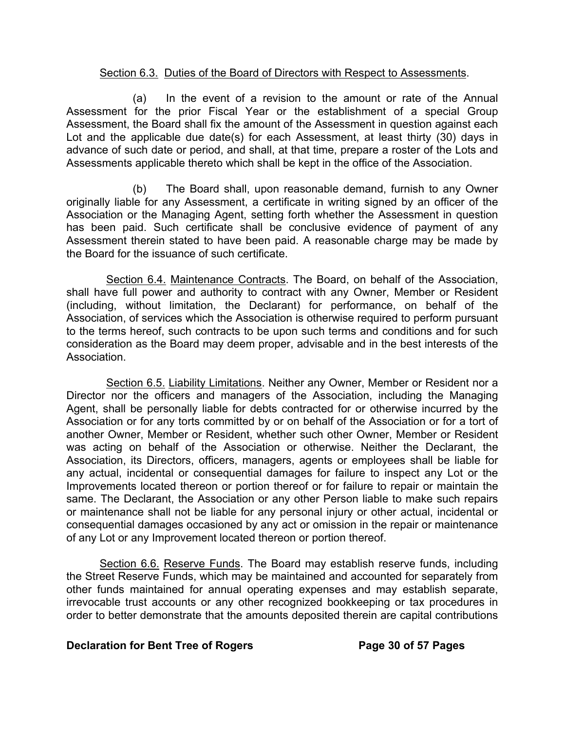Section 6.3. Duties of the Board of Directors with Respect to Assessments.

(a) In the event of a revision to the amount or rate of the Annual Assessment for the prior Fiscal Year or the establishment of a special Group Assessment, the Board shall fix the amount of the Assessment in question against each Lot and the applicable due date(s) for each Assessment, at least thirty (30) days in advance of such date or period, and shall, at that time, prepare a roster of the Lots and Assessments applicable thereto which shall be kept in the office of the Association.

(b) The Board shall, upon reasonable demand, furnish to any Owner originally liable for any Assessment, a certificate in writing signed by an officer of the Association or the Managing Agent, setting forth whether the Assessment in question has been paid. Such certificate shall be conclusive evidence of payment of any Assessment therein stated to have been paid. A reasonable charge may be made by the Board for the issuance of such certificate.

Section 6.4. Maintenance Contracts. The Board, on behalf of the Association, shall have full power and authority to contract with any Owner, Member or Resident (including, without limitation, the Declarant) for performance, on behalf of the Association, of services which the Association is otherwise required to perform pursuant to the terms hereof, such contracts to be upon such terms and conditions and for such consideration as the Board may deem proper, advisable and in the best interests of the Association.

Section 6.5. Liability Limitations. Neither any Owner, Member or Resident nor a Director nor the officers and managers of the Association, including the Managing Agent, shall be personally liable for debts contracted for or otherwise incurred by the Association or for any torts committed by or on behalf of the Association or for a tort of another Owner, Member or Resident, whether such other Owner, Member or Resident was acting on behalf of the Association or otherwise. Neither the Declarant, the Association, its Directors, officers, managers, agents or employees shall be liable for any actual, incidental or consequential damages for failure to inspect any Lot or the Improvements located thereon or portion thereof or for failure to repair or maintain the same. The Declarant, the Association or any other Person liable to make such repairs or maintenance shall not be liable for any personal injury or other actual, incidental or consequential damages occasioned by any act or omission in the repair or maintenance of any Lot or any Improvement located thereon or portion thereof.

Section 6.6. Reserve Funds. The Board may establish reserve funds, including the Street Reserve Funds, which may be maintained and accounted for separately from other funds maintained for annual operating expenses and may establish separate, irrevocable trust accounts or any other recognized bookkeeping or tax procedures in order to better demonstrate that the amounts deposited therein are capital contributions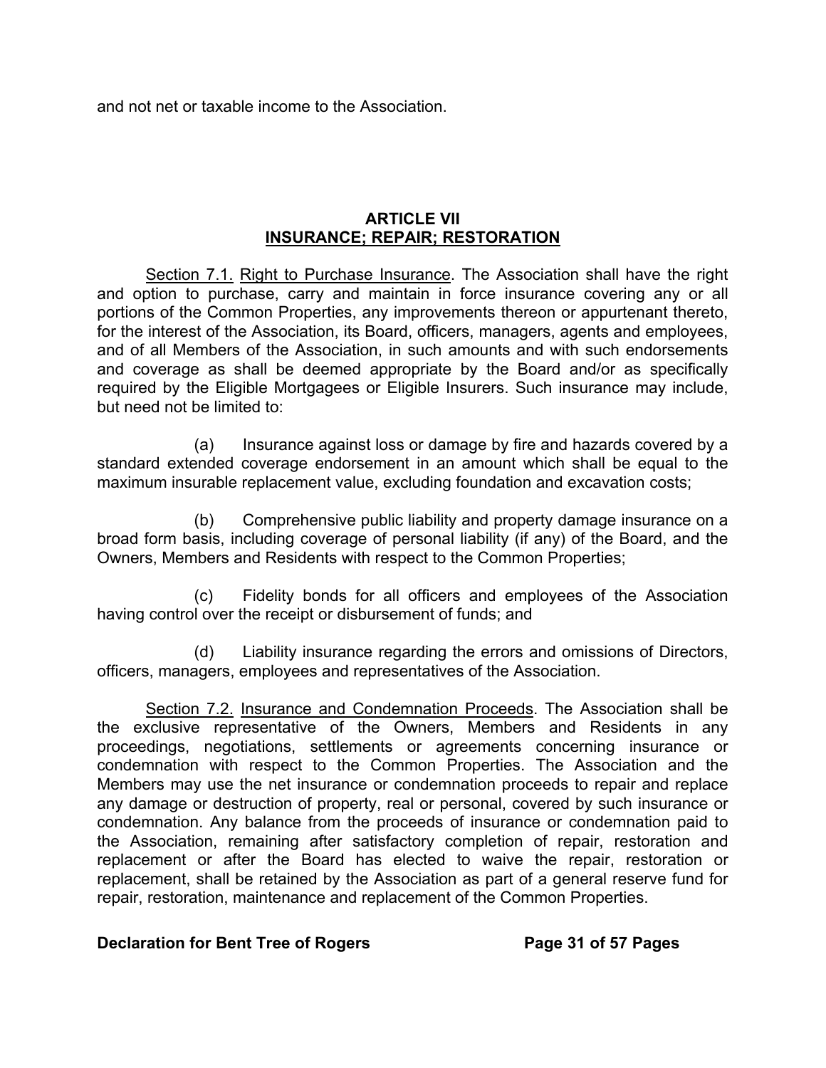and not net or taxable income to the Association.

## ARTICLE VII
## INSURANCE; REPAIR; RESTORATION

Section 7.1. Right to Purchase Insurance. The Association shall have the right and option to purchase, carry and maintain in force insurance covering any or all portions of the Common Properties, any improvements thereon or appurtenant thereto, for the interest of the Association, its Board, officers, managers, agents and employees, and of all Members of the Association, in such amounts and with such endorsements and coverage as shall be deemed appropriate by the Board and/or as specifically required by the Eligible Mortgagees or Eligible Insurers. Such insurance may include, but need not be limited to:

(a) Insurance against loss or damage by fire and hazards covered by a standard extended coverage endorsement in an amount which shall be equal to the maximum insurable replacement value, excluding foundation and excavation costs;

(b) Comprehensive public liability and property damage insurance on a broad form basis, including coverage of personal liability (if any) of the Board, and the Owners, Members and Residents with respect to the Common Properties;

(c) Fidelity bonds for all officers and employees of the Association having control over the receipt or disbursement of funds; and

(d) Liability insurance regarding the errors and omissions of Directors, officers, managers, employees and representatives of the Association.

Section 7.2. Insurance and Condemnation Proceeds. The Association shall be the exclusive representative of the Owners, Members and Residents in any proceedings, negotiations, settlements or agreements concerning insurance or condemnation with respect to the Common Properties. The Association and the Members may use the net insurance or condemnation proceeds to repair and replace any damage or destruction of property, real or personal, covered by such insurance or condemnation. Any balance from the proceeds of insurance or condemnation paid to the Association, remaining after satisfactory completion of repair, restoration and replacement or after the Board has elected to waive the repair, restoration or replacement, shall be retained by the Association as part of a general reserve fund for repair, restoration, maintenance and replacement of the Common Properties.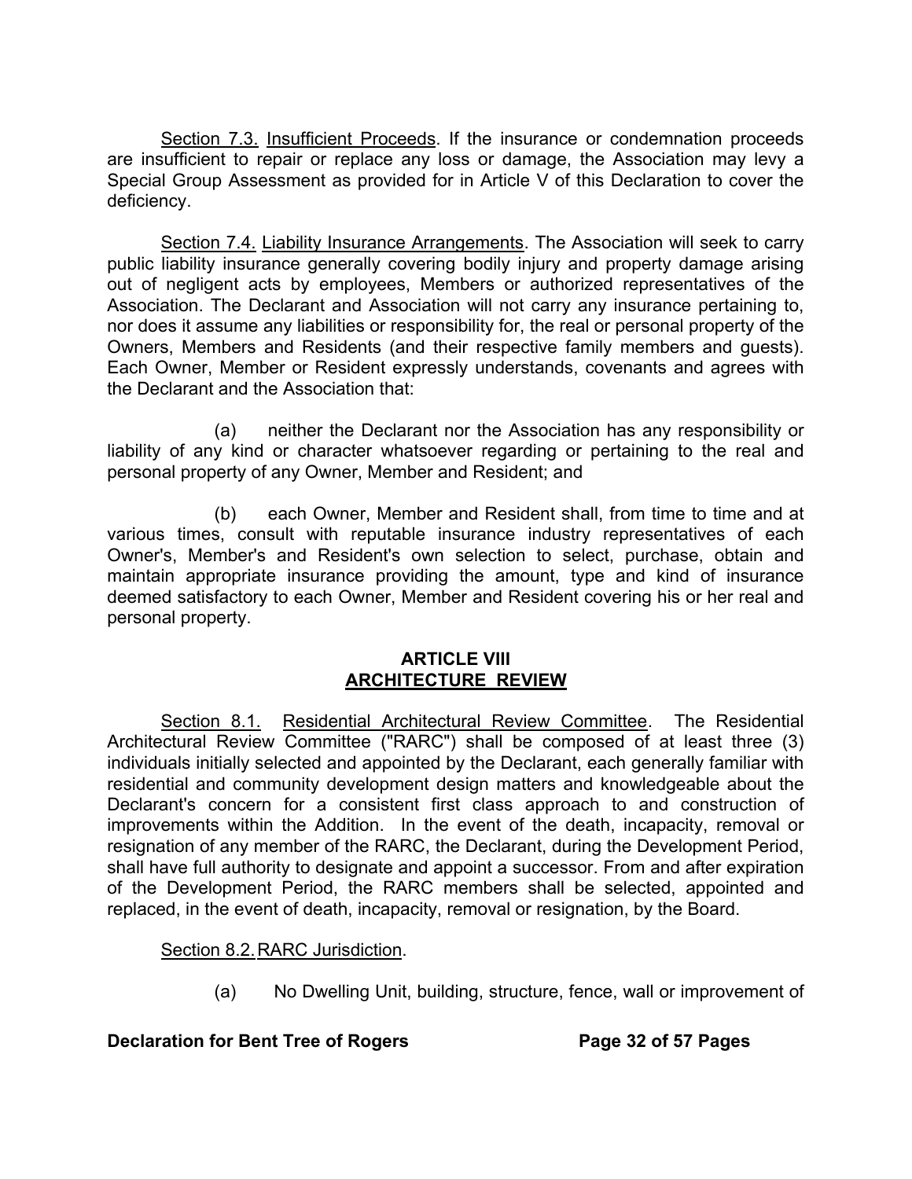Section 7.3. Insufficient Proceeds. If the insurance or condemnation proceeds are insufficient to repair or replace any loss or damage, the Association may levy a Special Group Assessment as provided for in Article V of this Declaration to cover the deficiency.

Section 7.4. Liability Insurance Arrangements. The Association will seek to carry public liability insurance generally covering bodily injury and property damage arising out of negligent acts by employees, Members or authorized representatives of the Association. The Declarant and Association will not carry any insurance pertaining to, nor does it assume any liabilities or responsibility for, the real or personal property of the Owners, Members and Residents (and their respective family members and guests). Each Owner, Member or Resident expressly understands, covenants and agrees with the Declarant and the Association that:

(a) neither the Declarant nor the Association has any responsibility or liability of any kind or character whatsoever regarding or pertaining to the real and personal property of any Owner, Member and Resident; and

(b) each Owner, Member and Resident shall, from time to time and at various times, consult with reputable insurance industry representatives of each Owner's, Member's and Resident's own selection to select, purchase, obtain and maintain appropriate insurance providing the amount, type and kind of insurance deemed satisfactory to each Owner, Member and Resident covering his or her real and personal property.

## ARTICLE VIII
## ARCHITECTURE REVIEW

Section 8.1. Residential Architectural Review Committee. The Residential Architectural Review Committee ("RARC") shall be composed of at least three (3) individuals initially selected and appointed by the Declarant, each generally familiar with residential and community development design matters and knowledgeable about the Declarant's concern for a consistent first class approach to and construction of improvements within the Addition. In the event of the death, incapacity, removal or resignation of any member of the RARC, the Declarant, during the Development Period, shall have full authority to designate and appoint a successor. From and after expiration of the Development Period, the RARC members shall be selected, appointed and replaced, in the event of death, incapacity, removal or resignation, by the Board.

Section 8.2. RARC Jurisdiction.

(a) No Dwelling Unit, building, structure, fence, wall or improvement of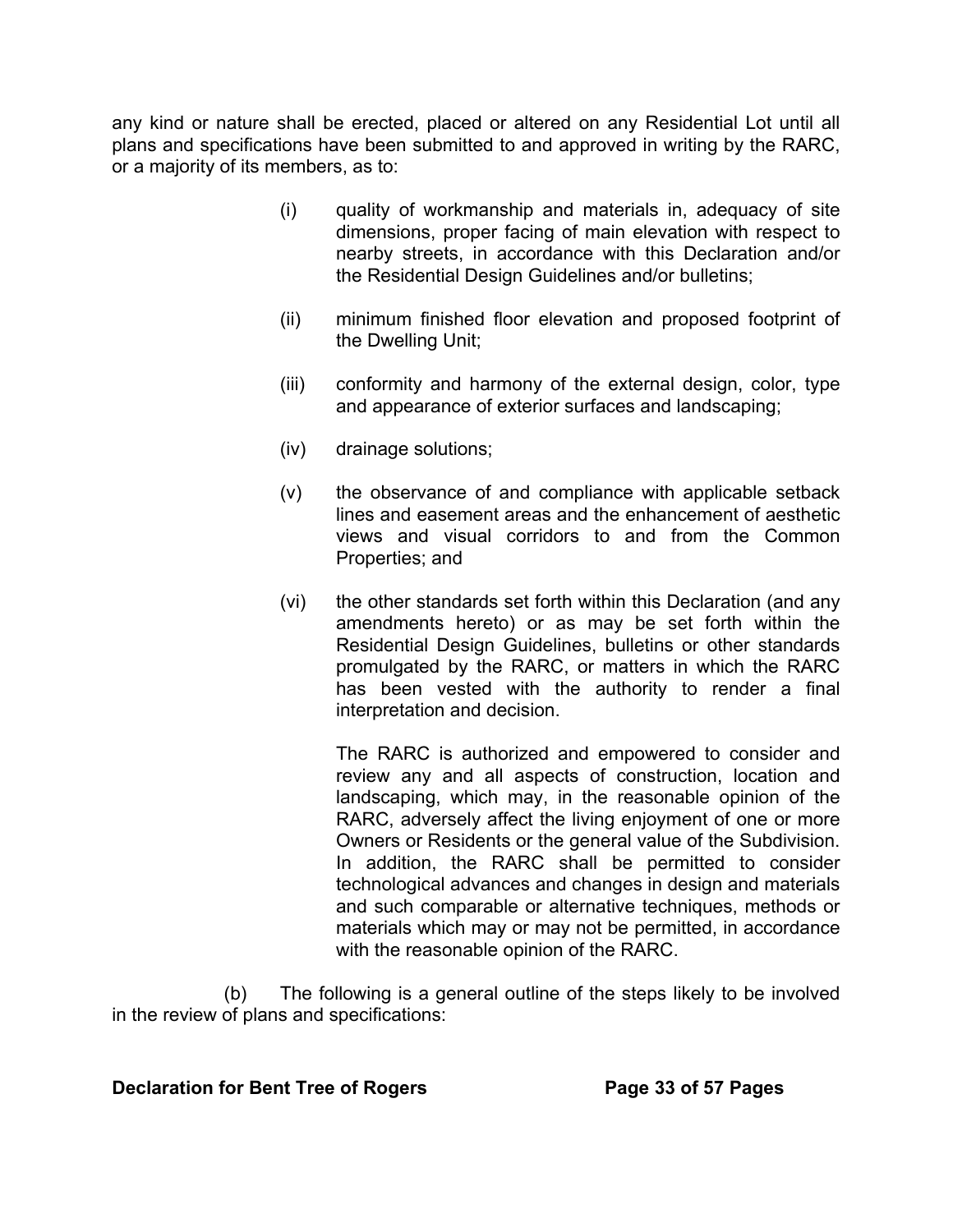any kind or nature shall be erected, placed or altered on any Residential Lot until all plans and specifications have been submitted to and approved in writing by the RARC, or a majority of its members, as to:

(i) quality of workmanship and materials in, adequacy of site dimensions, proper facing of main elevation with respect to nearby streets, in accordance with this Declaration and/or the Residential Design Guidelines and/or bulletins;

(ii) minimum finished floor elevation and proposed footprint of the Dwelling Unit;

(iii) conformity and harmony of the external design, color, type and appearance of exterior surfaces and landscaping;

(iv) drainage solutions;

(v) the observance of and compliance with applicable setback lines and easement areas and the enhancement of aesthetic views and visual corridors to and from the Common Properties; and

(vi) the other standards set forth within this Declaration (and any amendments hereto) or as may be set forth within the Residential Design Guidelines, bulletins or other standards promulgated by the RARC, or matters in which the RARC has been vested with the authority to render a final interpretation and decision.

The RARC is authorized and empowered to consider and review any and all aspects of construction, location and landscaping, which may, in the reasonable opinion of the RARC, adversely affect the living enjoyment of one or more Owners or Residents or the general value of the Subdivision. In addition, the RARC shall be permitted to consider technological advances and changes in design and materials and such comparable or alternative techniques, methods or materials which may or may not be permitted, in accordance with the reasonable opinion of the RARC.

(b) The following is a general outline of the steps likely to be involved in the review of plans and specifications: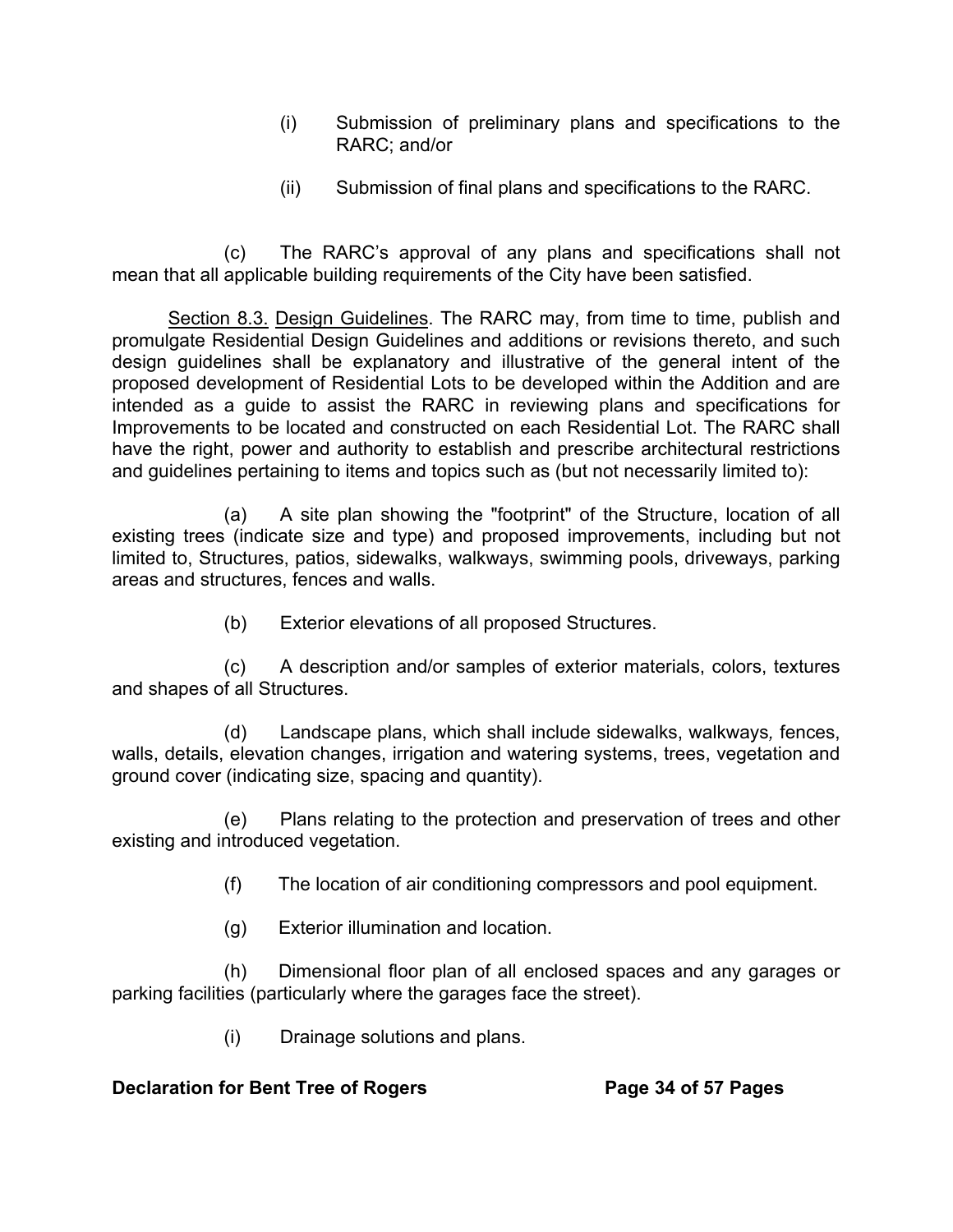(i) Submission of preliminary plans and specifications to the RARC; and/or

(ii) Submission of final plans and specifications to the RARC.

(c) The RARC's approval of any plans and specifications shall not mean that all applicable building requirements of the City have been satisfied.

<u>Section 8.3.</u> <u>Design Guidelines</u>. The RARC may, from time to time, publish and promulgate Residential Design Guidelines and additions or revisions thereto, and such design guidelines shall be explanatory and illustrative of the general intent of the proposed development of Residential Lots to be developed within the Addition and are intended as a guide to assist the RARC in reviewing plans and specifications for Improvements to be located and constructed on each Residential Lot. The RARC shall have the right, power and authority to establish and prescribe architectural restrictions and guidelines pertaining to items and topics such as (but not necessarily limited to):

(a) A site plan showing the "footprint" of the Structure, location of all existing trees (indicate size and type) and proposed improvements, including but not limited to, Structures, patios, sidewalks, walkways, swimming pools, driveways, parking areas and structures, fences and walls.

(b) Exterior elevations of all proposed Structures.

(c) A description and/or samples of exterior materials, colors, textures and shapes of all Structures.

(d) Landscape plans, which shall include sidewalks, walkways, fences, walls, details, elevation changes, irrigation and watering systems, trees, vegetation and ground cover (indicating size, spacing and quantity).

(e) Plans relating to the protection and preservation of trees and other existing and introduced vegetation.

(f) The location of air conditioning compressors and pool equipment.

(g) Exterior illumination and location.

(h) Dimensional floor plan of all enclosed spaces and any garages or parking facilities (particularly where the garages face the street).

(i) Drainage solutions and plans.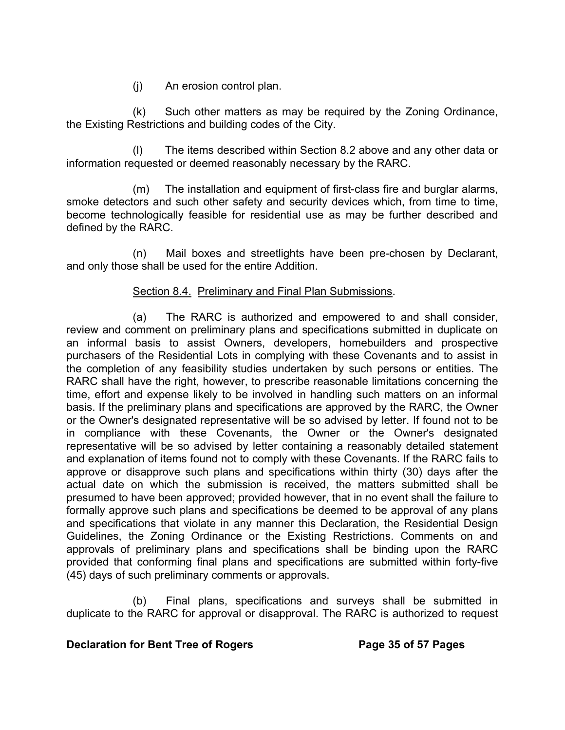(j) An erosion control plan.

(k) Such other matters as may be required by the Zoning Ordinance, the Existing Restrictions and building codes of the City.

(l) The items described within Section 8.2 above and any other data or information requested or deemed reasonably necessary by the RARC.

(m) The installation and equipment of first-class fire and burglar alarms, smoke detectors and such other safety and security devices which, from time to time, become technologically feasible for residential use as may be further described and defined by the RARC.

(n) Mail boxes and streetlights have been pre-chosen by Declarant, and only those shall be used for the entire Addition.

Section 8.4. Preliminary and Final Plan Submissions.

(a) The RARC is authorized and empowered to and shall consider, review and comment on preliminary plans and specifications submitted in duplicate on an informal basis to assist Owners, developers, homebuilders and prospective purchasers of the Residential Lots in complying with these Covenants and to assist in the completion of any feasibility studies undertaken by such persons or entities. The RARC shall have the right, however, to prescribe reasonable limitations concerning the time, effort and expense likely to be involved in handling such matters on an informal basis. If the preliminary plans and specifications are approved by the RARC, the Owner or the Owner's designated representative will be so advised by letter. If found not to be in compliance with these Covenants, the Owner or the Owner's designated representative will be so advised by letter containing a reasonably detailed statement and explanation of items found not to comply with these Covenants. If the RARC fails to approve or disapprove such plans and specifications within thirty (30) days after the actual date on which the submission is received, the matters submitted shall be presumed to have been approved; provided however, that in no event shall the failure to formally approve such plans and specifications be deemed to be approval of any plans and specifications that violate in any manner this Declaration, the Residential Design Guidelines, the Zoning Ordinance or the Existing Restrictions. Comments on and approvals of preliminary plans and specifications shall be binding upon the RARC provided that conforming final plans and specifications are submitted within forty-five (45) days of such preliminary comments or approvals.

(b) Final plans, specifications and surveys shall be submitted in duplicate to the RARC for approval or disapproval. The RARC is authorized to request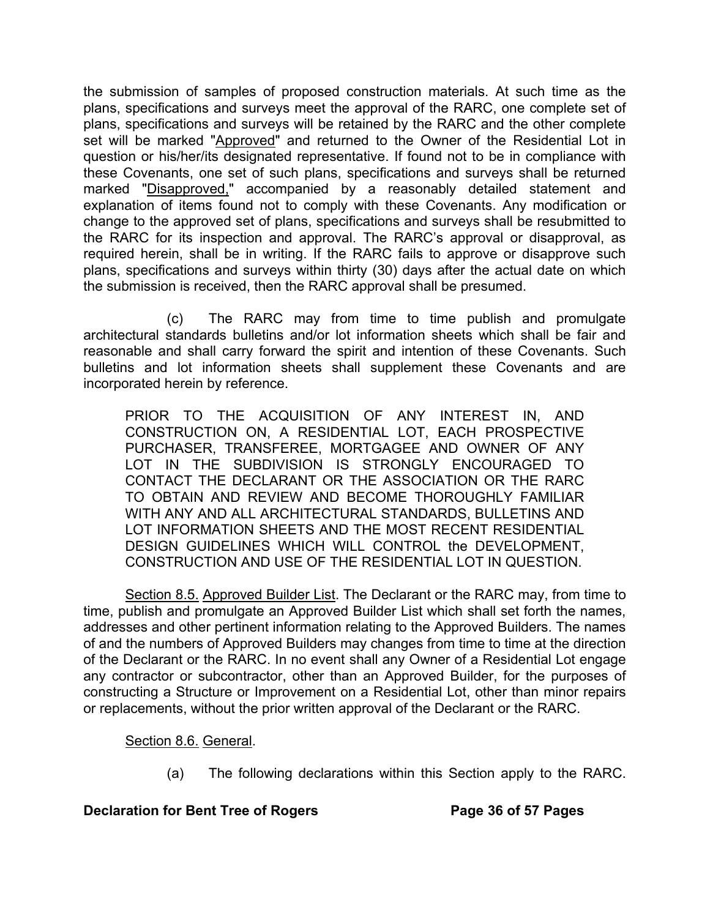the submission of samples of proposed construction materials. At such time as the plans, specifications and surveys meet the approval of the RARC, one complete set of plans, specifications and surveys will be retained by the RARC and the other complete set will be marked "<u>Approved</u>" and returned to the Owner of the Residential Lot in question or his/her/its designated representative. If found not to be in compliance with these Covenants, one set of such plans, specifications and surveys shall be returned marked "<u>Disapproved,</u>" accompanied by a reasonably detailed statement and explanation of items found not to comply with these Covenants. Any modification or change to the approved set of plans, specifications and surveys shall be resubmitted to the RARC for its inspection and approval. The RARC's approval or disapproval, as required herein, shall be in writing. If the RARC fails to approve or disapprove such plans, specifications and surveys within thirty (30) days after the actual date on which the submission is received, then the RARC approval shall be presumed.

(c) The RARC may from time to time publish and promulgate architectural standards bulletins and/or lot information sheets which shall be fair and reasonable and shall carry forward the spirit and intention of these Covenants. Such bulletins and lot information sheets shall supplement these Covenants and are incorporated herein by reference.

> PRIOR TO THE ACQUISITION OF ANY INTEREST IN, AND CONSTRUCTION ON, A RESIDENTIAL LOT, EACH PROSPECTIVE PURCHASER, TRANSFEREE, MORTGAGEE AND OWNER OF ANY LOT IN THE SUBDIVISION IS STRONGLY ENCOURAGED TO CONTACT THE DECLARANT OR THE ASSOCIATION OR THE RARC TO OBTAIN AND REVIEW AND BECOME THOROUGHLY FAMILIAR WITH ANY AND ALL ARCHITECTURAL STANDARDS, BULLETINS AND LOT INFORMATION SHEETS AND THE MOST RECENT RESIDENTIAL DESIGN GUIDELINES WHICH WILL CONTROL the DEVELOPMENT, CONSTRUCTION AND USE OF THE RESIDENTIAL LOT IN QUESTION.

<u>Section 8.5.</u> <u>Approved Builder List</u>. The Declarant or the RARC may, from time to time, publish and promulgate an Approved Builder List which shall set forth the names, addresses and other pertinent information relating to the Approved Builders. The names of and the numbers of Approved Builders may changes from time to time at the direction of the Declarant or the RARC. In no event shall any Owner of a Residential Lot engage any contractor or subcontractor, other than an Approved Builder, for the purposes of constructing a Structure or Improvement on a Residential Lot, other than minor repairs or replacements, without the prior written approval of the Declarant or the RARC.

<u>Section 8.6.</u> <u>General</u>.

(a) The following declarations within this Section apply to the RARC.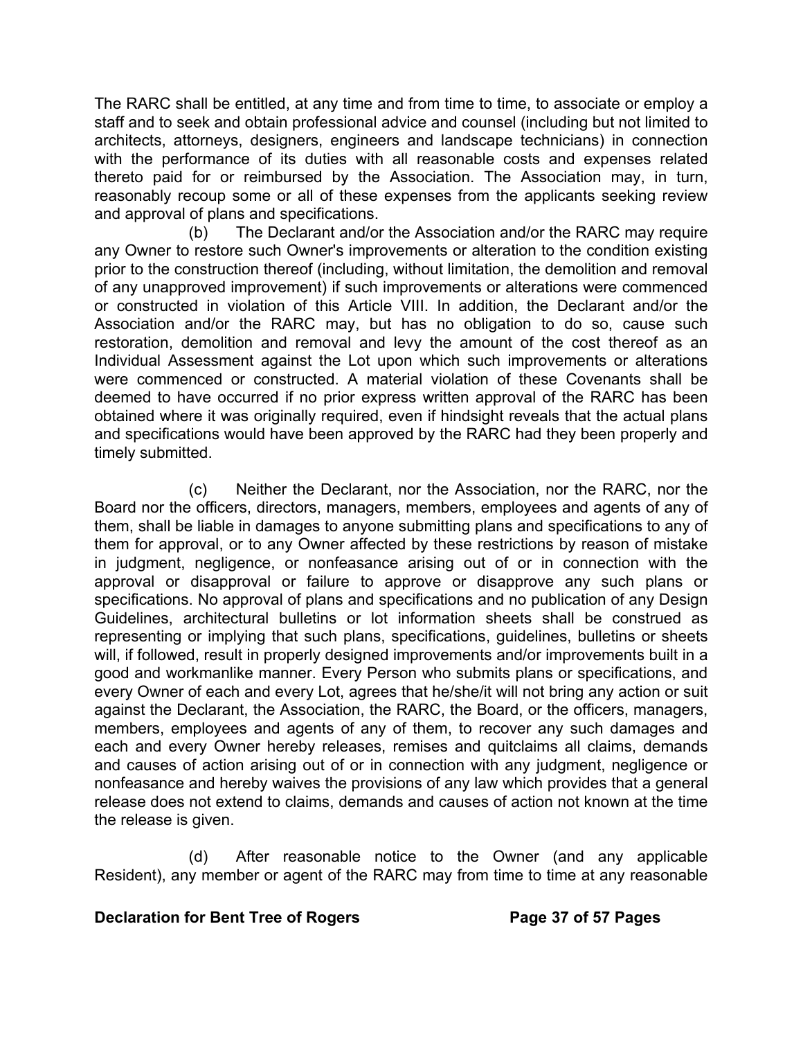The RARC shall be entitled, at any time and from time to time, to associate or employ a staff and to seek and obtain professional advice and counsel (including but not limited to architects, attorneys, designers, engineers and landscape technicians) in connection with the performance of its duties with all reasonable costs and expenses related thereto paid for or reimbursed by the Association. The Association may, in turn, reasonably recoup some or all of these expenses from the applicants seeking review and approval of plans and specifications.

(b) The Declarant and/or the Association and/or the RARC may require any Owner to restore such Owner's improvements or alteration to the condition existing prior to the construction thereof (including, without limitation, the demolition and removal of any unapproved improvement) if such improvements or alterations were commenced or constructed in violation of this Article VIII. In addition, the Declarant and/or the Association and/or the RARC may, but has no obligation to do so, cause such restoration, demolition and removal and levy the amount of the cost thereof as an Individual Assessment against the Lot upon which such improvements or alterations were commenced or constructed. A material violation of these Covenants shall be deemed to have occurred if no prior express written approval of the RARC has been obtained where it was originally required, even if hindsight reveals that the actual plans and specifications would have been approved by the RARC had they been properly and timely submitted.

(c) Neither the Declarant, nor the Association, nor the RARC, nor the Board nor the officers, directors, managers, members, employees and agents of any of them, shall be liable in damages to anyone submitting plans and specifications to any of them for approval, or to any Owner affected by these restrictions by reason of mistake in judgment, negligence, or nonfeasance arising out of or in connection with the approval or disapproval or failure to approve or disapprove any such plans or specifications. No approval of plans and specifications and no publication of any Design Guidelines, architectural bulletins or lot information sheets shall be construed as representing or implying that such plans, specifications, guidelines, bulletins or sheets will, if followed, result in properly designed improvements and/or improvements built in a good and workmanlike manner. Every Person who submits plans or specifications, and every Owner of each and every Lot, agrees that he/she/it will not bring any action or suit against the Declarant, the Association, the RARC, the Board, or the officers, managers, members, employees and agents of any of them, to recover any such damages and each and every Owner hereby releases, remises and quitclaims all claims, demands and causes of action arising out of or in connection with any judgment, negligence or nonfeasance and hereby waives the provisions of any law which provides that a general release does not extend to claims, demands and causes of action not known at the time the release is given.

(d) After reasonable notice to the Owner (and any applicable Resident), any member or agent of the RARC may from time to time at any reasonable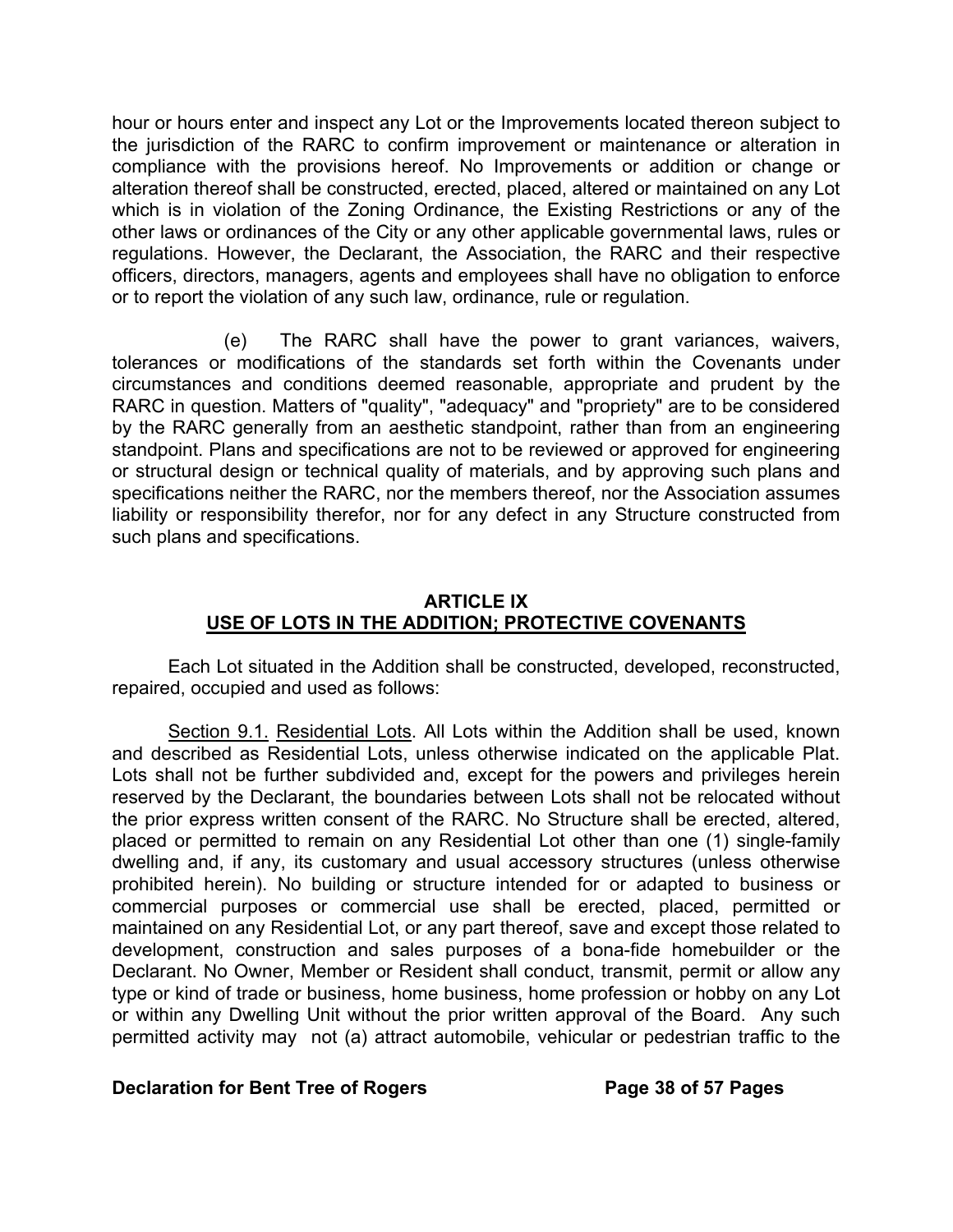hour or hours enter and inspect any Lot or the Improvements located thereon subject to the jurisdiction of the RARC to confirm improvement or maintenance or alteration in compliance with the provisions hereof. No Improvements or addition or change or alteration thereof shall be constructed, erected, placed, altered or maintained on any Lot which is in violation of the Zoning Ordinance, the Existing Restrictions or any of the other laws or ordinances of the City or any other applicable governmental laws, rules or regulations. However, the Declarant, the Association, the RARC and their respective officers, directors, managers, agents and employees shall have no obligation to enforce or to report the violation of any such law, ordinance, rule or regulation.

(e) The RARC shall have the power to grant variances, waivers, tolerances or modifications of the standards set forth within the Covenants under circumstances and conditions deemed reasonable, appropriate and prudent by the RARC in question. Matters of "quality", "adequacy" and "propriety" are to be considered by the RARC generally from an aesthetic standpoint, rather than from an engineering standpoint. Plans and specifications are not to be reviewed or approved for engineering or structural design or technical quality of materials, and by approving such plans and specifications neither the RARC, nor the members thereof, nor the Association assumes liability or responsibility therefor, nor for any defect in any Structure constructed from such plans and specifications.

## ARTICLE IX
## USE OF LOTS IN THE ADDITION; PROTECTIVE COVENANTS

Each Lot situated in the Addition shall be constructed, developed, reconstructed, repaired, occupied and used as follows:

Section 9.1. Residential Lots. All Lots within the Addition shall be used, known and described as Residential Lots, unless otherwise indicated on the applicable Plat. Lots shall not be further subdivided and, except for the powers and privileges herein reserved by the Declarant, the boundaries between Lots shall not be relocated without the prior express written consent of the RARC. No Structure shall be erected, altered, placed or permitted to remain on any Residential Lot other than one (1) single-family dwelling and, if any, its customary and usual accessory structures (unless otherwise prohibited herein). No building or structure intended for or adapted to business or commercial purposes or commercial use shall be erected, placed, permitted or maintained on any Residential Lot, or any part thereof, save and except those related to development, construction and sales purposes of a bona-fide homebuilder or the Declarant. No Owner, Member or Resident shall conduct, transmit, permit or allow any type or kind of trade or business, home business, home profession or hobby on any Lot or within any Dwelling Unit without the prior written approval of the Board. Any such permitted activity may not (a) attract automobile, vehicular or pedestrian traffic to the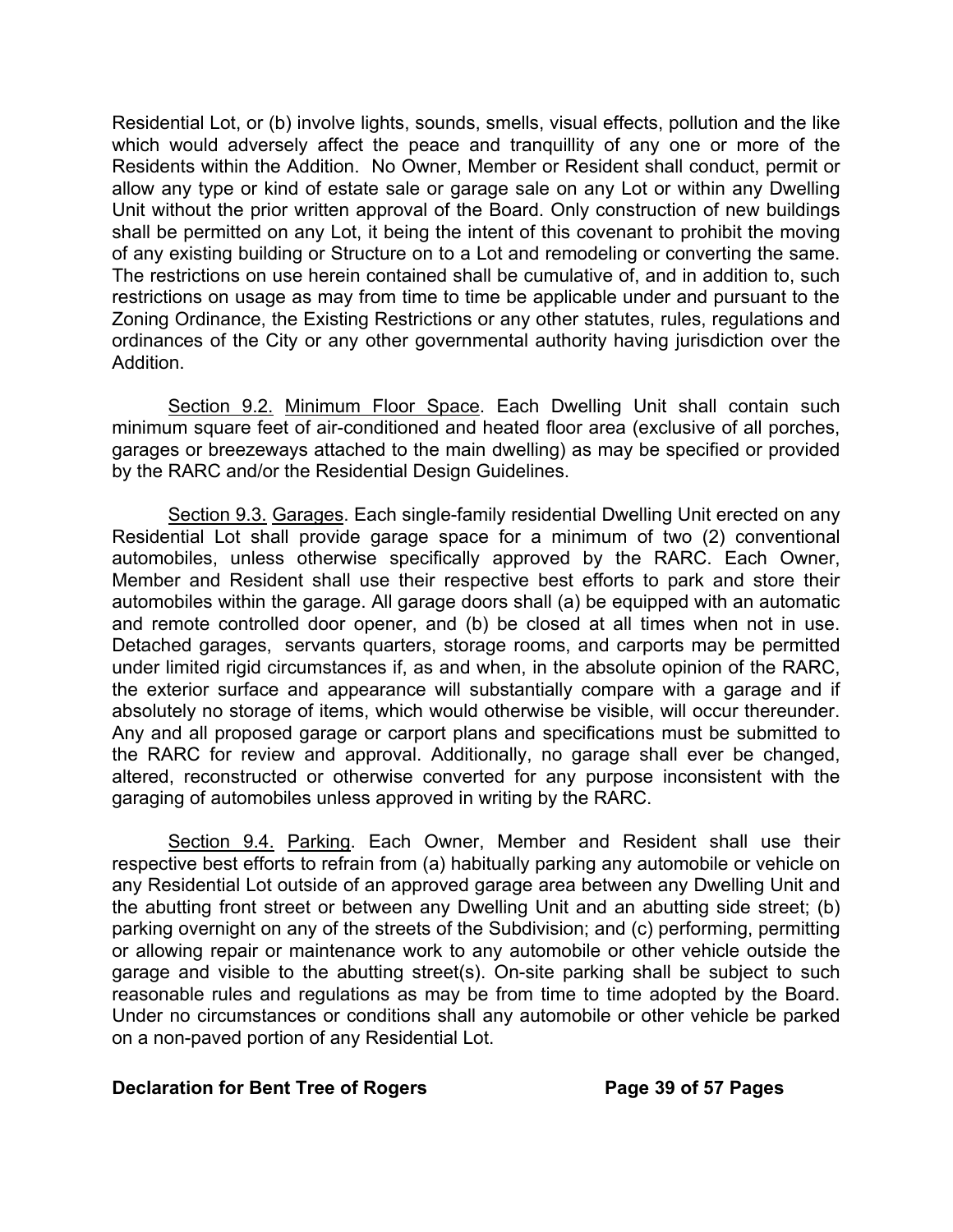Residential Lot, or (b) involve lights, sounds, smells, visual effects, pollution and the like which would adversely affect the peace and tranquillity of any one or more of the Residents within the Addition. No Owner, Member or Resident shall conduct, permit or allow any type or kind of estate sale or garage sale on any Lot or within any Dwelling Unit without the prior written approval of the Board. Only construction of new buildings shall be permitted on any Lot, it being the intent of this covenant to prohibit the moving of any existing building or Structure on to a Lot and remodeling or converting the same. The restrictions on use herein contained shall be cumulative of, and in addition to, such restrictions on usage as may from time to time be applicable under and pursuant to the Zoning Ordinance, the Existing Restrictions or any other statutes, rules, regulations and ordinances of the City or any other governmental authority having jurisdiction over the Addition.

Section 9.2. Minimum Floor Space. Each Dwelling Unit shall contain such minimum square feet of air-conditioned and heated floor area (exclusive of all porches, garages or breezeways attached to the main dwelling) as may be specified or provided by the RARC and/or the Residential Design Guidelines.

Section 9.3. Garages. Each single-family residential Dwelling Unit erected on any Residential Lot shall provide garage space for a minimum of two (2) conventional automobiles, unless otherwise specifically approved by the RARC. Each Owner, Member and Resident shall use their respective best efforts to park and store their automobiles within the garage. All garage doors shall (a) be equipped with an automatic and remote controlled door opener, and (b) be closed at all times when not in use. Detached garages, servants quarters, storage rooms, and carports may be permitted under limited rigid circumstances if, as and when, in the absolute opinion of the RARC, the exterior surface and appearance will substantially compare with a garage and if absolutely no storage of items, which would otherwise be visible, will occur thereunder. Any and all proposed garage or carport plans and specifications must be submitted to the RARC for review and approval. Additionally, no garage shall ever be changed, altered, reconstructed or otherwise converted for any purpose inconsistent with the garaging of automobiles unless approved in writing by the RARC.

Section 9.4. Parking. Each Owner, Member and Resident shall use their respective best efforts to refrain from (a) habitually parking any automobile or vehicle on any Residential Lot outside of an approved garage area between any Dwelling Unit and the abutting front street or between any Dwelling Unit and an abutting side street; (b) parking overnight on any of the streets of the Subdivision; and (c) performing, permitting or allowing repair or maintenance work to any automobile or other vehicle outside the garage and visible to the abutting street(s). On-site parking shall be subject to such reasonable rules and regulations as may be from time to time adopted by the Board. Under no circumstances or conditions shall any automobile or other vehicle be parked on a non-paved portion of any Residential Lot.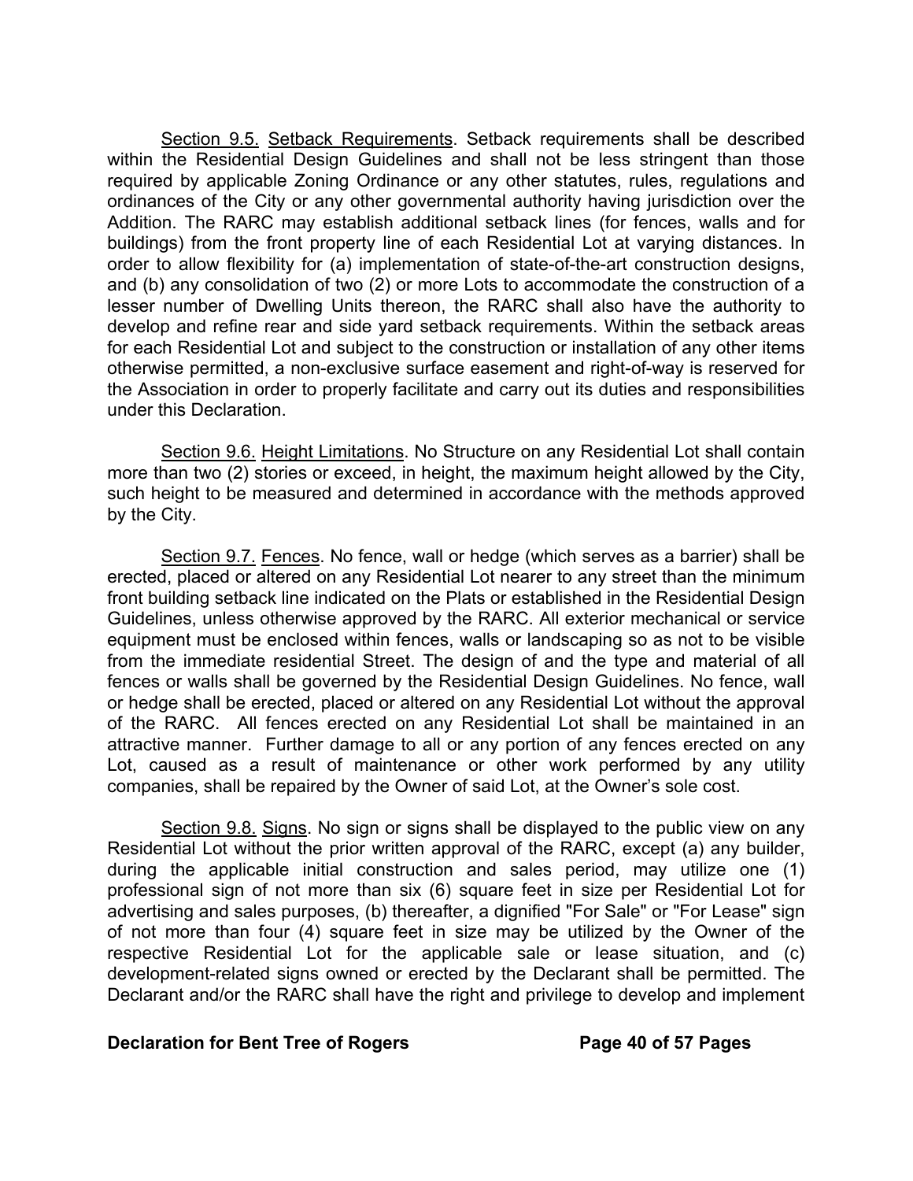Section 9.5. Setback Requirements. Setback requirements shall be described within the Residential Design Guidelines and shall not be less stringent than those required by applicable Zoning Ordinance or any other statutes, rules, regulations and ordinances of the City or any other governmental authority having jurisdiction over the Addition. The RARC may establish additional setback lines (for fences, walls and for buildings) from the front property line of each Residential Lot at varying distances. In order to allow flexibility for (a) implementation of state-of-the-art construction designs, and (b) any consolidation of two (2) or more Lots to accommodate the construction of a lesser number of Dwelling Units thereon, the RARC shall also have the authority to develop and refine rear and side yard setback requirements. Within the setback areas for each Residential Lot and subject to the construction or installation of any other items otherwise permitted, a non-exclusive surface easement and right-of-way is reserved for the Association in order to properly facilitate and carry out its duties and responsibilities under this Declaration.

Section 9.6. Height Limitations. No Structure on any Residential Lot shall contain more than two (2) stories or exceed, in height, the maximum height allowed by the City, such height to be measured and determined in accordance with the methods approved by the City.

Section 9.7. Fences. No fence, wall or hedge (which serves as a barrier) shall be erected, placed or altered on any Residential Lot nearer to any street than the minimum front building setback line indicated on the Plats or established in the Residential Design Guidelines, unless otherwise approved by the RARC. All exterior mechanical or service equipment must be enclosed within fences, walls or landscaping so as not to be visible from the immediate residential Street. The design of and the type and material of all fences or walls shall be governed by the Residential Design Guidelines. No fence, wall or hedge shall be erected, placed or altered on any Residential Lot without the approval of the RARC. All fences erected on any Residential Lot shall be maintained in an attractive manner. Further damage to all or any portion of any fences erected on any Lot, caused as a result of maintenance or other work performed by any utility companies, shall be repaired by the Owner of said Lot, at the Owner's sole cost.

Section 9.8. Signs. No sign or signs shall be displayed to the public view on any Residential Lot without the prior written approval of the RARC, except (a) any builder, during the applicable initial construction and sales period, may utilize one (1) professional sign of not more than six (6) square feet in size per Residential Lot for advertising and sales purposes, (b) thereafter, a dignified "For Sale" or "For Lease" sign of not more than four (4) square feet in size may be utilized by the Owner of the respective Residential Lot for the applicable sale or lease situation, and (c) development-related signs owned or erected by the Declarant shall be permitted. The Declarant and/or the RARC shall have the right and privilege to develop and implement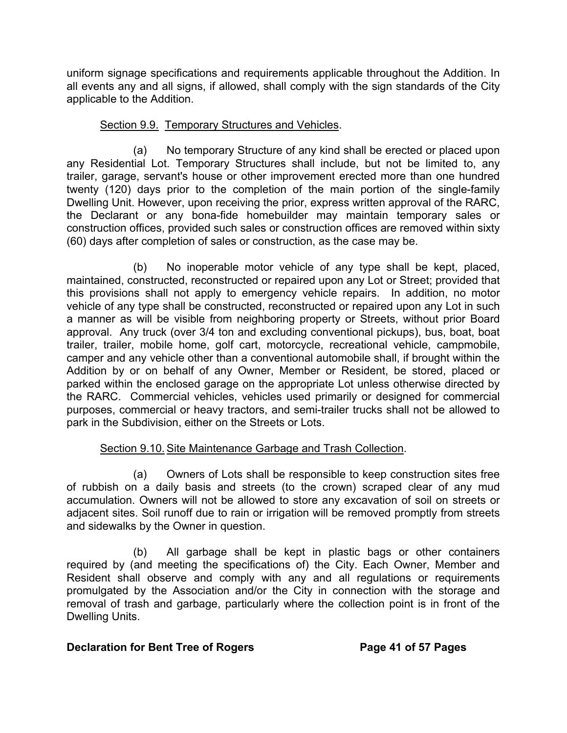uniform signage specifications and requirements applicable throughout the Addition. In all events any and all signs, if allowed, shall comply with the sign standards of the City applicable to the Addition.

Section 9.9. Temporary Structures and Vehicles.

(a) No temporary Structure of any kind shall be erected or placed upon any Residential Lot. Temporary Structures shall include, but not be limited to, any trailer, garage, servant's house or other improvement erected more than one hundred twenty (120) days prior to the completion of the main portion of the single-family Dwelling Unit. However, upon receiving the prior, express written approval of the RARC, the Declarant or any bona-fide homebuilder may maintain temporary sales or construction offices, provided such sales or construction offices are removed within sixty (60) days after completion of sales or construction, as the case may be.

(b) No inoperable motor vehicle of any type shall be kept, placed, maintained, constructed, reconstructed or repaired upon any Lot or Street; provided that this provisions shall not apply to emergency vehicle repairs. In addition, no motor vehicle of any type shall be constructed, reconstructed or repaired upon any Lot in such a manner as will be visible from neighboring property or Streets, without prior Board approval. Any truck (over 3/4 ton and excluding conventional pickups), bus, boat, boat trailer, trailer, mobile home, golf cart, motorcycle, recreational vehicle, campmobile, camper and any vehicle other than a conventional automobile shall, if brought within the Addition by or on behalf of any Owner, Member or Resident, be stored, placed or parked within the enclosed garage on the appropriate Lot unless otherwise directed by the RARC. Commercial vehicles, vehicles used primarily or designed for commercial purposes, commercial or heavy tractors, and semi-trailer trucks shall not be allowed to park in the Subdivision, either on the Streets or Lots.

Section 9.10. Site Maintenance Garbage and Trash Collection.

(a) Owners of Lots shall be responsible to keep construction sites free of rubbish on a daily basis and streets (to the crown) scraped clear of any mud accumulation. Owners will not be allowed to store any excavation of soil on streets or adjacent sites. Soil runoff due to rain or irrigation will be removed promptly from streets and sidewalks by the Owner in question.

(b) All garbage shall be kept in plastic bags or other containers required by (and meeting the specifications of) the City. Each Owner, Member and Resident shall observe and comply with any and all regulations or requirements promulgated by the Association and/or the City in connection with the storage and removal of trash and garbage, particularly where the collection point is in front of the Dwelling Units.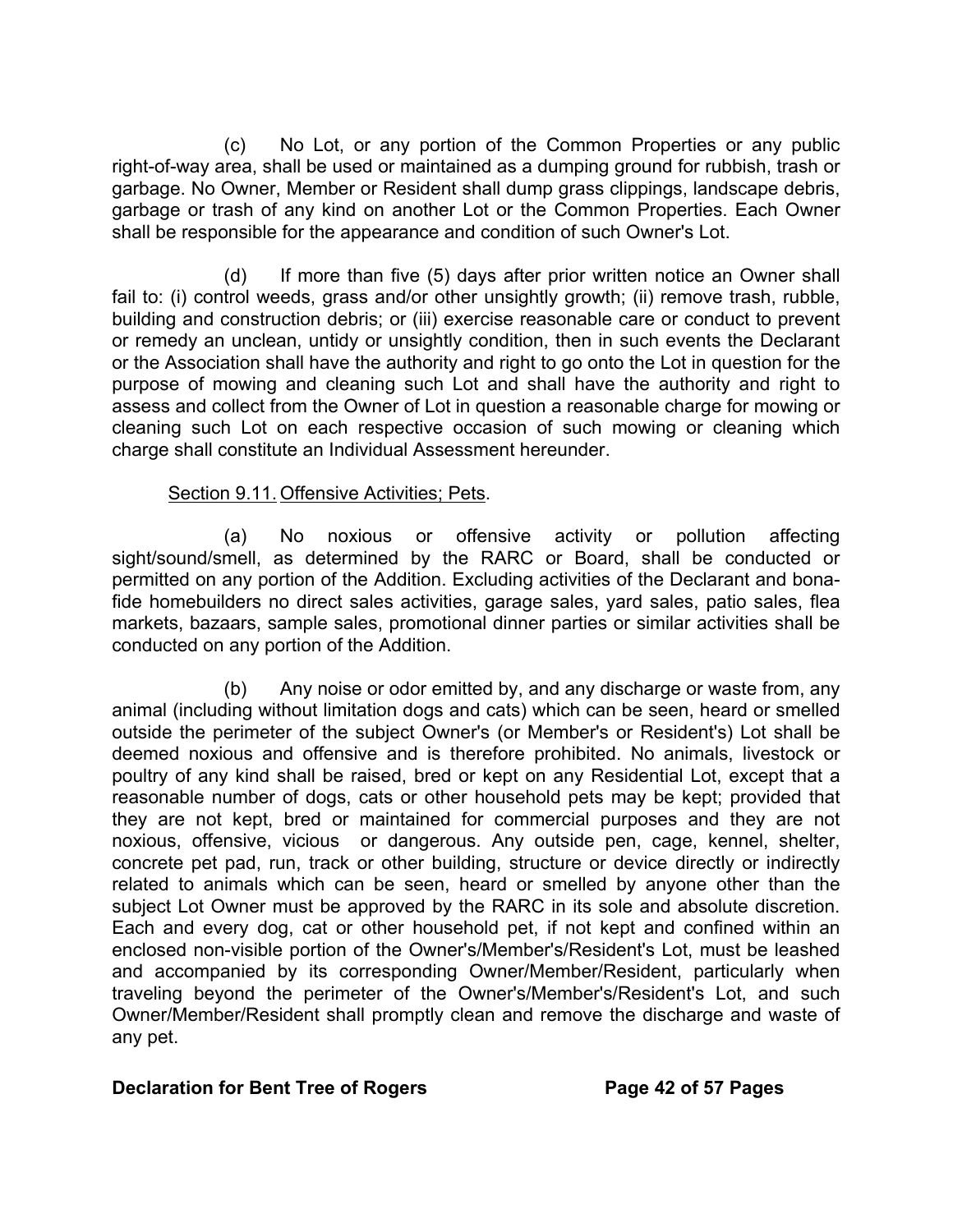(c) No Lot, or any portion of the Common Properties or any public right-of-way area, shall be used or maintained as a dumping ground for rubbish, trash or garbage. No Owner, Member or Resident shall dump grass clippings, landscape debris, garbage or trash of any kind on another Lot or the Common Properties. Each Owner shall be responsible for the appearance and condition of such Owner's Lot.

(d) If more than five (5) days after prior written notice an Owner shall fail to: (i) control weeds, grass and/or other unsightly growth; (ii) remove trash, rubble, building and construction debris; or (iii) exercise reasonable care or conduct to prevent or remedy an unclean, untidy or unsightly condition, then in such events the Declarant or the Association shall have the authority and right to go onto the Lot in question for the purpose of mowing and cleaning such Lot and shall have the authority and right to assess and collect from the Owner of Lot in question a reasonable charge for mowing or cleaning such Lot on each respective occasion of such mowing or cleaning which charge shall constitute an Individual Assessment hereunder.

Section 9.11. Offensive Activities; Pets.

(a) No noxious or offensive activity or pollution affecting sight/sound/smell, as determined by the RARC or Board, shall be conducted or permitted on any portion of the Addition. Excluding activities of the Declarant and bona-fide homebuilders no direct sales activities, garage sales, yard sales, patio sales, flea markets, bazaars, sample sales, promotional dinner parties or similar activities shall be conducted on any portion of the Addition.

(b) Any noise or odor emitted by, and any discharge or waste from, any animal (including without limitation dogs and cats) which can be seen, heard or smelled outside the perimeter of the subject Owner's (or Member's or Resident's) Lot shall be deemed noxious and offensive and is therefore prohibited. No animals, livestock or poultry of any kind shall be raised, bred or kept on any Residential Lot, except that a reasonable number of dogs, cats or other household pets may be kept; provided that they are not kept, bred or maintained for commercial purposes and they are not noxious, offensive, vicious or dangerous. Any outside pen, cage, kennel, shelter, concrete pet pad, run, track or other building, structure or device directly or indirectly related to animals which can be seen, heard or smelled by anyone other than the subject Lot Owner must be approved by the RARC in its sole and absolute discretion. Each and every dog, cat or other household pet, if not kept and confined within an enclosed non-visible portion of the Owner's/Member's/Resident's Lot, must be leashed and accompanied by its corresponding Owner/Member/Resident, particularly when traveling beyond the perimeter of the Owner's/Member's/Resident's Lot, and such Owner/Member/Resident shall promptly clean and remove the discharge and waste of any pet.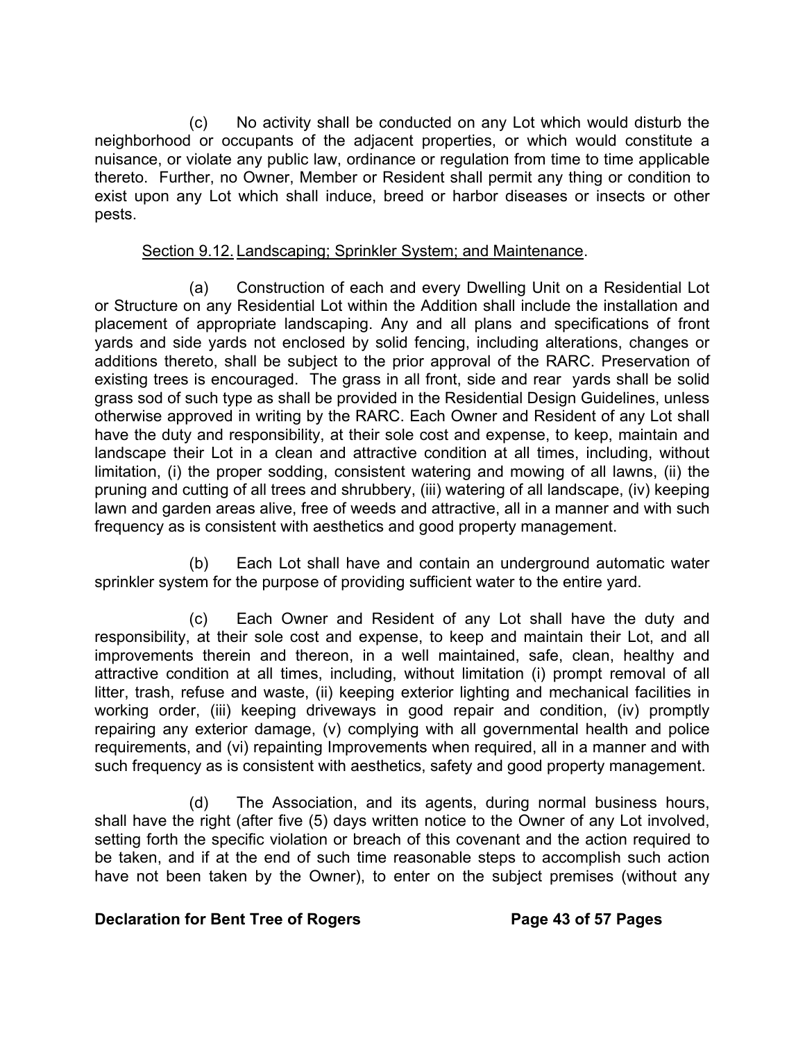(c) No activity shall be conducted on any Lot which would disturb the neighborhood or occupants of the adjacent properties, or which would constitute a nuisance, or violate any public law, ordinance or regulation from time to time applicable thereto. Further, no Owner, Member or Resident shall permit any thing or condition to exist upon any Lot which shall induce, breed or harbor diseases or insects or other pests.

Section 9.12. Landscaping; Sprinkler System; and Maintenance.

(a) Construction of each and every Dwelling Unit on a Residential Lot or Structure on any Residential Lot within the Addition shall include the installation and placement of appropriate landscaping. Any and all plans and specifications of front yards and side yards not enclosed by solid fencing, including alterations, changes or additions thereto, shall be subject to the prior approval of the RARC. Preservation of existing trees is encouraged. The grass in all front, side and rear yards shall be solid grass sod of such type as shall be provided in the Residential Design Guidelines, unless otherwise approved in writing by the RARC. Each Owner and Resident of any Lot shall have the duty and responsibility, at their sole cost and expense, to keep, maintain and landscape their Lot in a clean and attractive condition at all times, including, without limitation, (i) the proper sodding, consistent watering and mowing of all lawns, (ii) the pruning and cutting of all trees and shrubbery, (iii) watering of all landscape, (iv) keeping lawn and garden areas alive, free of weeds and attractive, all in a manner and with such frequency as is consistent with aesthetics and good property management.

(b) Each Lot shall have and contain an underground automatic water sprinkler system for the purpose of providing sufficient water to the entire yard.

(c) Each Owner and Resident of any Lot shall have the duty and responsibility, at their sole cost and expense, to keep and maintain their Lot, and all improvements therein and thereon, in a well maintained, safe, clean, healthy and attractive condition at all times, including, without limitation (i) prompt removal of all litter, trash, refuse and waste, (ii) keeping exterior lighting and mechanical facilities in working order, (iii) keeping driveways in good repair and condition, (iv) promptly repairing any exterior damage, (v) complying with all governmental health and police requirements, and (vi) repainting Improvements when required, all in a manner and with such frequency as is consistent with aesthetics, safety and good property management.

(d) The Association, and its agents, during normal business hours, shall have the right (after five (5) days written notice to the Owner of any Lot involved, setting forth the specific violation or breach of this covenant and the action required to be taken, and if at the end of such time reasonable steps to accomplish such action have not been taken by the Owner), to enter on the subject premises (without any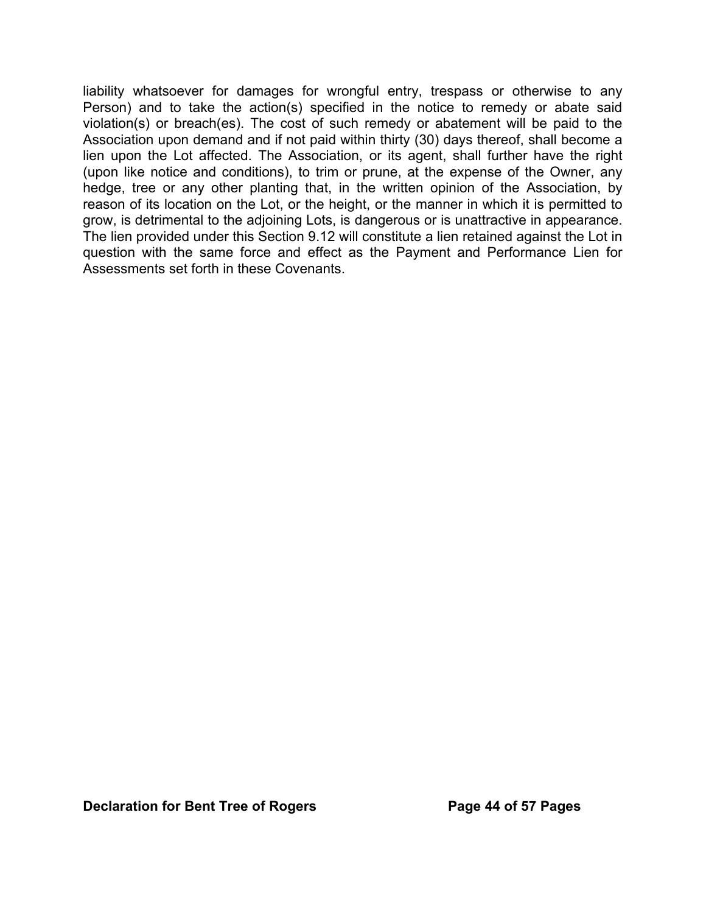liability whatsoever for damages for wrongful entry, trespass or otherwise to any Person) and to take the action(s) specified in the notice to remedy or abate said violation(s) or breach(es). The cost of such remedy or abatement will be paid to the Association upon demand and if not paid within thirty (30) days thereof, shall become a lien upon the Lot affected. The Association, or its agent, shall further have the right (upon like notice and conditions), to trim or prune, at the expense of the Owner, any hedge, tree or any other planting that, in the written opinion of the Association, by reason of its location on the Lot, or the height, or the manner in which it is permitted to grow, is detrimental to the adjoining Lots, is dangerous or is unattractive in appearance. The lien provided under this Section 9.12 will constitute a lien retained against the Lot in question with the same force and effect as the Payment and Performance Lien for Assessments set forth in these Covenants.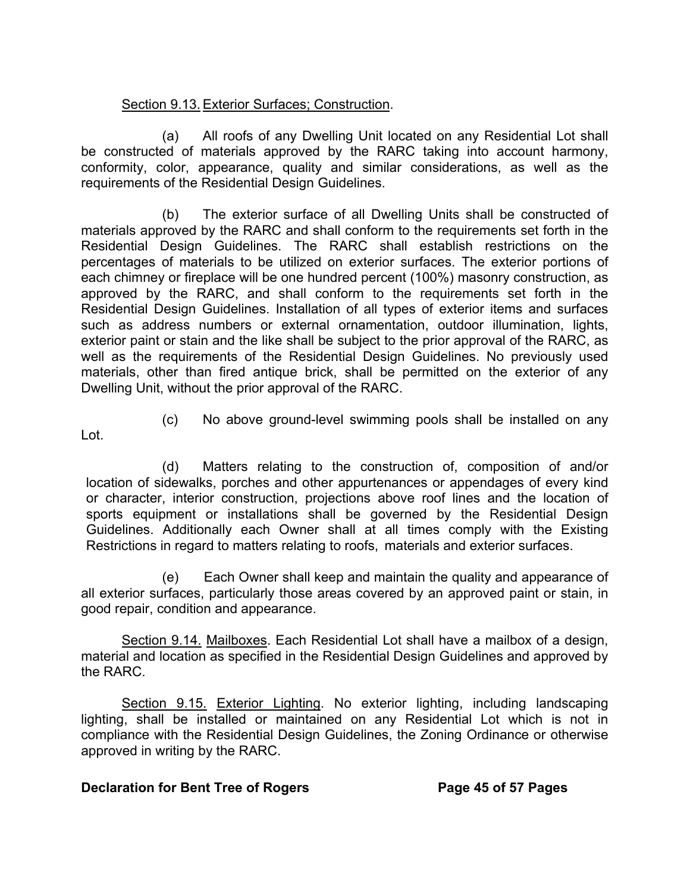Section 9.13. <u>Exterior Surfaces; Construction</u>.

(a) All roofs of any Dwelling Unit located on any Residential Lot shall be constructed of materials approved by the RARC taking into account harmony, conformity, color, appearance, quality and similar considerations, as well as the requirements of the Residential Design Guidelines.

(b) The exterior surface of all Dwelling Units shall be constructed of materials approved by the RARC and shall conform to the requirements set forth in the Residential Design Guidelines. The RARC shall establish restrictions on the percentages of materials to be utilized on exterior surfaces. The exterior portions of each chimney or fireplace will be one hundred percent (100%) masonry construction, as approved by the RARC, and shall conform to the requirements set forth in the Residential Design Guidelines. Installation of all types of exterior items and surfaces such as address numbers or external ornamentation, outdoor illumination, lights, exterior paint or stain and the like shall be subject to the prior approval of the RARC, as well as the requirements of the Residential Design Guidelines. No previously used materials, other than fired antique brick, shall be permitted on the exterior of any Dwelling Unit, without the prior approval of the RARC.

(c) No above ground-level swimming pools shall be installed on any Lot.

(d) Matters relating to the construction of, composition of and/or location of sidewalks, porches and other appurtenances or appendages of every kind or character, interior construction, projections above roof lines and the location of sports equipment or installations shall be governed by the Residential Design Guidelines. Additionally each Owner shall at all times comply with the Existing Restrictions in regard to matters relating to roofs, materials and exterior surfaces.

(e) Each Owner shall keep and maintain the quality and appearance of all exterior surfaces, particularly those areas covered by an approved paint or stain, in good repair, condition and appearance.

Section 9.14. <u>Mailboxes</u>. Each Residential Lot shall have a mailbox of a design, material and location as specified in the Residential Design Guidelines and approved by the RARC.

Section 9.15. <u>Exterior Lighting</u>. No exterior lighting, including landscaping lighting, shall be installed or maintained on any Residential Lot which is not in compliance with the Residential Design Guidelines, the Zoning Ordinance or otherwise approved in writing by the RARC.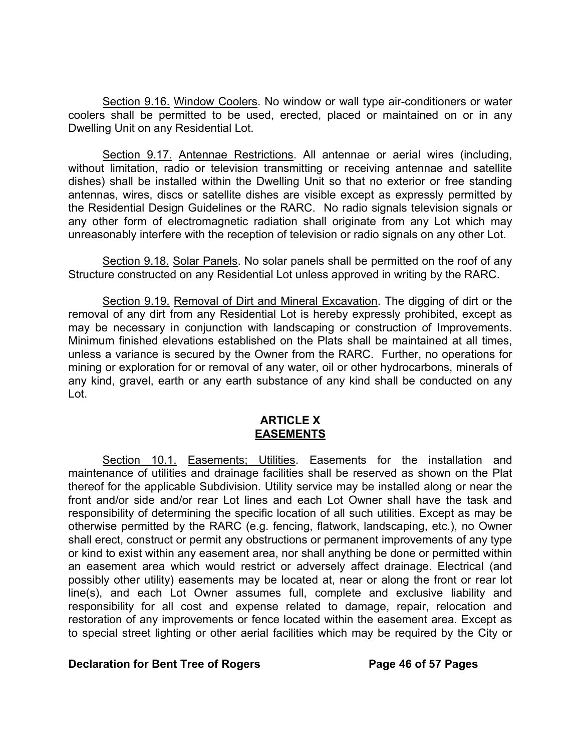Section 9.16. Window Coolers. No window or wall type air-conditioners or water coolers shall be permitted to be used, erected, placed or maintained on or in any Dwelling Unit on any Residential Lot.

Section 9.17. Antennae Restrictions. All antennae or aerial wires (including, without limitation, radio or television transmitting or receiving antennae and satellite dishes) shall be installed within the Dwelling Unit so that no exterior or free standing antennas, wires, discs or satellite dishes are visible except as expressly permitted by the Residential Design Guidelines or the RARC. No radio signals television signals or any other form of electromagnetic radiation shall originate from any Lot which may unreasonably interfere with the reception of television or radio signals on any other Lot.

Section 9.18. Solar Panels. No solar panels shall be permitted on the roof of any Structure constructed on any Residential Lot unless approved in writing by the RARC.

Section 9.19. Removal of Dirt and Mineral Excavation. The digging of dirt or the removal of any dirt from any Residential Lot is hereby expressly prohibited, except as may be necessary in conjunction with landscaping or construction of Improvements. Minimum finished elevations established on the Plats shall be maintained at all times, unless a variance is secured by the Owner from the RARC. Further, no operations for mining or exploration for or removal of any water, oil or other hydrocarbons, minerals of any kind, gravel, earth or any earth substance of any kind shall be conducted on any Lot.

## ARTICLE X
## EASEMENTS

Section 10.1. Easements; Utilities. Easements for the installation and maintenance of utilities and drainage facilities shall be reserved as shown on the Plat thereof for the applicable Subdivision. Utility service may be installed along or near the front and/or side and/or rear Lot lines and each Lot Owner shall have the task and responsibility of determining the specific location of all such utilities. Except as may be otherwise permitted by the RARC (e.g. fencing, flatwork, landscaping, etc.), no Owner shall erect, construct or permit any obstructions or permanent improvements of any type or kind to exist within any easement area, nor shall anything be done or permitted within an easement area which would restrict or adversely affect drainage. Electrical (and possibly other utility) easements may be located at, near or along the front or rear lot line(s), and each Lot Owner assumes full, complete and exclusive liability and responsibility for all cost and expense related to damage, repair, relocation and restoration of any improvements or fence located within the easement area. Except as to special street lighting or other aerial facilities which may be required by the City or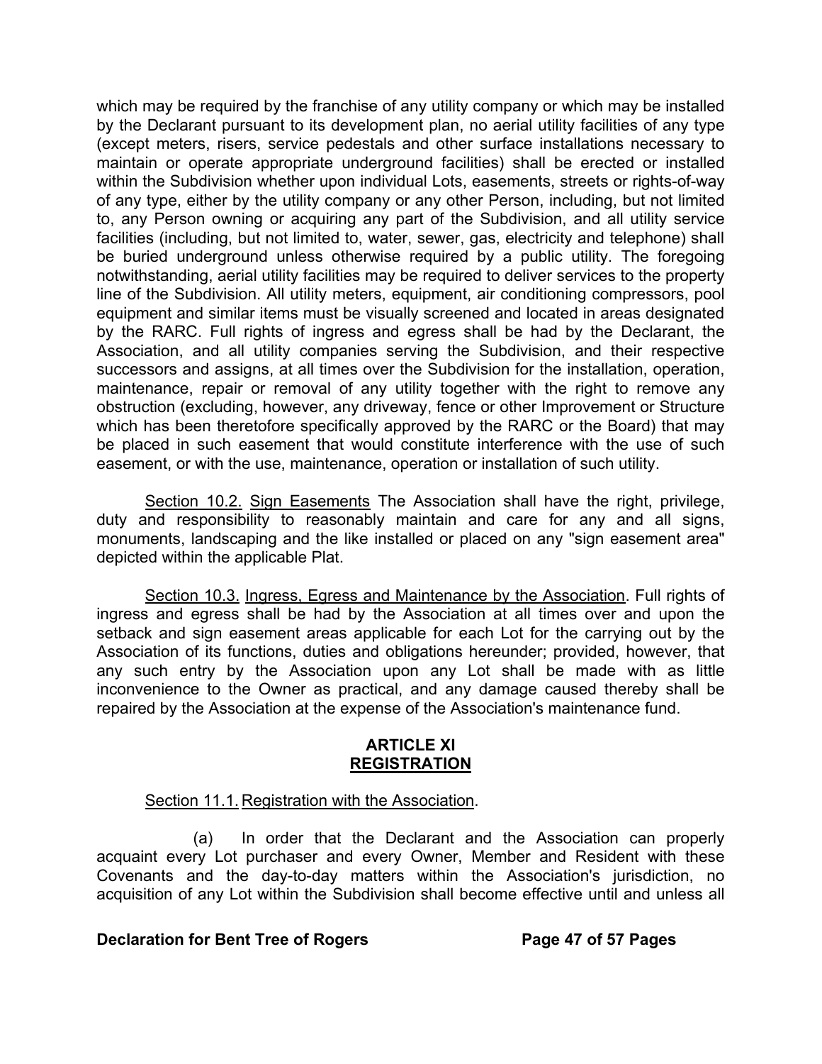which may be required by the franchise of any utility company or which may be installed by the Declarant pursuant to its development plan, no aerial utility facilities of any type (except meters, risers, service pedestals and other surface installations necessary to maintain or operate appropriate underground facilities) shall be erected or installed within the Subdivision whether upon individual Lots, easements, streets or rights-of-way of any type, either by the utility company or any other Person, including, but not limited to, any Person owning or acquiring any part of the Subdivision, and all utility service facilities (including, but not limited to, water, sewer, gas, electricity and telephone) shall be buried underground unless otherwise required by a public utility. The foregoing notwithstanding, aerial utility facilities may be required to deliver services to the property line of the Subdivision. All utility meters, equipment, air conditioning compressors, pool equipment and similar items must be visually screened and located in areas designated by the RARC. Full rights of ingress and egress shall be had by the Declarant, the Association, and all utility companies serving the Subdivision, and their respective successors and assigns, at all times over the Subdivision for the installation, operation, maintenance, repair or removal of any utility together with the right to remove any obstruction (excluding, however, any driveway, fence or other Improvement or Structure which has been theretofore specifically approved by the RARC or the Board) that may be placed in such easement that would constitute interference with the use of such easement, or with the use, maintenance, operation or installation of such utility.

Section 10.2. Sign Easements The Association shall have the right, privilege, duty and responsibility to reasonably maintain and care for any and all signs, monuments, landscaping and the like installed or placed on any "sign easement area" depicted within the applicable Plat.

Section 10.3. Ingress, Egress and Maintenance by the Association. Full rights of ingress and egress shall be had by the Association at all times over and upon the setback and sign easement areas applicable for each Lot for the carrying out by the Association of its functions, duties and obligations hereunder; provided, however, that any such entry by the Association upon any Lot shall be made with as little inconvenience to the Owner as practical, and any damage caused thereby shall be repaired by the Association at the expense of the Association's maintenance fund.

## ARTICLE XI
## REGISTRATION

Section 11.1. Registration with the Association.

(a) In order that the Declarant and the Association can properly acquaint every Lot purchaser and every Owner, Member and Resident with these Covenants and the day-to-day matters within the Association's jurisdiction, no acquisition of any Lot within the Subdivision shall become effective until and unless all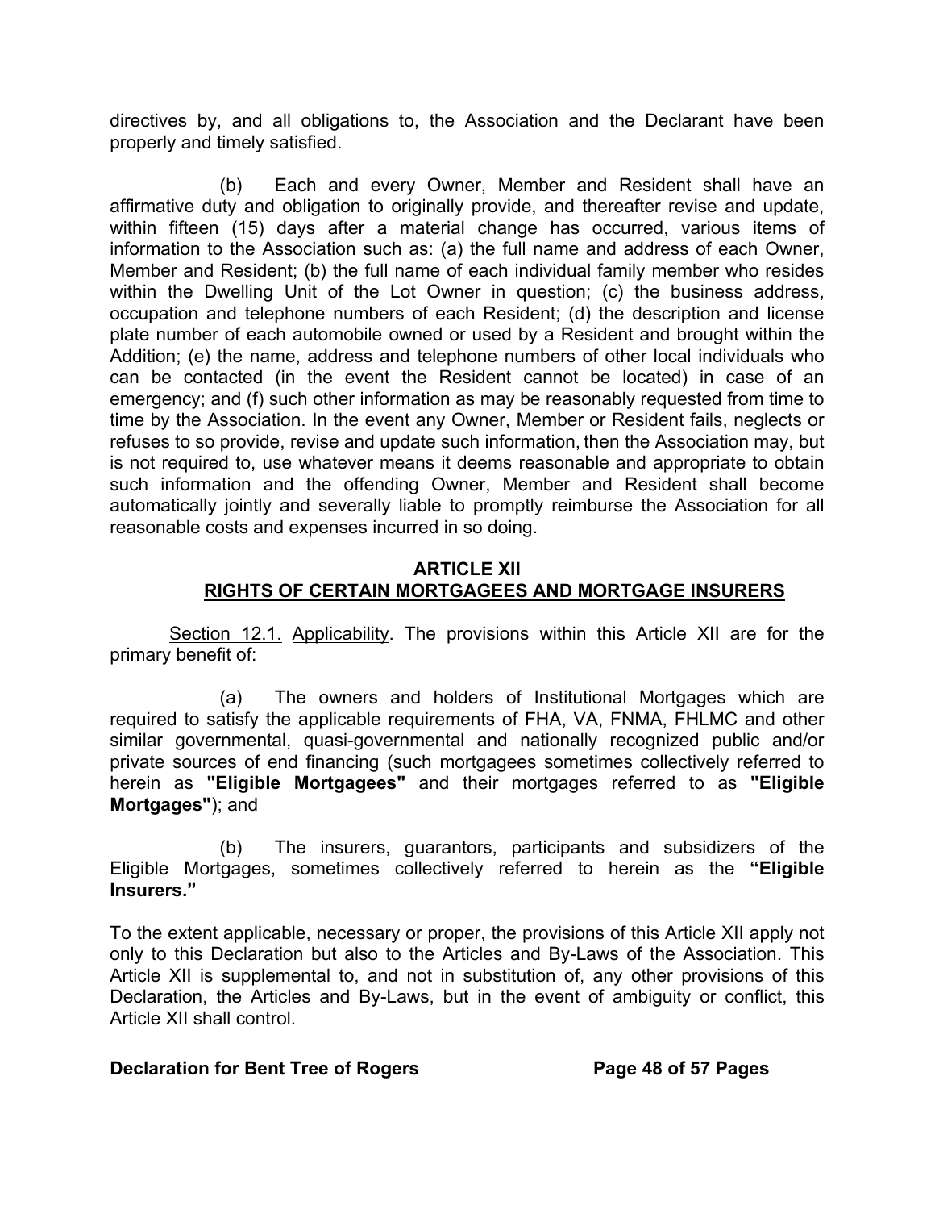directives by, and all obligations to, the Association and the Declarant have been properly and timely satisfied.

(b) Each and every Owner, Member and Resident shall have an affirmative duty and obligation to originally provide, and thereafter revise and update, within fifteen (15) days after a material change has occurred, various items of information to the Association such as: (a) the full name and address of each Owner, Member and Resident; (b) the full name of each individual family member who resides within the Dwelling Unit of the Lot Owner in question; (c) the business address, occupation and telephone numbers of each Resident; (d) the description and license plate number of each automobile owned or used by a Resident and brought within the Addition; (e) the name, address and telephone numbers of other local individuals who can be contacted (in the event the Resident cannot be located) in case of an emergency; and (f) such other information as may be reasonably requested from time to time by the Association. In the event any Owner, Member or Resident fails, neglects or refuses to so provide, revise and update such information, then the Association may, but is not required to, use whatever means it deems reasonable and appropriate to obtain such information and the offending Owner, Member and Resident shall become automatically jointly and severally liable to promptly reimburse the Association for all reasonable costs and expenses incurred in so doing.

## ARTICLE XII
## RIGHTS OF CERTAIN MORTGAGEES AND MORTGAGE INSURERS

Section 12.1. Applicability. The provisions within this Article XII are for the primary benefit of:

(a) The owners and holders of Institutional Mortgages which are required to satisfy the applicable requirements of FHA, VA, FNMA, FHLMC and other similar governmental, quasi-governmental and nationally recognized public and/or private sources of end financing (such mortgagees sometimes collectively referred to herein as **"Eligible Mortgagees"** and their mortgages referred to as **"Eligible Mortgages"**); and

(b) The insurers, guarantors, participants and subsidizers of the Eligible Mortgages, sometimes collectively referred to herein as the **"Eligible Insurers."**

To the extent applicable, necessary or proper, the provisions of this Article XII apply not only to this Declaration but also to the Articles and By-Laws of the Association. This Article XII is supplemental to, and not in substitution of, any other provisions of this Declaration, the Articles and By-Laws, but in the event of ambiguity or conflict, this Article XII shall control.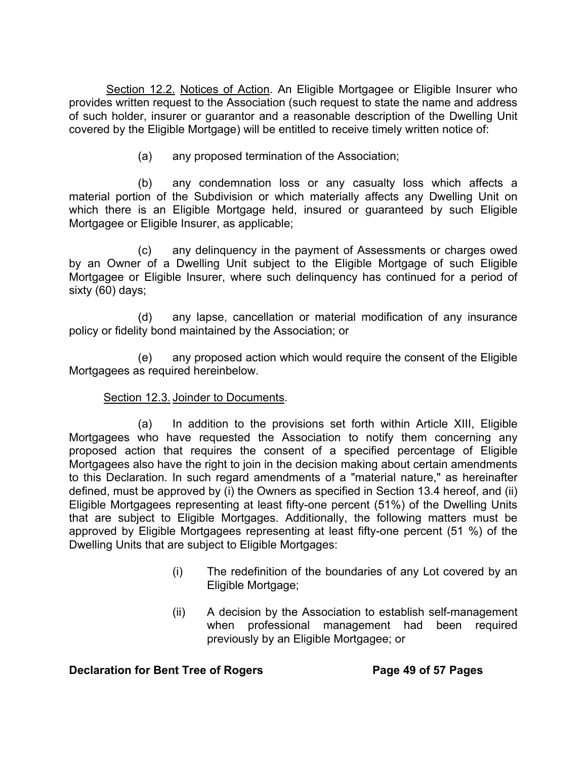<u>Section 12.2.</u> <u>Notices of Action</u>. An Eligible Mortgagee or Eligible Insurer who provides written request to the Association (such request to state the name and address of such holder, insurer or guarantor and a reasonable description of the Dwelling Unit covered by the Eligible Mortgage) will be entitled to receive timely written notice of:

(a) any proposed termination of the Association;

(b) any condemnation loss or any casualty loss which affects a material portion of the Subdivision or which materially affects any Dwelling Unit on which there is an Eligible Mortgage held, insured or guaranteed by such Eligible Mortgagee or Eligible Insurer, as applicable;

(c) any delinquency in the payment of Assessments or charges owed by an Owner of a Dwelling Unit subject to the Eligible Mortgage of such Eligible Mortgagee or Eligible Insurer, where such delinquency has continued for a period of sixty (60) days;

(d) any lapse, cancellation or material modification of any insurance policy or fidelity bond maintained by the Association; or

(e) any proposed action which would require the consent of the Eligible Mortgagees as required hereinbelow.

<u>Section 12.3.</u> <u>Joinder to Documents</u>.

(a) In addition to the provisions set forth within Article XIII, Eligible Mortgagees who have requested the Association to notify them concerning any proposed action that requires the consent of a specified percentage of Eligible Mortgagees also have the right to join in the decision making about certain amendments to this Declaration. In such regard amendments of a "material nature," as hereinafter defined, must be approved by (i) the Owners as specified in Section 13.4 hereof, and (ii) Eligible Mortgagees representing at least fifty-one percent (51%) of the Dwelling Units that are subject to Eligible Mortgages. Additionally, the following matters must be approved by Eligible Mortgagees representing at least fifty-one percent (51 %) of the Dwelling Units that are subject to Eligible Mortgages:

(i) The redefinition of the boundaries of any Lot covered by an Eligible Mortgage;

(ii) A decision by the Association to establish self-management when professional management had been required previously by an Eligible Mortgagee; or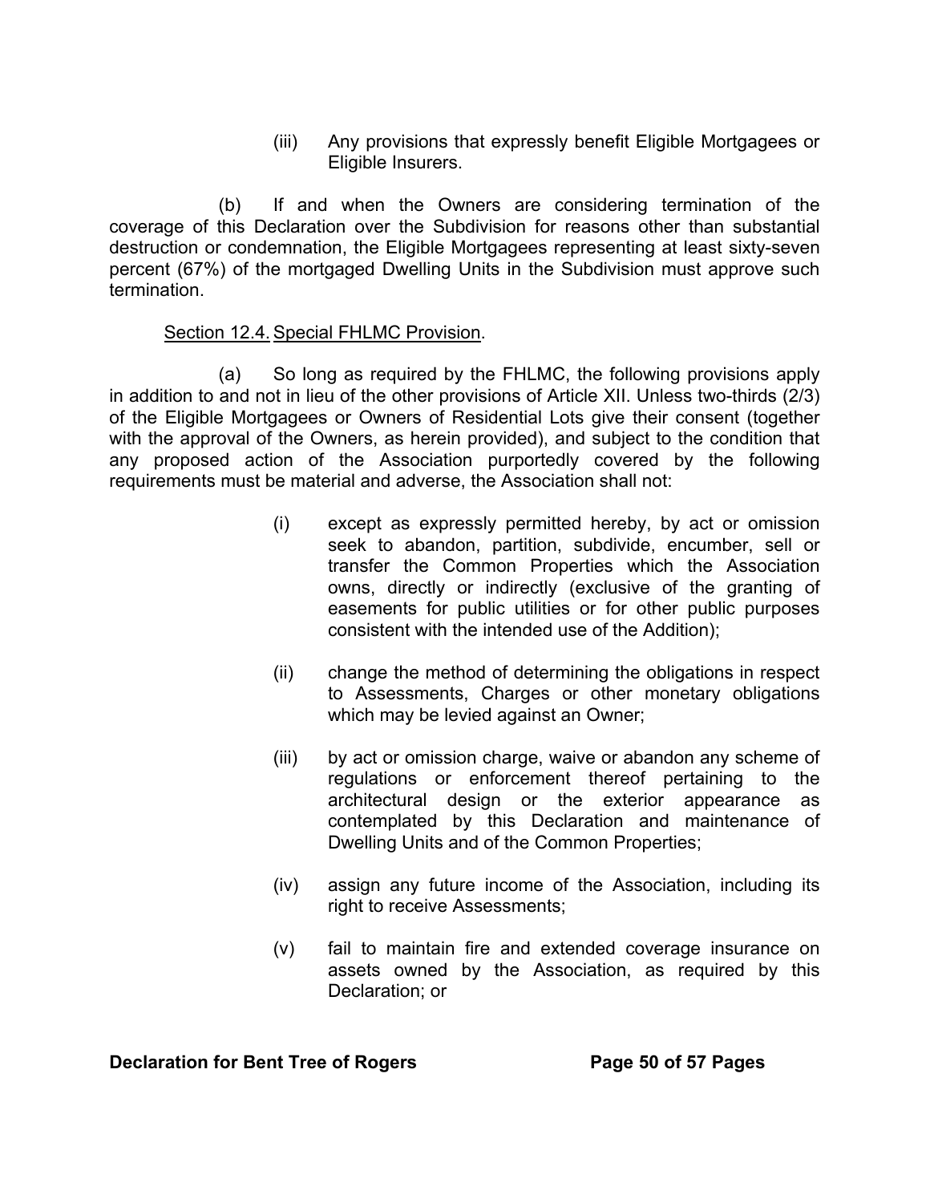(iii) Any provisions that expressly benefit Eligible Mortgagees or Eligible Insurers.

(b) If and when the Owners are considering termination of the coverage of this Declaration over the Subdivision for reasons other than substantial destruction or condemnation, the Eligible Mortgagees representing at least sixty-seven percent (67%) of the mortgaged Dwelling Units in the Subdivision must approve such termination.

Section 12.4. Special FHLMC Provision.

(a) So long as required by the FHLMC, the following provisions apply in addition to and not in lieu of the other provisions of Article XII. Unless two-thirds (2/3) of the Eligible Mortgagees or Owners of Residential Lots give their consent (together with the approval of the Owners, as herein provided), and subject to the condition that any proposed action of the Association purportedly covered by the following requirements must be material and adverse, the Association shall not:

(i) except as expressly permitted hereby, by act or omission seek to abandon, partition, subdivide, encumber, sell or transfer the Common Properties which the Association owns, directly or indirectly (exclusive of the granting of easements for public utilities or for other public purposes consistent with the intended use of the Addition);

(ii) change the method of determining the obligations in respect to Assessments, Charges or other monetary obligations which may be levied against an Owner;

(iii) by act or omission charge, waive or abandon any scheme of regulations or enforcement thereof pertaining to the architectural design or the exterior appearance as contemplated by this Declaration and maintenance of Dwelling Units and of the Common Properties;

(iv) assign any future income of the Association, including its right to receive Assessments;

(v) fail to maintain fire and extended coverage insurance on assets owned by the Association, as required by this Declaration; or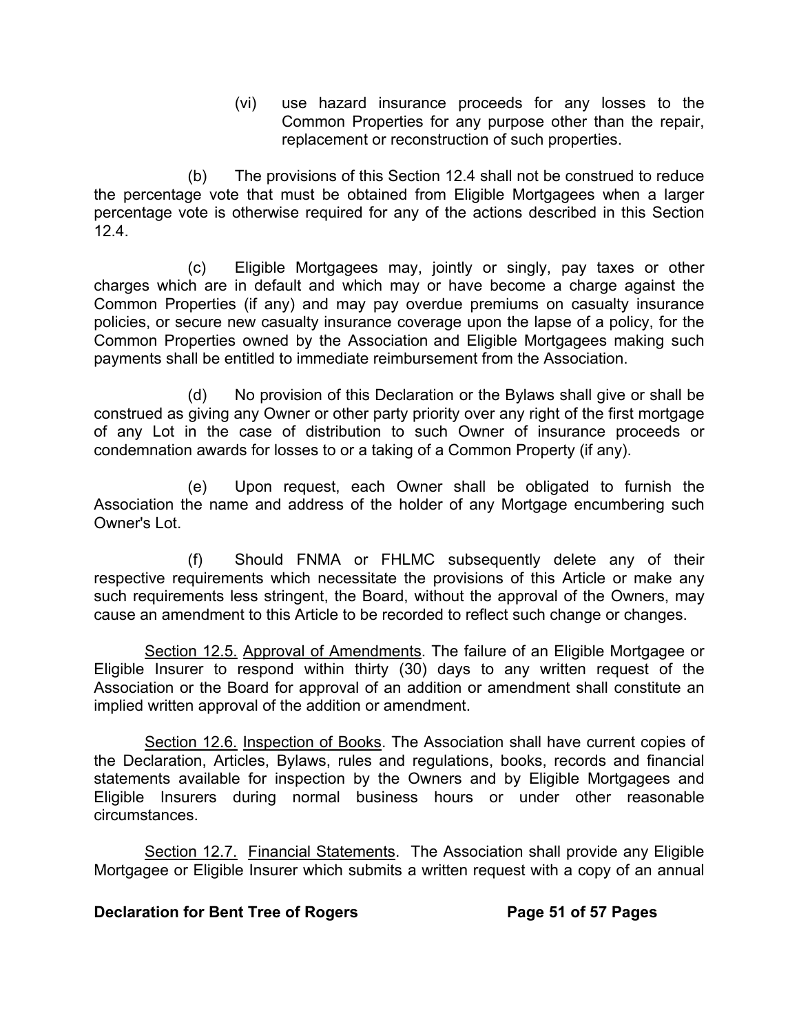(vi) use hazard insurance proceeds for any losses to the Common Properties for any purpose other than the repair, replacement or reconstruction of such properties.

(b) The provisions of this Section 12.4 shall not be construed to reduce the percentage vote that must be obtained from Eligible Mortgagees when a larger percentage vote is otherwise required for any of the actions described in this Section 12.4.

(c) Eligible Mortgagees may, jointly or singly, pay taxes or other charges which are in default and which may or have become a charge against the Common Properties (if any) and may pay overdue premiums on casualty insurance policies, or secure new casualty insurance coverage upon the lapse of a policy, for the Common Properties owned by the Association and Eligible Mortgagees making such payments shall be entitled to immediate reimbursement from the Association.

(d) No provision of this Declaration or the Bylaws shall give or shall be construed as giving any Owner or other party priority over any right of the first mortgage of any Lot in the case of distribution to such Owner of insurance proceeds or condemnation awards for losses to or a taking of a Common Property (if any).

(e) Upon request, each Owner shall be obligated to furnish the Association the name and address of the holder of any Mortgage encumbering such Owner's Lot.

(f) Should FNMA or FHLMC subsequently delete any of their respective requirements which necessitate the provisions of this Article or make any such requirements less stringent, the Board, without the approval of the Owners, may cause an amendment to this Article to be recorded to reflect such change or changes.

<u>Section 12.5.</u> <u>Approval of Amendments</u>. The failure of an Eligible Mortgagee or Eligible Insurer to respond within thirty (30) days to any written request of the Association or the Board for approval of an addition or amendment shall constitute an implied written approval of the addition or amendment.

<u>Section 12.6.</u> <u>Inspection of Books</u>. The Association shall have current copies of the Declaration, Articles, Bylaws, rules and regulations, books, records and financial statements available for inspection by the Owners and by Eligible Mortgagees and Eligible Insurers during normal business hours or under other reasonable circumstances.

<u>Section 12.7.</u> <u>Financial Statements</u>. The Association shall provide any Eligible Mortgagee or Eligible Insurer which submits a written request with a copy of an annual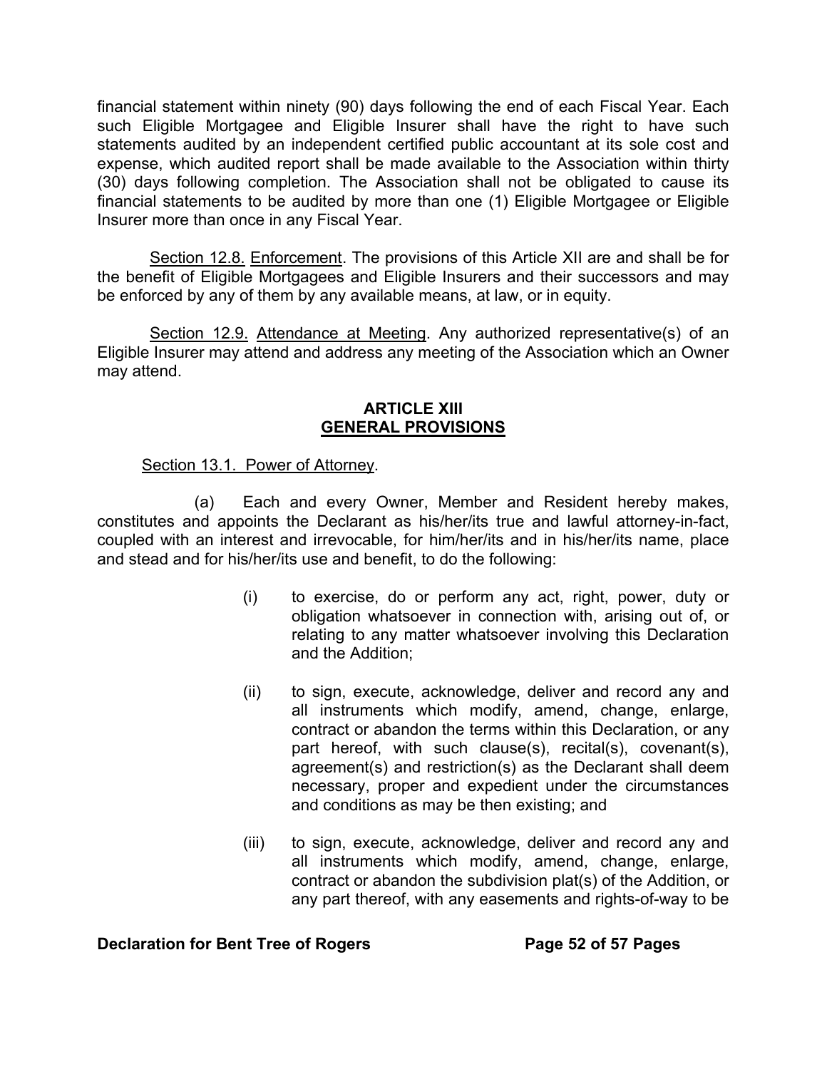financial statement within ninety (90) days following the end of each Fiscal Year. Each such Eligible Mortgagee and Eligible Insurer shall have the right to have such statements audited by an independent certified public accountant at its sole cost and expense, which audited report shall be made available to the Association within thirty (30) days following completion. The Association shall not be obligated to cause its financial statements to be audited by more than one (1) Eligible Mortgagee or Eligible Insurer more than once in any Fiscal Year.

Section 12.8. Enforcement. The provisions of this Article XII are and shall be for the benefit of Eligible Mortgagees and Eligible Insurers and their successors and may be enforced by any of them by any available means, at law, or in equity.

Section 12.9. Attendance at Meeting. Any authorized representative(s) of an Eligible Insurer may attend and address any meeting of the Association which an Owner may attend.

## ARTICLE XIII
## GENERAL PROVISIONS

Section 13.1. Power of Attorney.

(a) Each and every Owner, Member and Resident hereby makes, constitutes and appoints the Declarant as his/her/its true and lawful attorney-in-fact, coupled with an interest and irrevocable, for him/her/its and in his/her/its name, place and stead and for his/her/its use and benefit, to do the following:

(i) to exercise, do or perform any act, right, power, duty or obligation whatsoever in connection with, arising out of, or relating to any matter whatsoever involving this Declaration and the Addition;

(ii) to sign, execute, acknowledge, deliver and record any and all instruments which modify, amend, change, enlarge, contract or abandon the terms within this Declaration, or any part hereof, with such clause(s), recital(s), covenant(s), agreement(s) and restriction(s) as the Declarant shall deem necessary, proper and expedient under the circumstances and conditions as may be then existing; and

(iii) to sign, execute, acknowledge, deliver and record any and all instruments which modify, amend, change, enlarge, contract or abandon the subdivision plat(s) of the Addition, or any part thereof, with any easements and rights-of-way to be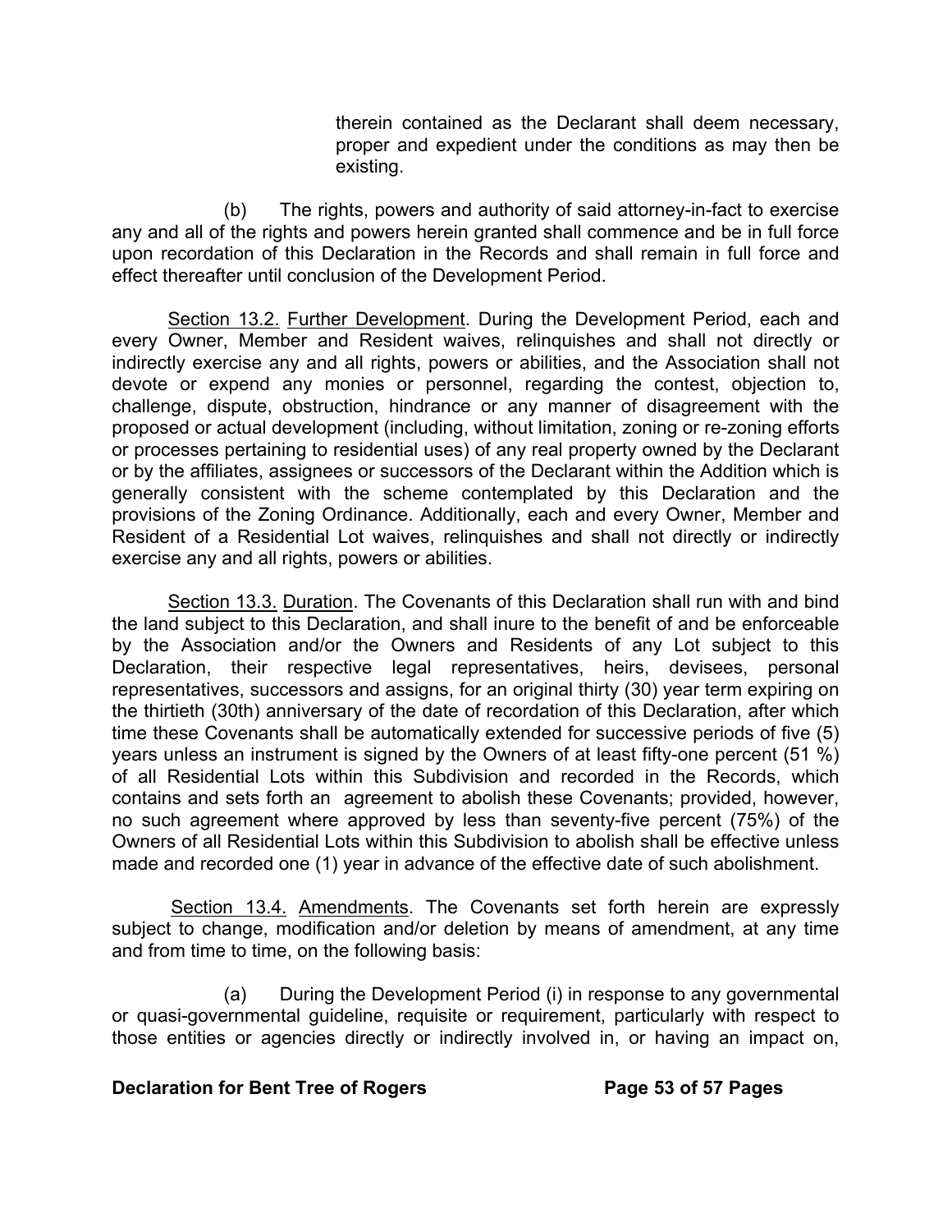therein contained as the Declarant shall deem necessary, proper and expedient under the conditions as may then be existing.

(b) The rights, powers and authority of said attorney-in-fact to exercise any and all of the rights and powers herein granted shall commence and be in full force upon recordation of this Declaration in the Records and shall remain in full force and effect thereafter until conclusion of the Development Period.

Section 13.2. Further Development. During the Development Period, each and every Owner, Member and Resident waives, relinquishes and shall not directly or indirectly exercise any and all rights, powers or abilities, and the Association shall not devote or expend any monies or personnel, regarding the contest, objection to, challenge, dispute, obstruction, hindrance or any manner of disagreement with the proposed or actual development (including, without limitation, zoning or re-zoning efforts or processes pertaining to residential uses) of any real property owned by the Declarant or by the affiliates, assignees or successors of the Declarant within the Addition which is generally consistent with the scheme contemplated by this Declaration and the provisions of the Zoning Ordinance. Additionally, each and every Owner, Member and Resident of a Residential Lot waives, relinquishes and shall not directly or indirectly exercise any and all rights, powers or abilities.

Section 13.3. Duration. The Covenants of this Declaration shall run with and bind the land subject to this Declaration, and shall inure to the benefit of and be enforceable by the Association and/or the Owners and Residents of any Lot subject to this Declaration, their respective legal representatives, heirs, devisees, personal representatives, successors and assigns, for an original thirty (30) year term expiring on the thirtieth (30th) anniversary of the date of recordation of this Declaration, after which time these Covenants shall be automatically extended for successive periods of five (5) years unless an instrument is signed by the Owners of at least fifty-one percent (51 %) of all Residential Lots within this Subdivision and recorded in the Records, which contains and sets forth an agreement to abolish these Covenants; provided, however, no such agreement where approved by less than seventy-five percent (75%) of the Owners of all Residential Lots within this Subdivision to abolish shall be effective unless made and recorded one (1) year in advance of the effective date of such abolishment.

Section 13.4. Amendments. The Covenants set forth herein are expressly subject to change, modification and/or deletion by means of amendment, at any time and from time to time, on the following basis:

(a) During the Development Period (i) in response to any governmental or quasi-governmental guideline, requisite or requirement, particularly with respect to those entities or agencies directly or indirectly involved in, or having an impact on,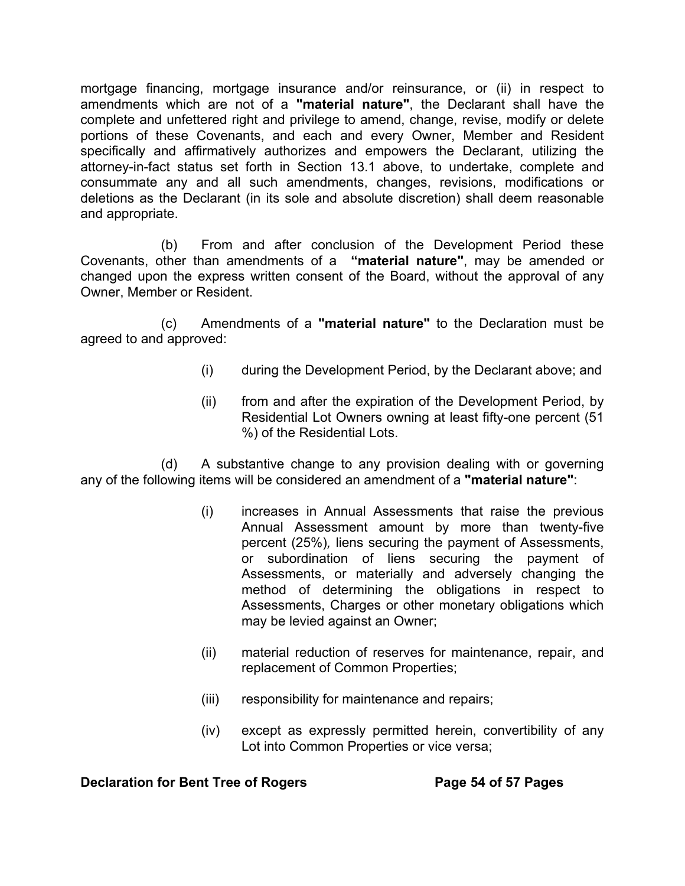mortgage financing, mortgage insurance and/or reinsurance, or (ii) in respect to amendments which are not of a **"material nature"**, the Declarant shall have the complete and unfettered right and privilege to amend, change, revise, modify or delete portions of these Covenants, and each and every Owner, Member and Resident specifically and affirmatively authorizes and empowers the Declarant, utilizing the attorney-in-fact status set forth in Section 13.1 above, to undertake, complete and consummate any and all such amendments, changes, revisions, modifications or deletions as the Declarant (in its sole and absolute discretion) shall deem reasonable and appropriate.

(b) From and after conclusion of the Development Period these Covenants, other than amendments of a **"material nature"**, may be amended or changed upon the express written consent of the Board, without the approval of any Owner, Member or Resident.

(c) Amendments of a **"material nature"** to the Declaration must be agreed to and approved:

(i) during the Development Period, by the Declarant above; and

(ii) from and after the expiration of the Development Period, by Residential Lot Owners owning at least fifty-one percent (51 %) of the Residential Lots.

(d) A substantive change to any provision dealing with or governing any of the following items will be considered an amendment of a **"material nature"**:

(i) increases in Annual Assessments that raise the previous Annual Assessment amount by more than twenty-five percent (25%), liens securing the payment of Assessments, or subordination of liens securing the payment of Assessments, or materially and adversely changing the method of determining the obligations in respect to Assessments, Charges or other monetary obligations which may be levied against an Owner;

(ii) material reduction of reserves for maintenance, repair, and replacement of Common Properties;

(iii) responsibility for maintenance and repairs;

(iv) except as expressly permitted herein, convertibility of any Lot into Common Properties or vice versa;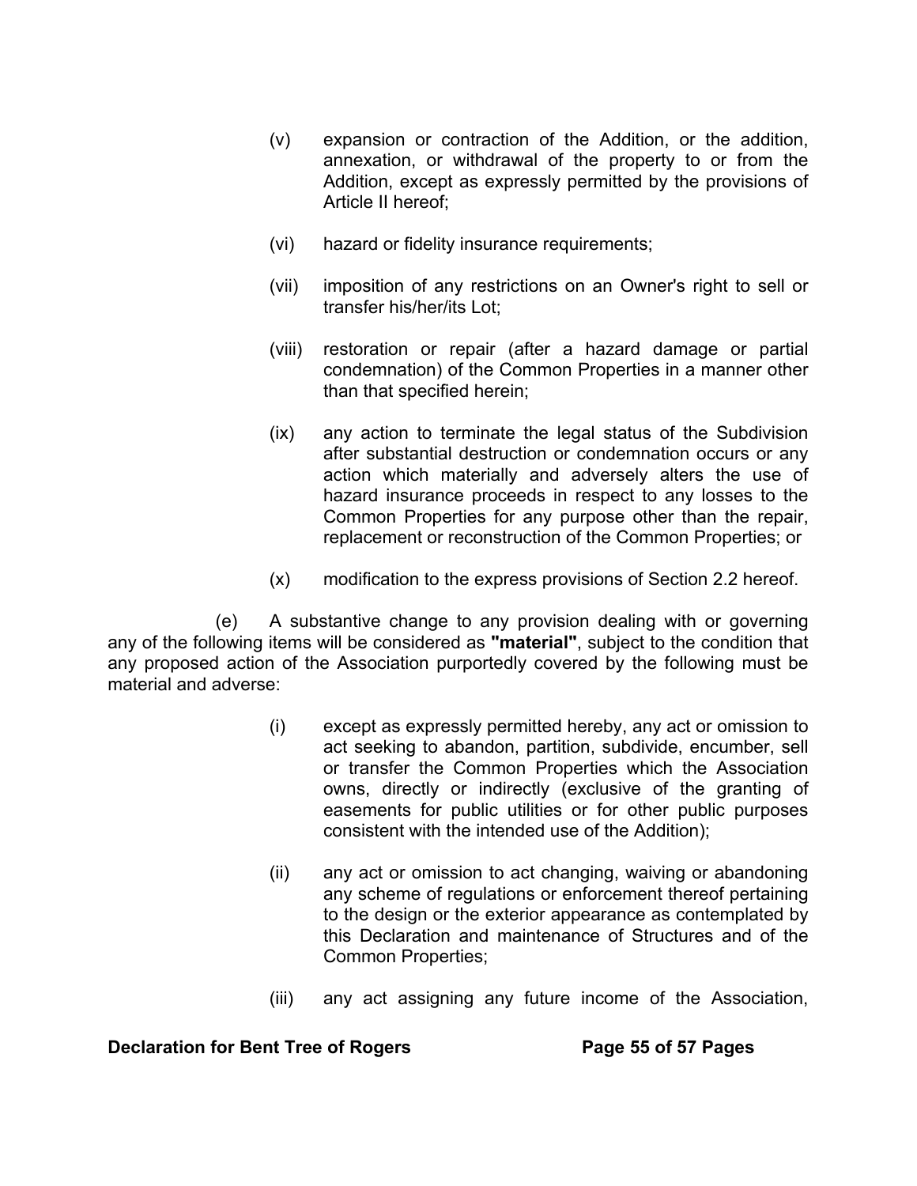(v) expansion or contraction of the Addition, or the addition, annexation, or withdrawal of the property to or from the Addition, except as expressly permitted by the provisions of Article II hereof;

(vi) hazard or fidelity insurance requirements;

(vii) imposition of any restrictions on an Owner's right to sell or transfer his/her/its Lot;

(viii) restoration or repair (after a hazard damage or partial condemnation) of the Common Properties in a manner other than that specified herein;

(ix) any action to terminate the legal status of the Subdivision after substantial destruction or condemnation occurs or any action which materially and adversely alters the use of hazard insurance proceeds in respect to any losses to the Common Properties for any purpose other than the repair, replacement or reconstruction of the Common Properties; or

(x) modification to the express provisions of Section 2.2 hereof.

(e) A substantive change to any provision dealing with or governing any of the following items will be considered as **"material"**, subject to the condition that any proposed action of the Association purportedly covered by the following must be material and adverse:

(i) except as expressly permitted hereby, any act or omission to act seeking to abandon, partition, subdivide, encumber, sell or transfer the Common Properties which the Association owns, directly or indirectly (exclusive of the granting of easements for public utilities or for other public purposes consistent with the intended use of the Addition);

(ii) any act or omission to act changing, waiving or abandoning any scheme of regulations or enforcement thereof pertaining to the design or the exterior appearance as contemplated by this Declaration and maintenance of Structures and of the Common Properties;

(iii) any act assigning any future income of the Association,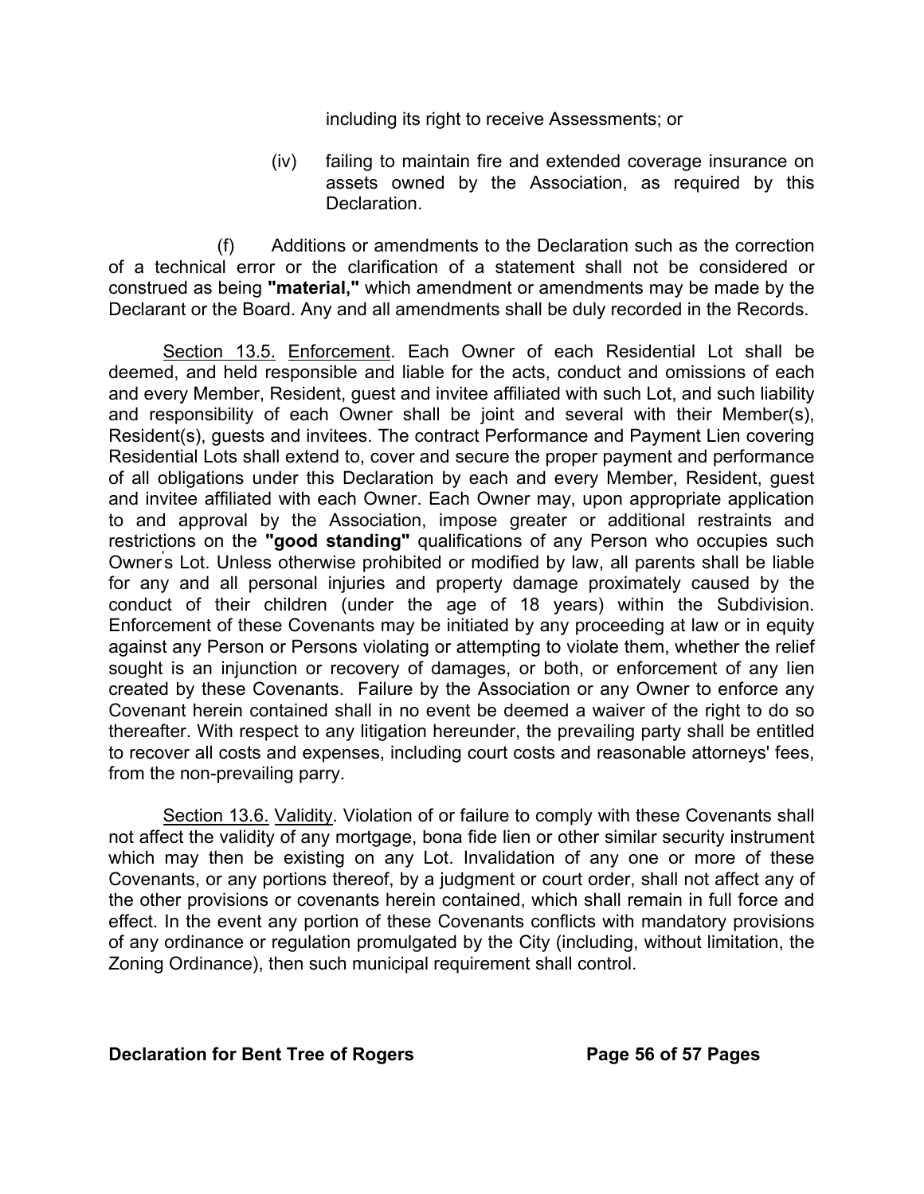including its right to receive Assessments; or

(iv) failing to maintain fire and extended coverage insurance on assets owned by the Association, as required by this Declaration.

(f) Additions or amendments to the Declaration such as the correction of a technical error or the clarification of a statement shall not be considered or construed as being **"material,"** which amendment or amendments may be made by the Declarant or the Board. Any and all amendments shall be duly recorded in the Records.

<u>Section 13.5.</u> <u>Enforcement</u>. Each Owner of each Residential Lot shall be deemed, and held responsible and liable for the acts, conduct and omissions of each and every Member, Resident, guest and invitee affiliated with such Lot, and such liability and responsibility of each Owner shall be joint and several with their Member(s), Resident(s), guests and invitees. The contract Performance and Payment Lien covering Residential Lots shall extend to, cover and secure the proper payment and performance of all obligations under this Declaration by each and every Member, Resident, guest and invitee affiliated with each Owner. Each Owner may, upon appropriate application to and approval by the Association, impose greater or additional restraints and restrictions on the **"good standing"** qualifications of any Person who occupies such Owner's Lot. Unless otherwise prohibited or modified by law, all parents shall be liable for any and all personal injuries and property damage proximately caused by the conduct of their children (under the age of 18 years) within the Subdivision. Enforcement of these Covenants may be initiated by any proceeding at law or in equity against any Person or Persons violating or attempting to violate them, whether the relief sought is an injunction or recovery of damages, or both, or enforcement of any lien created by these Covenants. Failure by the Association or any Owner to enforce any Covenant herein contained shall in no event be deemed a waiver of the right to do so thereafter. With respect to any litigation hereunder, the prevailing party shall be entitled to recover all costs and expenses, including court costs and reasonable attorneys' fees, from the non-prevailing parry.

<u>Section 13.6.</u> <u>Validity</u>. Violation of or failure to comply with these Covenants shall not affect the validity of any mortgage, bona fide lien or other similar security instrument which may then be existing on any Lot. Invalidation of any one or more of these Covenants, or any portions thereof, by a judgment or court order, shall not affect any of the other provisions or covenants herein contained, which shall remain in full force and effect. In the event any portion of these Covenants conflicts with mandatory provisions of any ordinance or regulation promulgated by the City (including, without limitation, the Zoning Ordinance), then such municipal requirement shall control.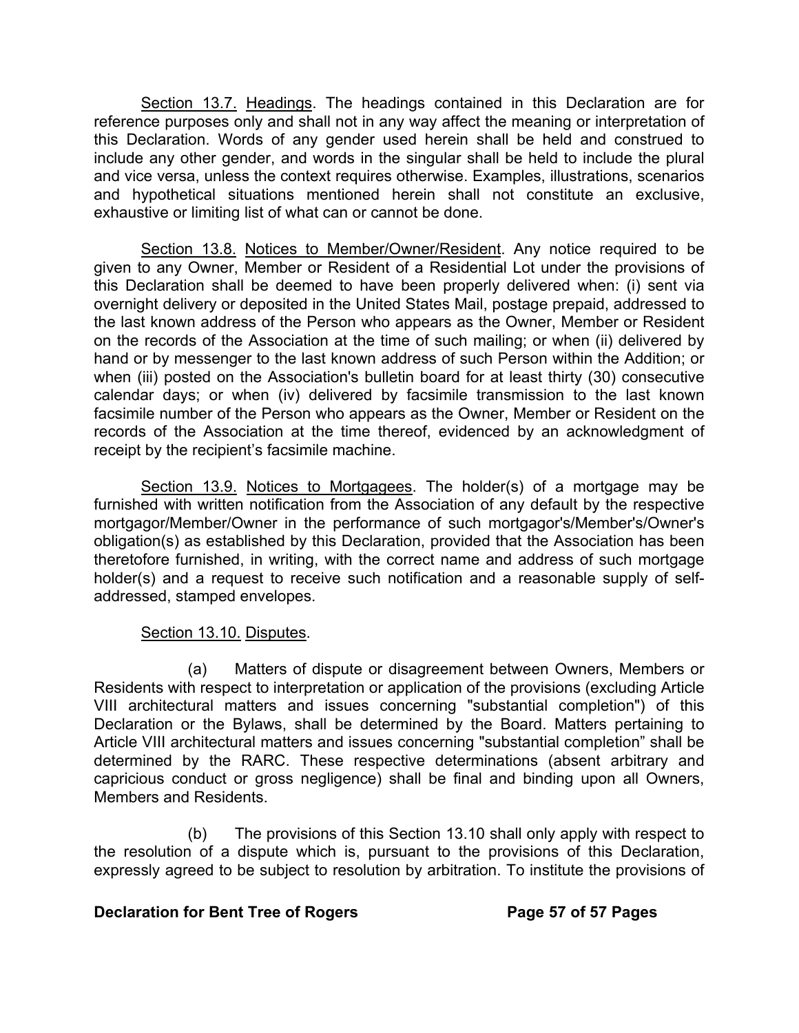Section 13.7. Headings. The headings contained in this Declaration are for reference purposes only and shall not in any way affect the meaning or interpretation of this Declaration. Words of any gender used herein shall be held and construed to include any other gender, and words in the singular shall be held to include the plural and vice versa, unless the context requires otherwise. Examples, illustrations, scenarios and hypothetical situations mentioned herein shall not constitute an exclusive, exhaustive or limiting list of what can or cannot be done.

Section 13.8. Notices to Member/Owner/Resident. Any notice required to be given to any Owner, Member or Resident of a Residential Lot under the provisions of this Declaration shall be deemed to have been properly delivered when: (i) sent via overnight delivery or deposited in the United States Mail, postage prepaid, addressed to the last known address of the Person who appears as the Owner, Member or Resident on the records of the Association at the time of such mailing; or when (ii) delivered by hand or by messenger to the last known address of such Person within the Addition; or when (iii) posted on the Association's bulletin board for at least thirty (30) consecutive calendar days; or when (iv) delivered by facsimile transmission to the last known facsimile number of the Person who appears as the Owner, Member or Resident on the records of the Association at the time thereof, evidenced by an acknowledgment of receipt by the recipient's facsimile machine.

Section 13.9. Notices to Mortgagees. The holder(s) of a mortgage may be furnished with written notification from the Association of any default by the respective mortgagor/Member/Owner in the performance of such mortgagor's/Member's/Owner's obligation(s) as established by this Declaration, provided that the Association has been theretofore furnished, in writing, with the correct name and address of such mortgage holder(s) and a request to receive such notification and a reasonable supply of self-addressed, stamped envelopes.

Section 13.10. Disputes.

(a) Matters of dispute or disagreement between Owners, Members or Residents with respect to interpretation or application of the provisions (excluding Article VIII architectural matters and issues concerning "substantial completion") of this Declaration or the Bylaws, shall be determined by the Board. Matters pertaining to Article VIII architectural matters and issues concerning "substantial completion" shall be determined by the RARC. These respective determinations (absent arbitrary and capricious conduct or gross negligence) shall be final and binding upon all Owners, Members and Residents.

(b) The provisions of this Section 13.10 shall only apply with respect to the resolution of a dispute which is, pursuant to the provisions of this Declaration, expressly agreed to be subject to resolution by arbitration. To institute the provisions of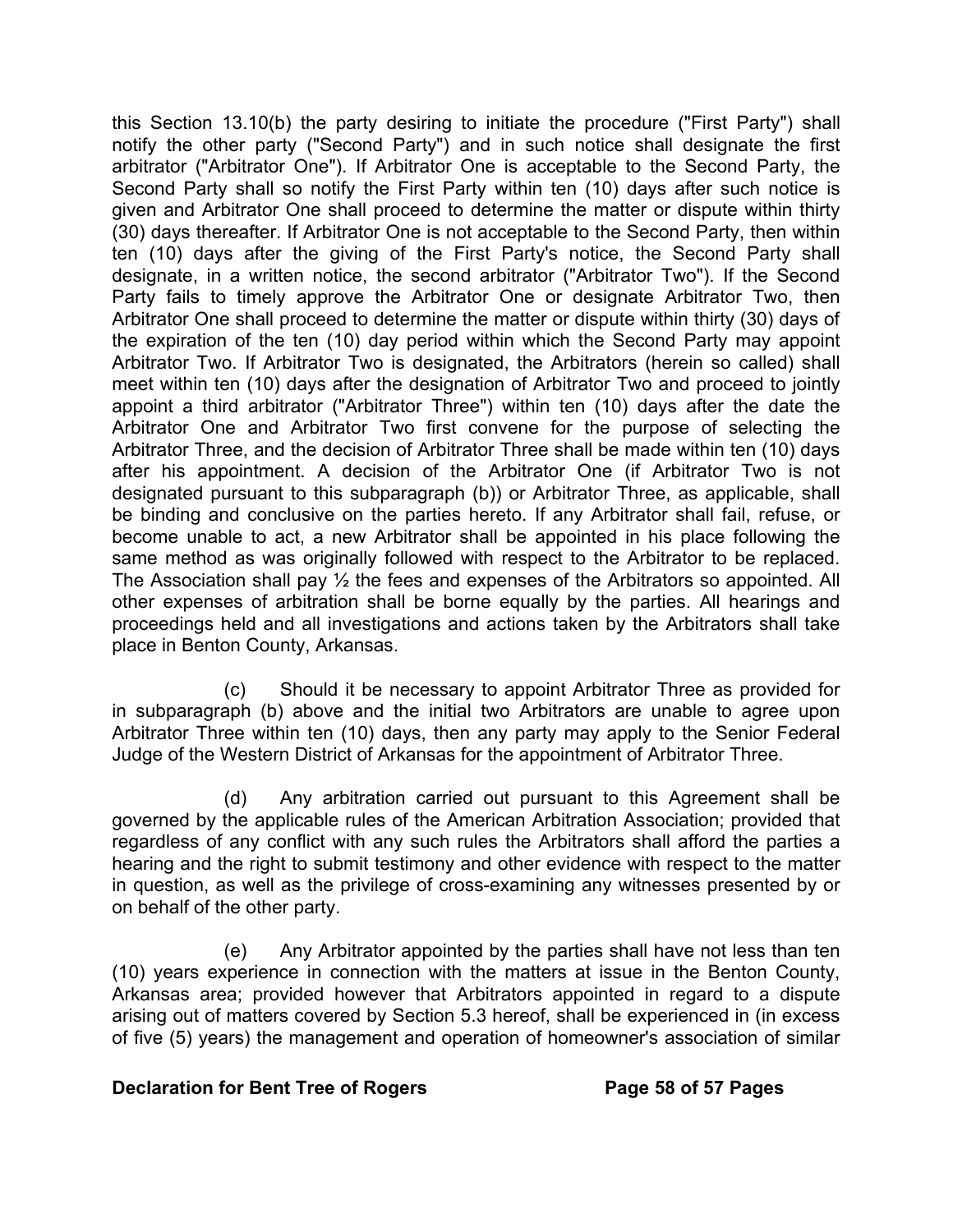this Section 13.10(b) the party desiring to initiate the procedure ("First Party") shall notify the other party ("Second Party") and in such notice shall designate the first arbitrator ("Arbitrator One"). If Arbitrator One is acceptable to the Second Party, the Second Party shall so notify the First Party within ten (10) days after such notice is given and Arbitrator One shall proceed to determine the matter or dispute within thirty (30) days thereafter. If Arbitrator One is not acceptable to the Second Party, then within ten (10) days after the giving of the First Party's notice, the Second Party shall designate, in a written notice, the second arbitrator ("Arbitrator Two"). If the Second Party fails to timely approve the Arbitrator One or designate Arbitrator Two, then Arbitrator One shall proceed to determine the matter or dispute within thirty (30) days of the expiration of the ten (10) day period within which the Second Party may appoint Arbitrator Two. If Arbitrator Two is designated, the Arbitrators (herein so called) shall meet within ten (10) days after the designation of Arbitrator Two and proceed to jointly appoint a third arbitrator ("Arbitrator Three") within ten (10) days after the date the Arbitrator One and Arbitrator Two first convene for the purpose of selecting the Arbitrator Three, and the decision of Arbitrator Three shall be made within ten (10) days after his appointment. A decision of the Arbitrator One (if Arbitrator Two is not designated pursuant to this subparagraph (b)) or Arbitrator Three, as applicable, shall be binding and conclusive on the parties hereto. If any Arbitrator shall fail, refuse, or become unable to act, a new Arbitrator shall be appointed in his place following the same method as was originally followed with respect to the Arbitrator to be replaced. The Association shall pay ½ the fees and expenses of the Arbitrators so appointed. All other expenses of arbitration shall be borne equally by the parties. All hearings and proceedings held and all investigations and actions taken by the Arbitrators shall take place in Benton County, Arkansas.

(c) Should it be necessary to appoint Arbitrator Three as provided for in subparagraph (b) above and the initial two Arbitrators are unable to agree upon Arbitrator Three within ten (10) days, then any party may apply to the Senior Federal Judge of the Western District of Arkansas for the appointment of Arbitrator Three.

(d) Any arbitration carried out pursuant to this Agreement shall be governed by the applicable rules of the American Arbitration Association; provided that regardless of any conflict with any such rules the Arbitrators shall afford the parties a hearing and the right to submit testimony and other evidence with respect to the matter in question, as well as the privilege of cross-examining any witnesses presented by or on behalf of the other party.

(e) Any Arbitrator appointed by the parties shall have not less than ten (10) years experience in connection with the matters at issue in the Benton County, Arkansas area; provided however that Arbitrators appointed in regard to a dispute arising out of matters covered by Section 5.3 hereof, shall be experienced in (in excess of five (5) years) the management and operation of homeowner's association of similar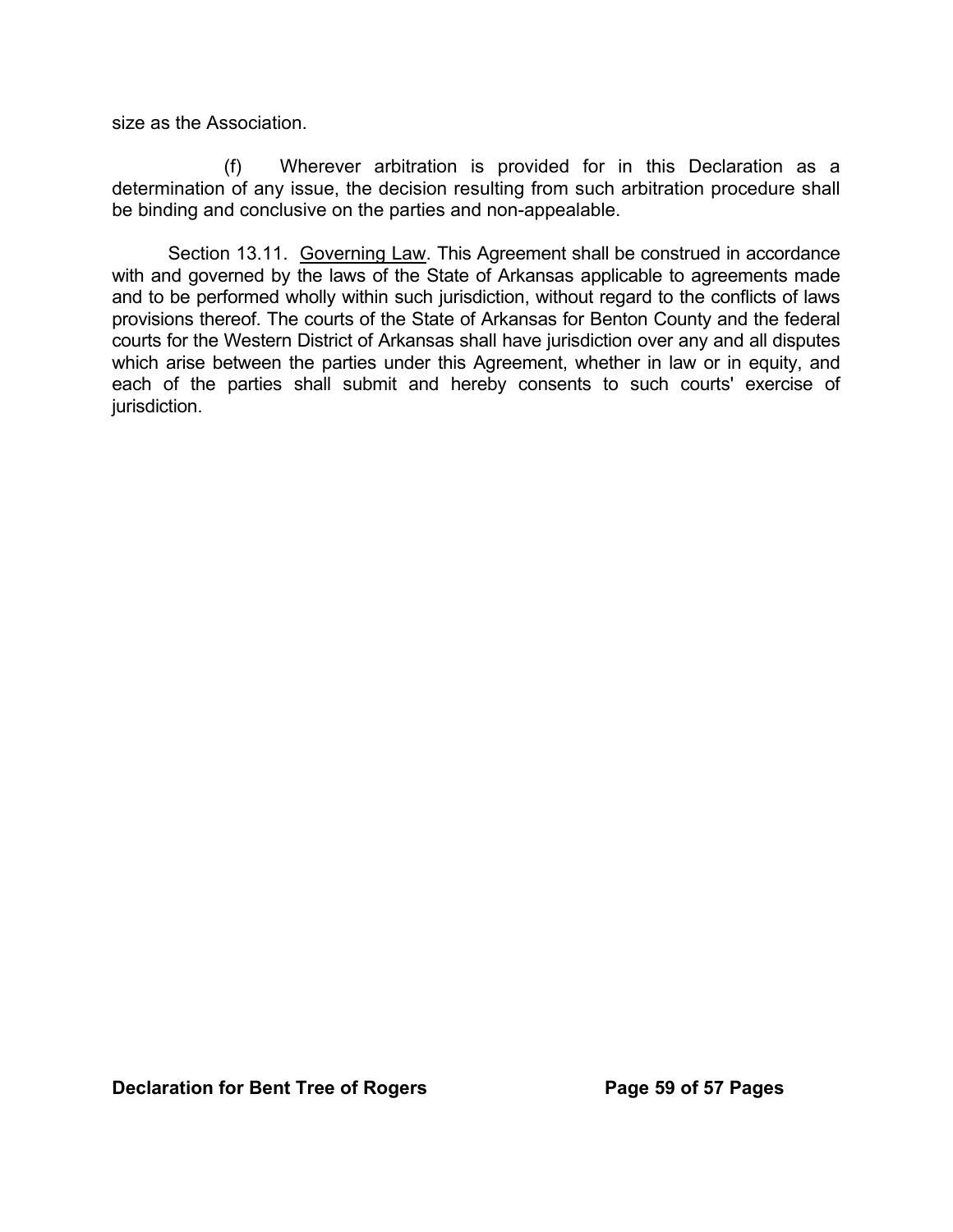size as the Association.

(f) Wherever arbitration is provided for in this Declaration as a determination of any issue, the decision resulting from such arbitration procedure shall be binding and conclusive on the parties and non-appealable.

Section 13.11. Governing Law. This Agreement shall be construed in accordance with and governed by the laws of the State of Arkansas applicable to agreements made and to be performed wholly within such jurisdiction, without regard to the conflicts of laws provisions thereof. The courts of the State of Arkansas for Benton County and the federal courts for the Western District of Arkansas shall have jurisdiction over any and all disputes which arise between the parties under this Agreement, whether in law or in equity, and each of the parties shall submit and hereby consents to such courts' exercise of jurisdiction.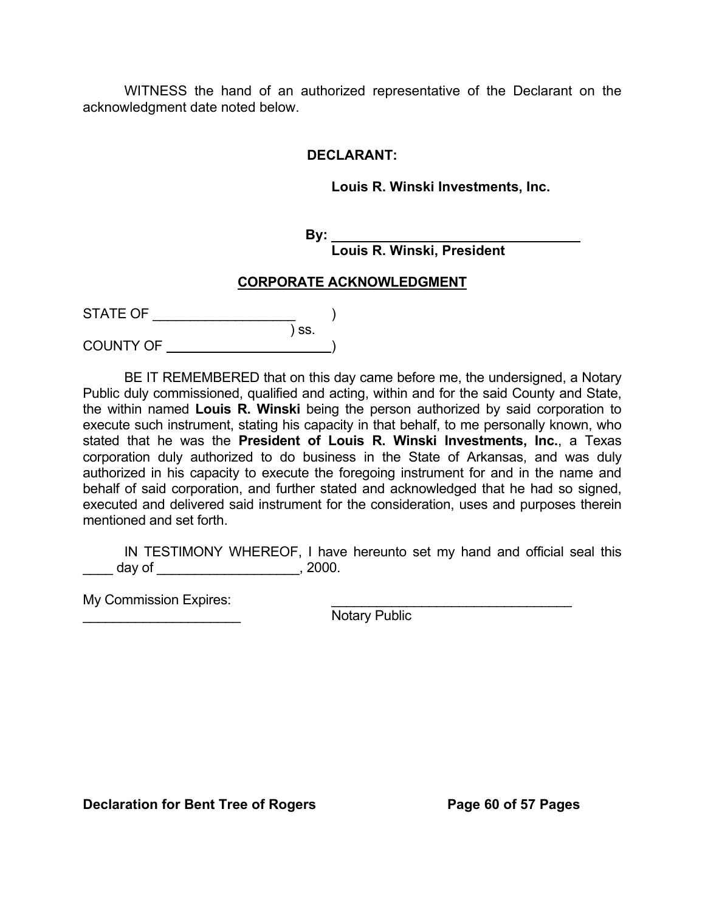WITNESS the hand of an authorized representative of the Declarant on the acknowledgment date noted below.

**DECLARANT:**

**Louis R. Winski Investments, Inc.**

**By:** ___________________________________
**Louis R. Winski, President**

**CORPORATE ACKNOWLEDGMENT**

STATE OF ___________________ )
) ss.
COUNTY OF ___________________ )

BE IT REMEMBERED that on this day came before me, the undersigned, a Notary Public duly commissioned, qualified and acting, within and for the said County and State, the within named **Louis R. Winski** being the person authorized by said corporation to execute such instrument, stating his capacity in that behalf, to me personally known, who stated that he was the **President of Louis R. Winski Investments, Inc.**, a Texas corporation duly authorized to do business in the State of Arkansas, and was duly authorized in his capacity to execute the foregoing instrument for and in the name and behalf of said corporation, and further stated and acknowledged that he had so signed, executed and delivered said instrument for the consideration, uses and purposes therein mentioned and set forth.

IN TESTIMONY WHEREOF, I have hereunto set my hand and official seal this ____ day of ___________________, 2000.

My Commission Expires:
_____________________

_________________________________
Notary Public